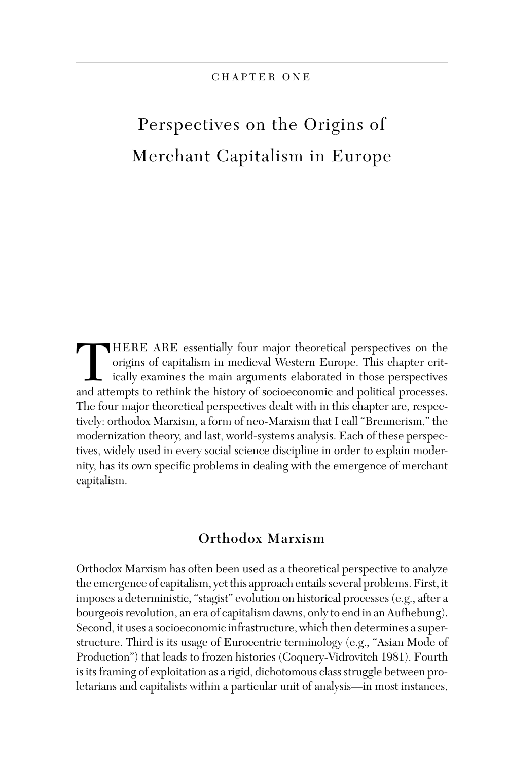CHAPTER ONE

# Perspectives on the Origins of Merchant Capitalism in Europe

THERE ARE essentially four major theoretical perspectives on the origins of capitalism in medieval Western Europe. This chapter critically examines the main arguments elaborated in those perspectives and attempts to rethink the history of socioeconomic and political processes. The four major theoretical perspectives dealt with in this chapter are, respectively: orthodox Marxism, a form of neo-Marxism that I call "Brennerism," the modernization theory, and last, world-systems analysis. Each of these perspectives, widely used in every social science discipline in order to explain modernity, has its own specific problems in dealing with the emergence of merchant capitalism.

## Orthodox Marxism

Orthodox Marxism has often been used as a theoretical perspective to analyze the emergence of capitalism, yet this approach entails several problems. First, it imposes a deterministic, "stagist" evolution on historical processes (e.g., after a bourgeois revolution, an era of capitalism dawns, only to end in an Aufhebung). Second, it uses a socioeconomic infrastructure, which then determines a superstructure. Third is its usage of Eurocentric terminology (e.g., "Asian Mode of Production") that leads to frozen histories (Coquery-Vidrovitch 1981). Fourth is its framing of exploitation as a rigid, dichotomous class struggle between proletarians and capitalists within a particular unit of analysis—in most instances,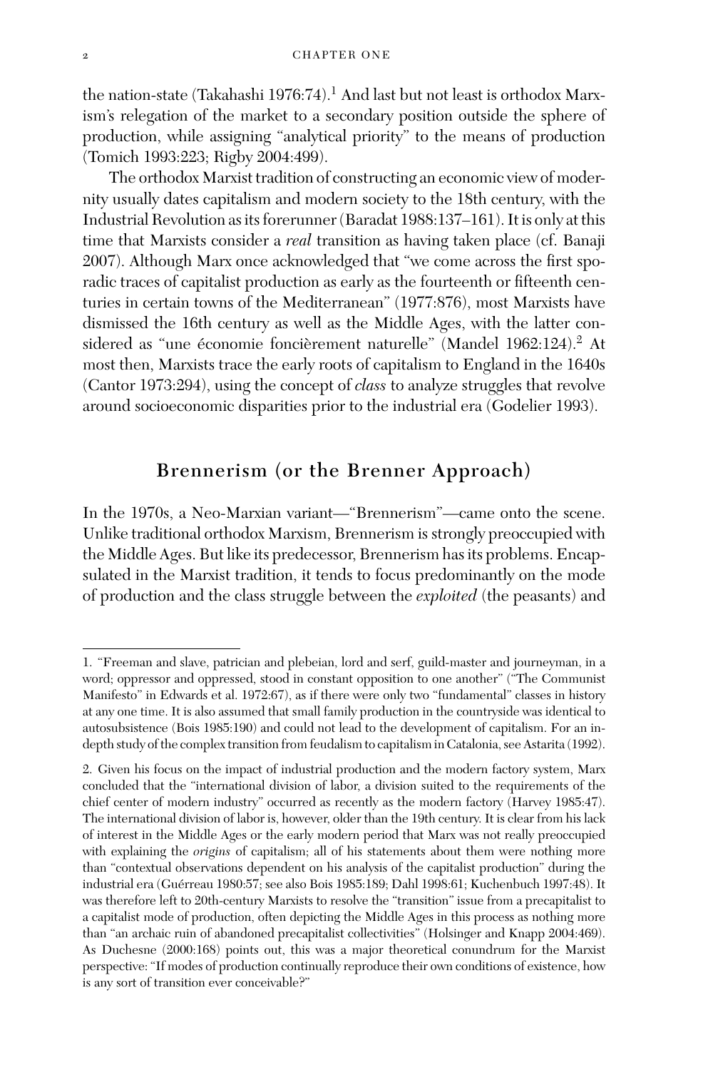the nation-state (Takahashi 1976:74).[1] And last but not least is orthodox Marxism's relegation of the market to a secondary position outside the sphere of production, while assigning "analytical priority" to the means of production (Tomich 1993:223; Rigby 2004:499).

The orthodox Marxist tradition of constructing an economic view of modernity usually dates capitalism and modern society to the 18th century, with the Industrial Revolution as its forerunner (Baradat 1988:137–161). It is only at this time that Marxists consider a *real* transition as having taken place (cf. Banaji 2007). Although Marx once acknowledged that "we come across the first sporadic traces of capitalist production as early as the fourteenth or fifteenth centuries in certain towns of the Mediterranean" (1977:876), most Marxists have dismissed the 16th century as well as the Middle Ages, with the latter considered as "une économie foncièrement naturelle" (Mandel 1962:124).[2] At most then, Marxists trace the early roots of capitalism to England in the 1640s (Cantor 1973:294), using the concept of *class* to analyze struggles that revolve around socioeconomic disparities prior to the industrial era (Godelier 1993).

## Brennerism (or the Brenner Approach)

In the 1970s, a Neo-Marxian variant—"Brennerism"—came onto the scene. Unlike traditional orthodox Marxism, Brennerism is strongly preoccupied with the Middle Ages. But like its predecessor, Brennerism has its problems. Encapsulated in the Marxist tradition, it tends to focus predominantly on the mode of production and the class struggle between the *exploited* (the peasants) and

---

1. "Freeman and slave, patrician and plebeian, lord and serf, guild-master and journeyman, in a word; oppressor and oppressed, stood in constant opposition to one another" ("The Communist Manifesto" in Edwards et al. 1972:67), as if there were only two "fundamental" classes in history at any one time. It is also assumed that small family production in the countryside was identical to autosubsistence (Bois 1985:190) and could not lead to the development of capitalism. For an in-depth study of the complex transition from feudalism to capitalism in Catalonia, see Astarita (1992).

2. Given his focus on the impact of industrial production and the modern factory system, Marx concluded that the "international division of labor, a division suited to the requirements of the chief center of modern industry" occurred as recently as the modern factory (Harvey 1985:47). The international division of labor is, however, older than the 19th century. It is clear from his lack of interest in the Middle Ages or the early modern period that Marx was not really preoccupied with explaining the *origins* of capitalism; all of his statements about them were nothing more than "contextual observations dependent on his analysis of the capitalist production" during the industrial era (Guérreau 1980:57; see also Bois 1985:189; Dahl 1998:61; Kuchenbuch 1997:48). It was therefore left to 20th-century Marxists to resolve the "transition" issue from a precapitalist to a capitalist mode of production, often depicting the Middle Ages in this process as nothing more than "an archaic ruin of abandoned precapitalist collectivities" (Holsinger and Knapp 2004:469). As Duchesne (2000:168) points out, this was a major theoretical conundrum for the Marxist perspective: "If modes of production continually reproduce their own conditions of existence, how is any sort of transition ever conceivable?"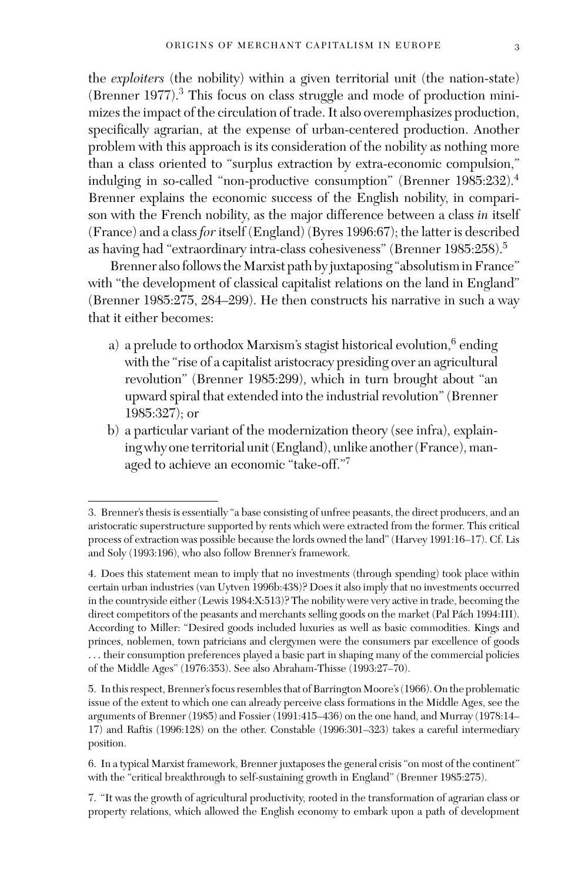the *exploiters* (the nobility) within a given territorial unit (the nation-state) (Brenner 1977).[3] This focus on class struggle and mode of production minimizes the impact of the circulation of trade. It also overemphasizes production, specifically agrarian, at the expense of urban-centered production. Another problem with this approach is its consideration of the nobility as nothing more than a class oriented to "surplus extraction by extra-economic compulsion," indulging in so-called "non-productive consumption" (Brenner 1985:232).[4] Brenner explains the economic success of the English nobility, in comparison with the French nobility, as the major difference between a class *in* itself (France) and a class *for* itself (England) (Byres 1996:67); the latter is described as having had "extraordinary intra-class cohesiveness" (Brenner 1985:258).[5]

Brenner also follows the Marxist path by juxtaposing "absolutism in France" with "the development of classical capitalist relations on the land in England" (Brenner 1985:275, 284–299). He then constructs his narrative in such a way that it either becomes:

a) a prelude to orthodox Marxism's stagist historical evolution,[6] ending with the "rise of a capitalist aristocracy presiding over an agricultural revolution" (Brenner 1985:299), which in turn brought about "an upward spiral that extended into the industrial revolution" (Brenner 1985:327); or
b) a particular variant of the modernization theory (see infra), explaining why one territorial unit (England), unlike another (France), managed to achieve an economic "take-off."[7]

---

3. Brenner's thesis is essentially "a base consisting of unfree peasants, the direct producers, and an aristocratic superstructure supported by rents which were extracted from the former. This critical process of extraction was possible because the lords owned the land" (Harvey 1991:16–17). Cf. Lis and Soly (1993:196), who also follow Brenner's framework.

4. Does this statement mean to imply that no investments (through spending) took place within certain urban industries (van Uytven 1996b:438)? Does it also imply that no investments occurred in the countryside either (Lewis 1984:X:513)? The nobility were very active in trade, becoming the direct competitors of the peasants and merchants selling goods on the market (Pal Pách 1994:III). According to Miller: "Desired goods included luxuries as well as basic commodities. Kings and princes, noblemen, town patricians and clergymen were the consumers par excellence of goods . . . their consumption preferences played a basic part in shaping many of the commercial policies of the Middle Ages" (1976:353). See also Abraham-Thisse (1993:27–70).

5. In this respect, Brenner's focus resembles that of Barrington Moore's (1966). On the problematic issue of the extent to which one can already perceive class formations in the Middle Ages, see the arguments of Brenner (1985) and Fossier (1991:415–436) on the one hand, and Murray (1978:14–17) and Raftis (1996:128) on the other. Constable (1996:301–323) takes a careful intermediary position.

6. In a typical Marxist framework, Brenner juxtaposes the general crisis "on most of the continent" with the "critical breakthrough to self-sustaining growth in England" (Brenner 1985:275).

7. "It was the growth of agricultural productivity, rooted in the transformation of agrarian class or property relations, which allowed the English economy to embark upon a path of development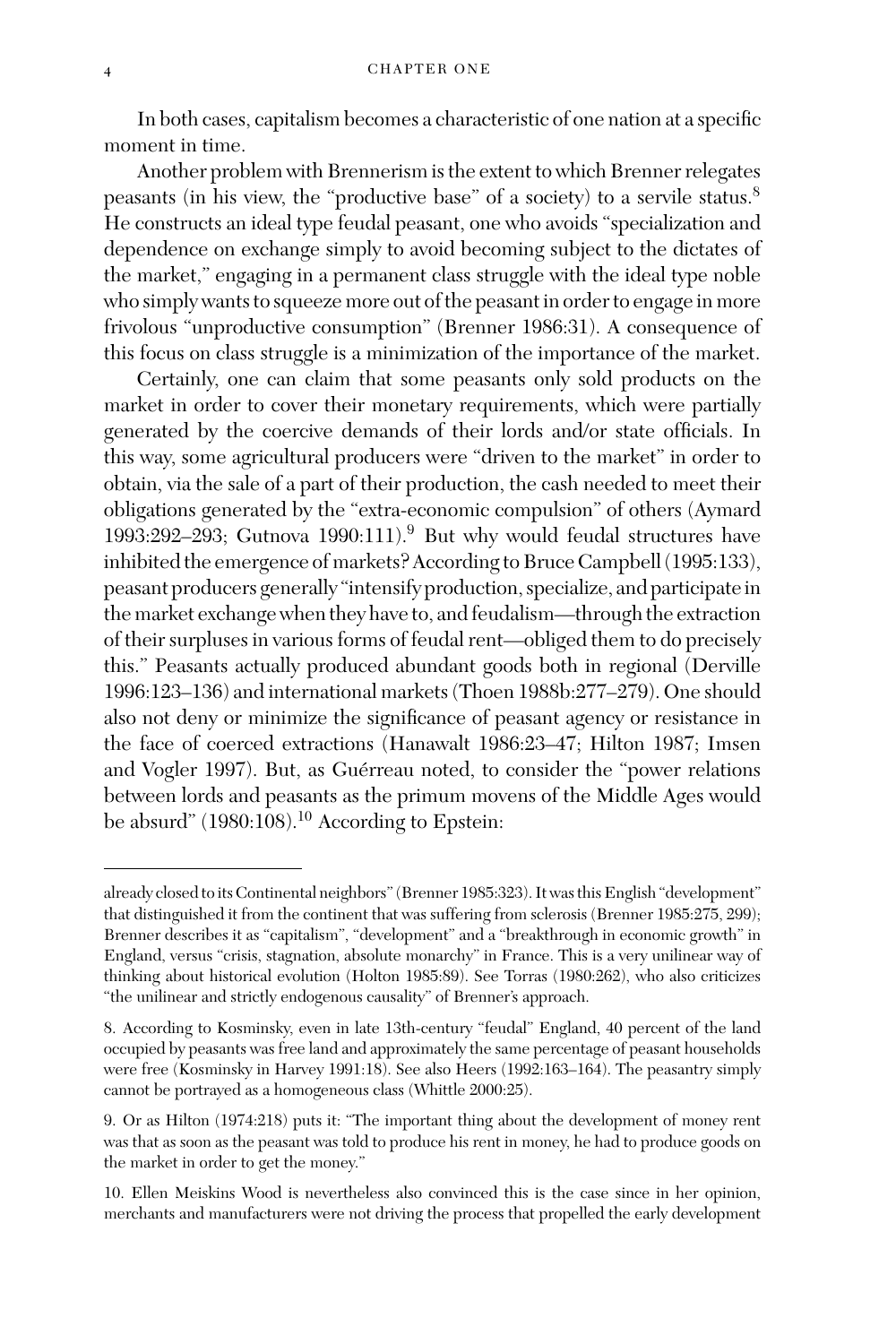In both cases, capitalism becomes a characteristic of one nation at a specific moment in time.

Another problem with Brennerism is the extent to which Brenner relegates peasants (in his view, the "productive base" of a society) to a servile status.[8] He constructs an ideal type feudal peasant, one who avoids "specialization and dependence on exchange simply to avoid becoming subject to the dictates of the market," engaging in a permanent class struggle with the ideal type noble who simply wants to squeeze more out of the peasant in order to engage in more frivolous "unproductive consumption" (Brenner 1986:31). A consequence of this focus on class struggle is a minimization of the importance of the market.

Certainly, one can claim that some peasants only sold products on the market in order to cover their monetary requirements, which were partially generated by the coercive demands of their lords and/or state officials. In this way, some agricultural producers were "driven to the market" in order to obtain, via the sale of a part of their production, the cash needed to meet their obligations generated by the "extra-economic compulsion" of others (Aymard 1993:292–293; Gutnova 1990:111).[9] But why would feudal structures have inhibited the emergence of markets? According to Bruce Campbell (1995:133), peasant producers generally "intensify production, specialize, and participate in the market exchange when they have to, and feudalism—through the extraction of their surpluses in various forms of feudal rent—obliged them to do precisely this." Peasants actually produced abundant goods both in regional (Derville 1996:123–136) and international markets (Thoen 1988b:277–279). One should also not deny or minimize the significance of peasant agency or resistance in the face of coerced extractions (Hanawalt 1986:23–47; Hilton 1987; Imsen and Vogler 1997). But, as Guérreau noted, to consider the "power relations between lords and peasants as the primum movens of the Middle Ages would be absurd" (1980:108).[10] According to Epstein:

---

already closed to its Continental neighbors" (Brenner 1985:323). It was this English "development" that distinguished it from the continent that was suffering from sclerosis (Brenner 1985:275, 299); Brenner describes it as "capitalism", "development" and a "breakthrough in economic growth" in England, versus "crisis, stagnation, absolute monarchy" in France. This is a very unilinear way of thinking about historical evolution (Holton 1985:89). See Torras (1980:262), who also criticizes "the unilinear and strictly endogenous causality" of Brenner's approach.

8. According to Kosminsky, even in late 13th-century "feudal" England, 40 percent of the land occupied by peasants was free land and approximately the same percentage of peasant households were free (Kosminsky in Harvey 1991:18). See also Heers (1992:163–164). The peasantry simply cannot be portrayed as a homogeneous class (Whittle 2000:25).

9. Or as Hilton (1974:218) puts it: "The important thing about the development of money rent was that as soon as the peasant was told to produce his rent in money, he had to produce goods on the market in order to get the money."

10. Ellen Meiskins Wood is nevertheless also convinced this is the case since in her opinion, merchants and manufacturers were not driving the process that propelled the early development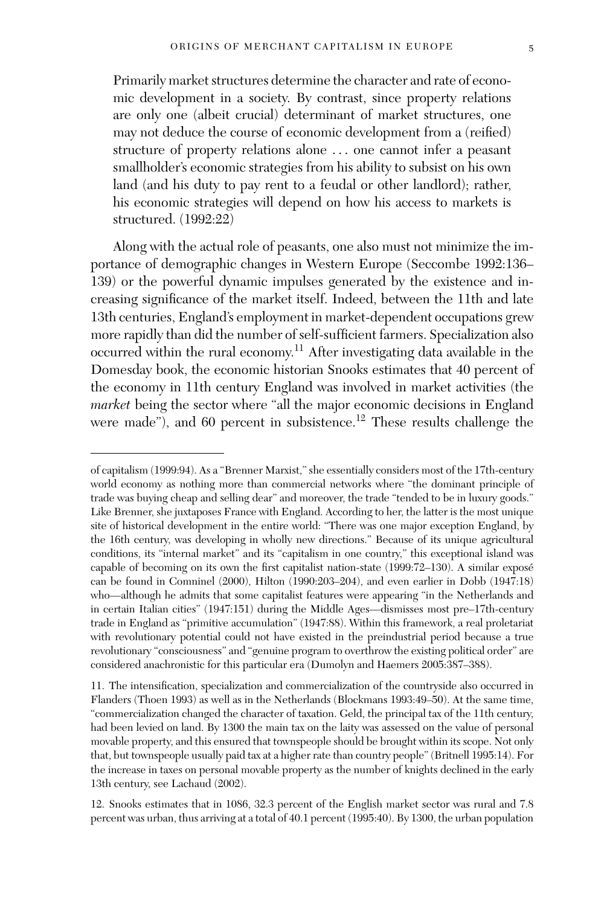> Primarily market structures determine the character and rate of economic development in a society. By contrast, since property relations are only one (albeit crucial) determinant of market structures, one may not deduce the course of economic development from a (reified) structure of property relations alone . . . one cannot infer a peasant smallholder's economic strategies from his ability to subsist on his own land (and his duty to pay rent to a feudal or other landlord); rather, his economic strategies will depend on how his access to markets is structured. (1992:22)

Along with the actual role of peasants, one also must not minimize the importance of demographic changes in Western Europe (Seccombe 1992:136–139) or the powerful dynamic impulses generated by the existence and increasing significance of the market itself. Indeed, between the 11th and late 13th centuries, England's employment in market-dependent occupations grew more rapidly than did the number of self-sufficient farmers. Specialization also occurred within the rural economy.[11] After investigating data available in the Domesday book, the economic historian Snooks estimates that 40 percent of the economy in 11th century England was involved in market activities (the *market* being the sector where "all the major economic decisions in England were made"), and 60 percent in subsistence.[12] These results challenge the

---

of capitalism (1999:94). As a "Brenner Marxist," she essentially considers most of the 17th-century world economy as nothing more than commercial networks where "the dominant principle of trade was buying cheap and selling dear" and moreover, the trade "tended to be in luxury goods." Like Brenner, she juxtaposes France with England. According to her, the latter is the most unique site of historical development in the entire world: "There was one major exception England, by the 16th century, was developing in wholly new directions." Because of its unique agricultural conditions, its "internal market" and its "capitalism in one country," this exceptional island was capable of becoming on its own the first capitalist nation-state (1999:72–130). A similar exposé can be found in Comninel (2000), Hilton (1990:203–204), and even earlier in Dobb (1947:18) who—although he admits that some capitalist features were appearing "in the Netherlands and in certain Italian cities" (1947:151) during the Middle Ages—dismisses most pre–17th-century trade in England as "primitive accumulation" (1947:88). Within this framework, a real proletariat with revolutionary potential could not have existed in the preindustrial period because a true revolutionary "consciousness" and "genuine program to overthrow the existing political order" are considered anachronistic for this particular era (Dumolyn and Haemers 2005:387–388).

11. The intensification, specialization and commercialization of the countryside also occurred in Flanders (Thoen 1993) as well as in the Netherlands (Blockmans 1993:49–50). At the same time, "commercialization changed the character of taxation. Geld, the principal tax of the 11th century, had been levied on land. By 1300 the main tax on the laity was assessed on the value of personal movable property, and this ensured that townspeople should be brought within its scope. Not only that, but townspeople usually paid tax at a higher rate than country people" (Britnell 1995:14). For the increase in taxes on personal movable property as the number of knights declined in the early 13th century, see Lachaud (2002).

12. Snooks estimates that in 1086, 32.3 percent of the English market sector was rural and 7.8 percent was urban, thus arriving at a total of 40.1 percent (1995:40). By 1300, the urban population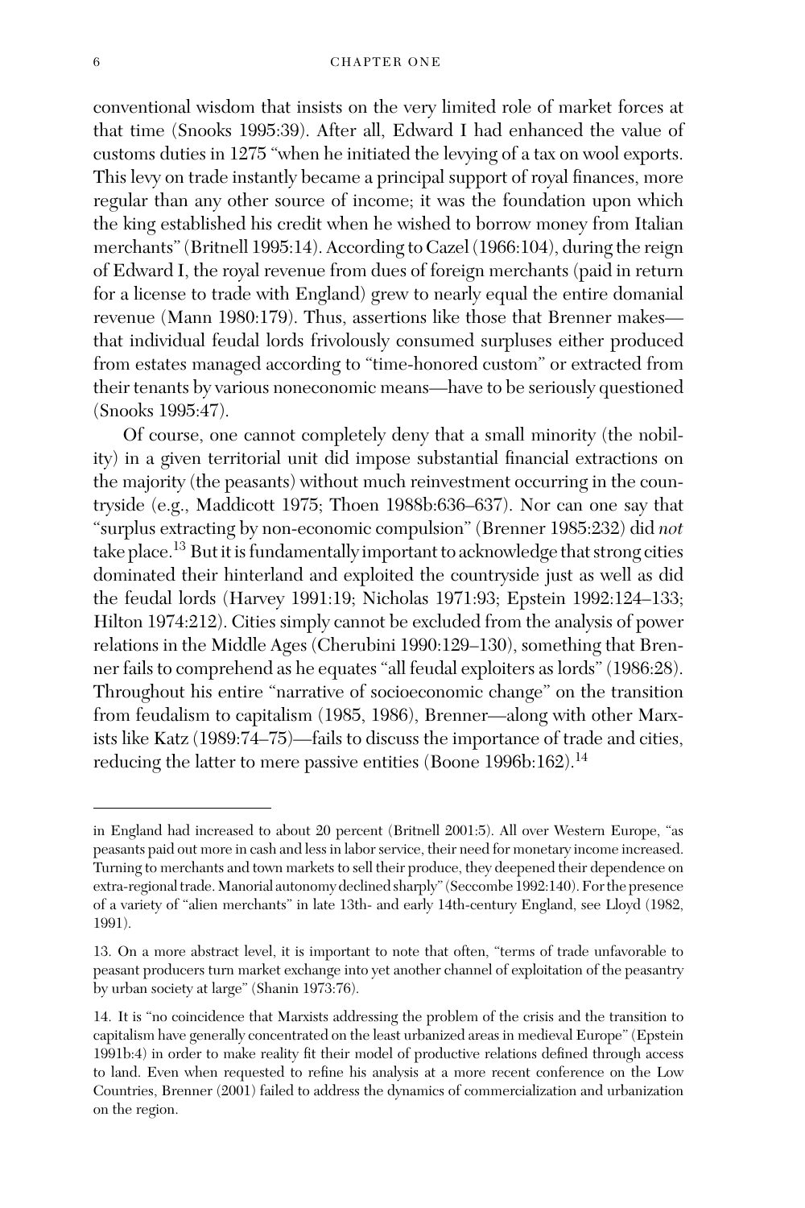conventional wisdom that insists on the very limited role of market forces at that time (Snooks 1995:39). After all, Edward I had enhanced the value of customs duties in 1275 "when he initiated the levying of a tax on wool exports. This levy on trade instantly became a principal support of royal finances, more regular than any other source of income; it was the foundation upon which the king established his credit when he wished to borrow money from Italian merchants" (Britnell 1995:14). According to Cazel (1966:104), during the reign of Edward I, the royal revenue from dues of foreign merchants (paid in return for a license to trade with England) grew to nearly equal the entire domanial revenue (Mann 1980:179). Thus, assertions like those that Brenner makes—that individual feudal lords frivolously consumed surpluses either produced from estates managed according to "time-honored custom" or extracted from their tenants by various noneconomic means—have to be seriously questioned (Snooks 1995:47).

Of course, one cannot completely deny that a small minority (the nobility) in a given territorial unit did impose substantial financial extractions on the majority (the peasants) without much reinvestment occurring in the countryside (e.g., Maddicott 1975; Thoen 1988b:636–637). Nor can one say that "surplus extracting by non-economic compulsion" (Brenner 1985:232) did *not* take place.[13] But it is fundamentally important to acknowledge that strong cities dominated their hinterland and exploited the countryside just as well as did the feudal lords (Harvey 1991:19; Nicholas 1971:93; Epstein 1992:124–133; Hilton 1974:212). Cities simply cannot be excluded from the analysis of power relations in the Middle Ages (Cherubini 1990:129–130), something that Brenner fails to comprehend as he equates "all feudal exploiters as lords" (1986:28). Throughout his entire "narrative of socioeconomic change" on the transition from feudalism to capitalism (1985, 1986), Brenner—along with other Marxists like Katz (1989:74–75)—fails to discuss the importance of trade and cities, reducing the latter to mere passive entities (Boone 1996b:162).[14]

in England had increased to about 20 percent (Britnell 2001:5). All over Western Europe, "as peasants paid out more in cash and less in labor service, their need for monetary income increased. Turning to merchants and town markets to sell their produce, they deepened their dependence on extra-regional trade. Manorial autonomy declined sharply" (Seccombe 1992:140). For the presence of a variety of "alien merchants" in late 13th- and early 14th-century England, see Lloyd (1982, 1991).

13. On a more abstract level, it is important to note that often, "terms of trade unfavorable to peasant producers turn market exchange into yet another channel of exploitation of the peasantry by urban society at large" (Shanin 1973:76).

14. It is "no coincidence that Marxists addressing the problem of the crisis and the transition to capitalism have generally concentrated on the least urbanized areas in medieval Europe" (Epstein 1991b:4) in order to make reality fit their model of productive relations defined through access to land. Even when requested to refine his analysis at a more recent conference on the Low Countries, Brenner (2001) failed to address the dynamics of commercialization and urbanization on the region.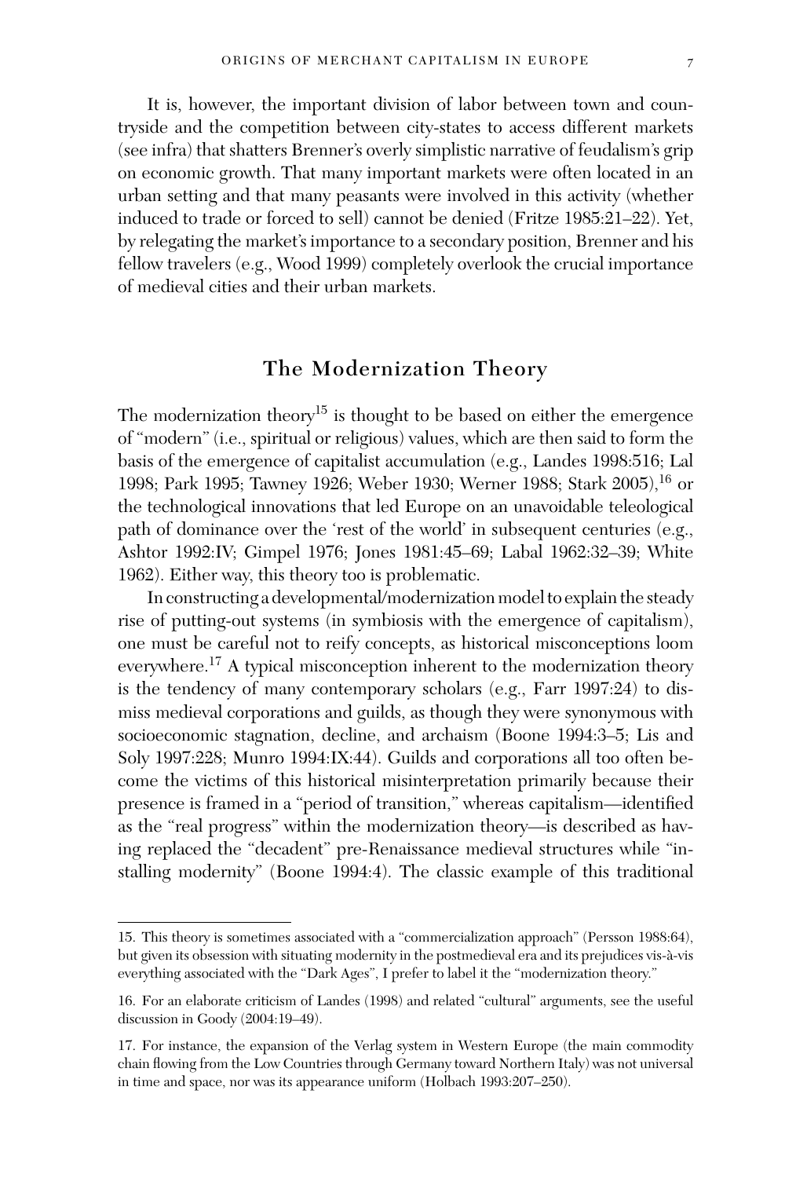It is, however, the important division of labor between town and countryside and the competition between city-states to access different markets (see infra) that shatters Brenner's overly simplistic narrative of feudalism's grip on economic growth. That many important markets were often located in an urban setting and that many peasants were involved in this activity (whether induced to trade or forced to sell) cannot be denied (Fritze 1985:21–22). Yet, by relegating the market's importance to a secondary position, Brenner and his fellow travelers (e.g., Wood 1999) completely overlook the crucial importance of medieval cities and their urban markets.

## The Modernization Theory

The modernization theory[15] is thought to be based on either the emergence of "modern" (i.e., spiritual or religious) values, which are then said to form the basis of the emergence of capitalist accumulation (e.g., Landes 1998:516; Lal 1998; Park 1995; Tawney 1926; Weber 1930; Werner 1988; Stark 2005),[16] or the technological innovations that led Europe on an unavoidable teleological path of dominance over the 'rest of the world' in subsequent centuries (e.g., Ashtor 1992:IV; Gimpel 1976; Jones 1981:45–69; Labal 1962:32–39; White 1962). Either way, this theory too is problematic.

In constructing a developmental/modernization model to explain the steady rise of putting-out systems (in symbiosis with the emergence of capitalism), one must be careful not to reify concepts, as historical misconceptions loom everywhere.[17] A typical misconception inherent to the modernization theory is the tendency of many contemporary scholars (e.g., Farr 1997:24) to dismiss medieval corporations and guilds, as though they were synonymous with socioeconomic stagnation, decline, and archaism (Boone 1994:3–5; Lis and Soly 1997:228; Munro 1994:IX:44). Guilds and corporations all too often become the victims of this historical misinterpretation primarily because their presence is framed in a "period of transition," whereas capitalism—identified as the "real progress" within the modernization theory—is described as having replaced the "decadent" pre-Renaissance medieval structures while "installing modernity" (Boone 1994:4). The classic example of this traditional

---

15. This theory is sometimes associated with a "commercialization approach" (Persson 1988:64), but given its obsession with situating modernity in the postmedieval era and its prejudices vis-à-vis everything associated with the "Dark Ages", I prefer to label it the "modernization theory."

16. For an elaborate criticism of Landes (1998) and related "cultural" arguments, see the useful discussion in Goody (2004:19–49).

17. For instance, the expansion of the Verlag system in Western Europe (the main commodity chain flowing from the Low Countries through Germany toward Northern Italy) was not universal in time and space, nor was its appearance uniform (Holbach 1993:207–250).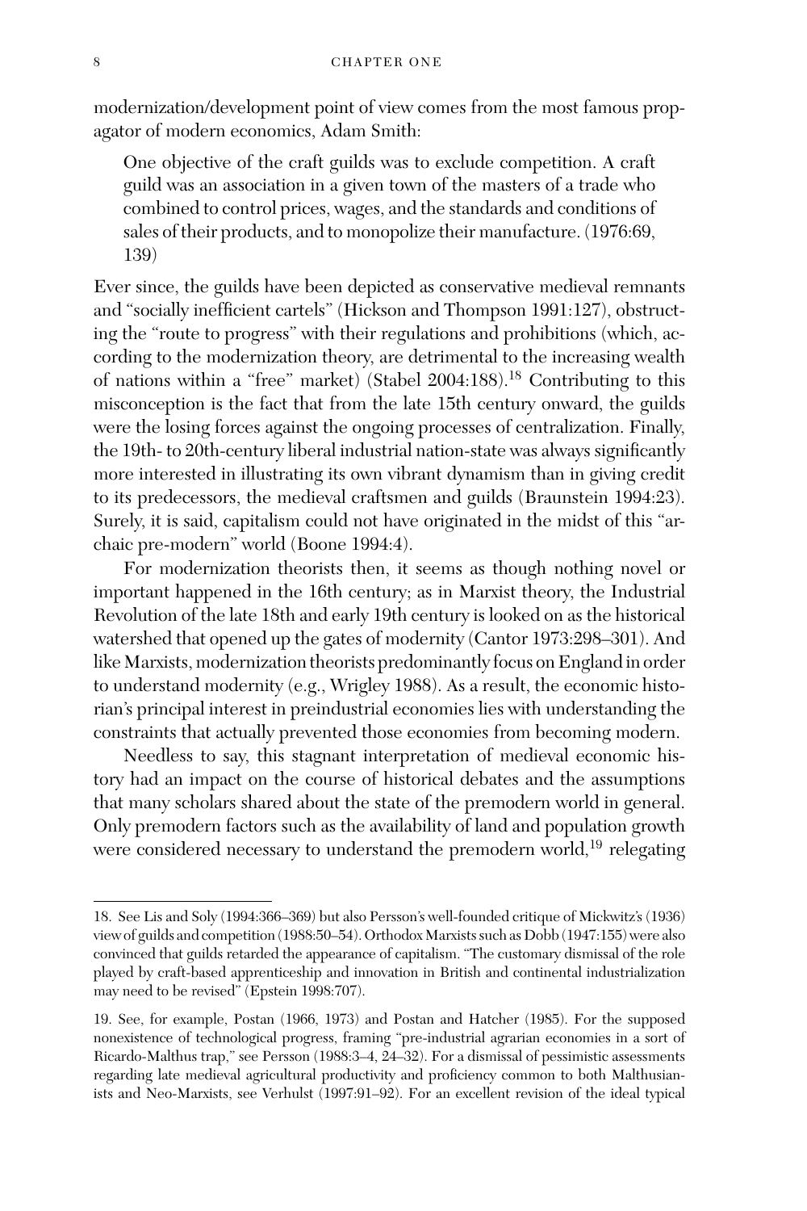modernization/development point of view comes from the most famous propagator of modern economics, Adam Smith:

> One objective of the craft guilds was to exclude competition. A craft guild was an association in a given town of the masters of a trade who combined to control prices, wages, and the standards and conditions of sales of their products, and to monopolize their manufacture. (1976:69, 139)

Ever since, the guilds have been depicted as conservative medieval remnants and "socially inefficient cartels" (Hickson and Thompson 1991:127), obstructing the "route to progress" with their regulations and prohibitions (which, according to the modernization theory, are detrimental to the increasing wealth of nations within a "free" market) (Stabel 2004:188).[18] Contributing to this misconception is the fact that from the late 15th century onward, the guilds were the losing forces against the ongoing processes of centralization. Finally, the 19th- to 20th-century liberal industrial nation-state was always significantly more interested in illustrating its own vibrant dynamism than in giving credit to its predecessors, the medieval craftsmen and guilds (Braunstein 1994:23). Surely, it is said, capitalism could not have originated in the midst of this "archaic pre-modern" world (Boone 1994:4).

For modernization theorists then, it seems as though nothing novel or important happened in the 16th century; as in Marxist theory, the Industrial Revolution of the late 18th and early 19th century is looked on as the historical watershed that opened up the gates of modernity (Cantor 1973:298–301). And like Marxists, modernization theorists predominantly focus on England in order to understand modernity (e.g., Wrigley 1988). As a result, the economic historian's principal interest in preindustrial economies lies with understanding the constraints that actually prevented those economies from becoming modern.

Needless to say, this stagnant interpretation of medieval economic history had an impact on the course of historical debates and the assumptions that many scholars shared about the state of the premodern world in general. Only premodern factors such as the availability of land and population growth were considered necessary to understand the premodern world,[19] relegating

---

18. See Lis and Soly (1994:366–369) but also Persson's well-founded critique of Mickwitz's (1936) view of guilds and competition (1988:50–54). Orthodox Marxists such as Dobb (1947:155) were also convinced that guilds retarded the appearance of capitalism. "The customary dismissal of the role played by craft-based apprenticeship and innovation in British and continental industrialization may need to be revised" (Epstein 1998:707).

19. See, for example, Postan (1966, 1973) and Postan and Hatcher (1985). For the supposed nonexistence of technological progress, framing "pre-industrial agrarian economies in a sort of Ricardo-Malthus trap," see Persson (1988:3–4, 24–32). For a dismissal of pessimistic assessments regarding late medieval agricultural productivity and proficiency common to both Malthusianists and Neo-Marxists, see Verhulst (1997:91–92). For an excellent revision of the ideal typical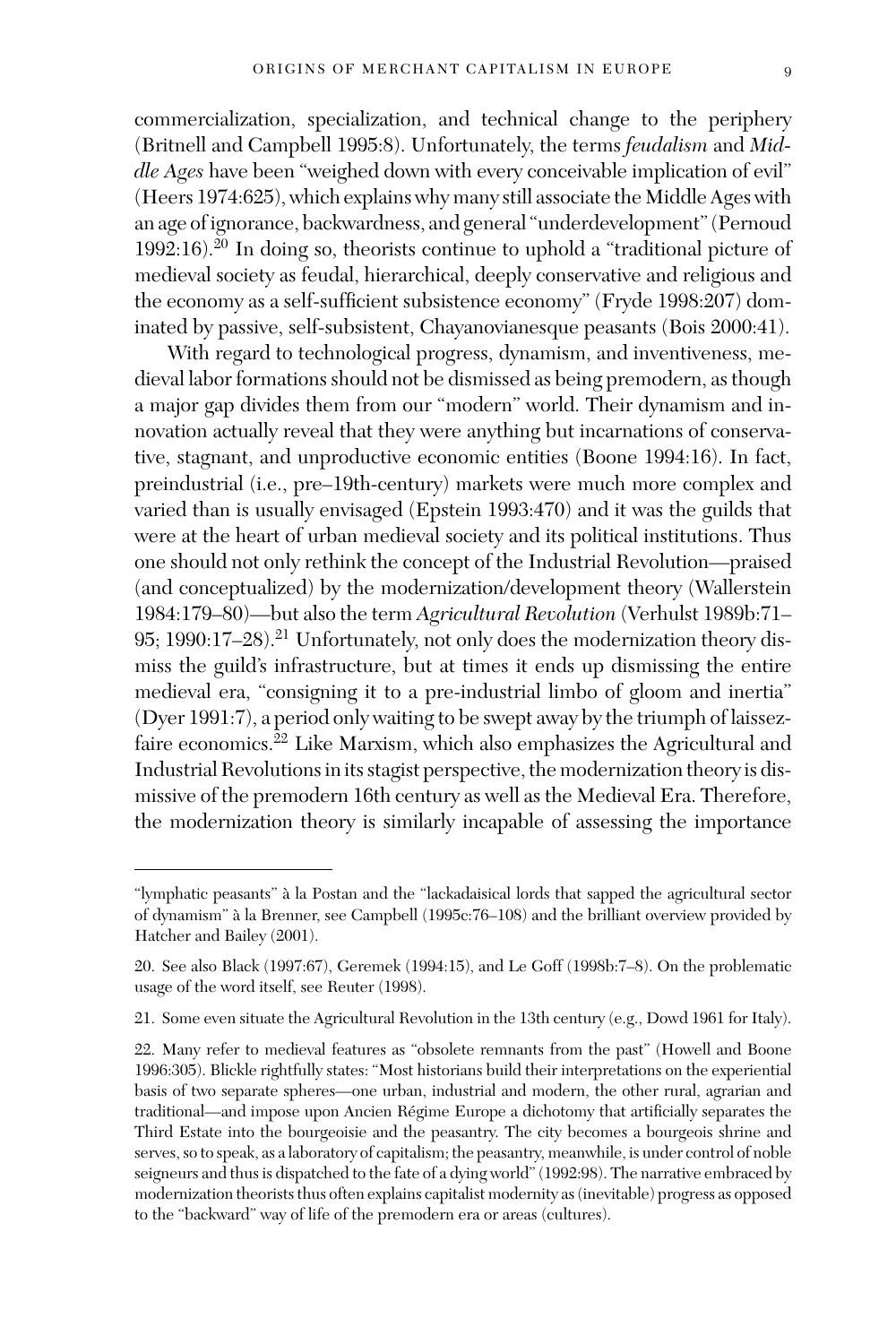commercialization, specialization, and technical change to the periphery (Britnell and Campbell 1995:8). Unfortunately, the terms *feudalism* and *Middle Ages* have been "weighed down with every conceivable implication of evil" (Heers 1974:625), which explains why many still associate the Middle Ages with an age of ignorance, backwardness, and general "underdevelopment" (Pernoud 1992:16).[20] In doing so, theorists continue to uphold a "traditional picture of medieval society as feudal, hierarchical, deeply conservative and religious and the economy as a self-sufficient subsistence economy" (Fryde 1998:207) dominated by passive, self-subsistent, Chayanovianesque peasants (Bois 2000:41).

With regard to technological progress, dynamism, and inventiveness, medieval labor formations should not be dismissed as being premodern, as though a major gap divides them from our "modern" world. Their dynamism and innovation actually reveal that they were anything but incarnations of conservative, stagnant, and unproductive economic entities (Boone 1994:16). In fact, preindustrial (i.e., pre–19th-century) markets were much more complex and varied than is usually envisaged (Epstein 1993:470) and it was the guilds that were at the heart of urban medieval society and its political institutions. Thus one should not only rethink the concept of the Industrial Revolution—praised (and conceptualized) by the modernization/development theory (Wallerstein 1984:179–80)—but also the term *Agricultural Revolution* (Verhulst 1989b:71–95; 1990:17–28).[21] Unfortunately, not only does the modernization theory dismiss the guild's infrastructure, but at times it ends up dismissing the entire medieval era, "consigning it to a pre-industrial limbo of gloom and inertia" (Dyer 1991:7), a period only waiting to be swept away by the triumph of laissez-faire economics.[22] Like Marxism, which also emphasizes the Agricultural and Industrial Revolutions in its stagist perspective, the modernization theory is dismissive of the premodern 16th century as well as the Medieval Era. Therefore, the modernization theory is similarly incapable of assessing the importance

---

"lymphatic peasants" à la Postan and the "lackadaisical lords that sapped the agricultural sector of dynamism" à la Brenner, see Campbell (1995c:76–108) and the brilliant overview provided by Hatcher and Bailey (2001).

20. See also Black (1997:67), Geremek (1994:15), and Le Goff (1998b:7–8). On the problematic usage of the word itself, see Reuter (1998).

21. Some even situate the Agricultural Revolution in the 13th century (e.g., Dowd 1961 for Italy).

22. Many refer to medieval features as "obsolete remnants from the past" (Howell and Boone 1996:305). Blickle rightfully states: "Most historians build their interpretations on the experiential basis of two separate spheres—one urban, industrial and modern, the other rural, agrarian and traditional—and impose upon Ancien Régime Europe a dichotomy that artificially separates the Third Estate into the bourgeoisie and the peasantry. The city becomes a bourgeois shrine and serves, so to speak, as a laboratory of capitalism; the peasantry, meanwhile, is under control of noble seigneurs and thus is dispatched to the fate of a dying world" (1992:98). The narrative embraced by modernization theorists thus often explains capitalist modernity as (inevitable) progress as opposed to the "backward" way of life of the premodern era or areas (cultures).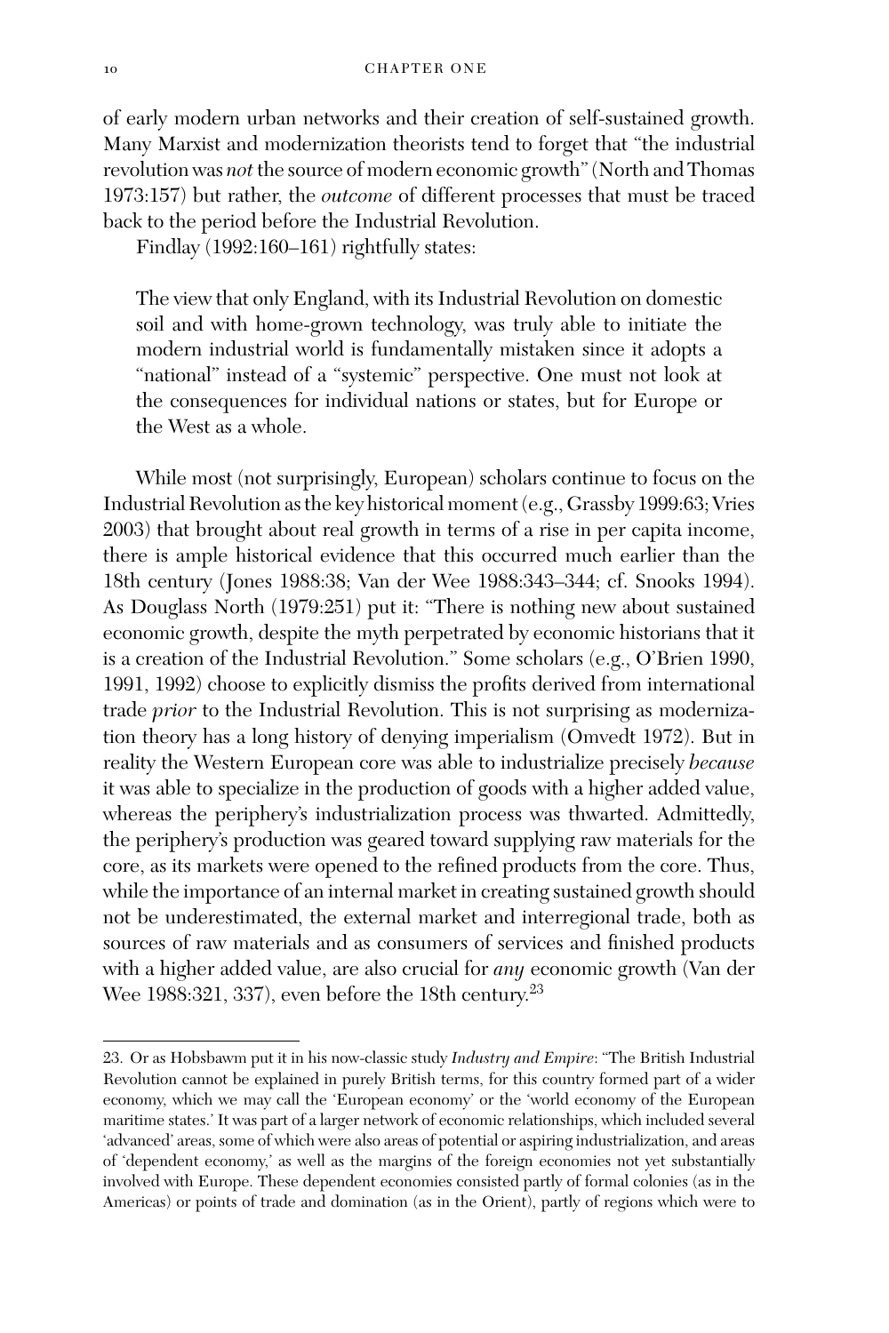of early modern urban networks and their creation of self-sustained growth. Many Marxist and modernization theorists tend to forget that "the industrial revolution was *not* the source of modern economic growth" (North and Thomas 1973:157) but rather, the *outcome* of different processes that must be traced back to the period before the Industrial Revolution.

Findlay (1992:160–161) rightfully states:

> The view that only England, with its Industrial Revolution on domestic soil and with home-grown technology, was truly able to initiate the modern industrial world is fundamentally mistaken since it adopts a "national" instead of a "systemic" perspective. One must not look at the consequences for individual nations or states, but for Europe or the West as a whole.

While most (not surprisingly, European) scholars continue to focus on the Industrial Revolution as the key historical moment (e.g., Grassby 1999:63; Vries 2003) that brought about real growth in terms of a rise in per capita income, there is ample historical evidence that this occurred much earlier than the 18th century (Jones 1988:38; Van der Wee 1988:343–344; cf. Snooks 1994). As Douglass North (1979:251) put it: "There is nothing new about sustained economic growth, despite the myth perpetrated by economic historians that it is a creation of the Industrial Revolution." Some scholars (e.g., O'Brien 1990, 1991, 1992) choose to explicitly dismiss the profits derived from international trade *prior* to the Industrial Revolution. This is not surprising as modernization theory has a long history of denying imperialism (Omvedt 1972). But in reality the Western European core was able to industrialize precisely *because* it was able to specialize in the production of goods with a higher added value, whereas the periphery's industrialization process was thwarted. Admittedly, the periphery's production was geared toward supplying raw materials for the core, as its markets were opened to the refined products from the core. Thus, while the importance of an internal market in creating sustained growth should not be underestimated, the external market and interregional trade, both as sources of raw materials and as consumers of services and finished products with a higher added value, are also crucial for *any* economic growth (Van der Wee 1988:321, 337), even before the 18th century.[23]

---

23. Or as Hobsbawm put it in his now-classic study *Industry and Empire*: "The British Industrial Revolution cannot be explained in purely British terms, for this country formed part of a wider economy, which we may call the 'European economy' or the 'world economy of the European maritime states.' It was part of a larger network of economic relationships, which included several 'advanced' areas, some of which were also areas of potential or aspiring industrialization, and areas of 'dependent economy,' as well as the margins of the foreign economies not yet substantially involved with Europe. These dependent economies consisted partly of formal colonies (as in the Americas) or points of trade and domination (as in the Orient), partly of regions which were to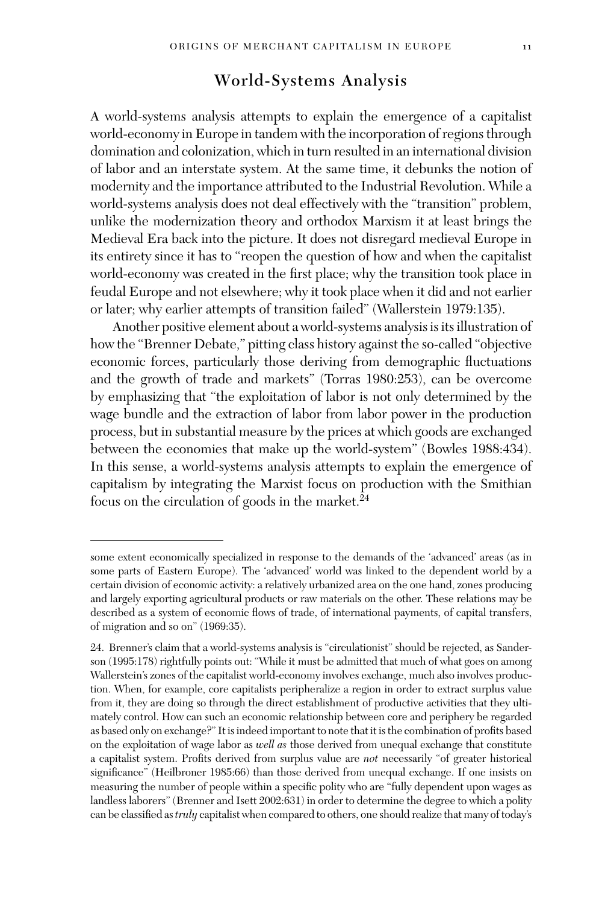## World-Systems Analysis

A world-systems analysis attempts to explain the emergence of a capitalist world-economy in Europe in tandem with the incorporation of regions through domination and colonization, which in turn resulted in an international division of labor and an interstate system. At the same time, it debunks the notion of modernity and the importance attributed to the Industrial Revolution. While a world-systems analysis does not deal effectively with the "transition" problem, unlike the modernization theory and orthodox Marxism it at least brings the Medieval Era back into the picture. It does not disregard medieval Europe in its entirety since it has to "reopen the question of how and when the capitalist world-economy was created in the first place; why the transition took place in feudal Europe and not elsewhere; why it took place when it did and not earlier or later; why earlier attempts of transition failed" (Wallerstein 1979:135).

Another positive element about a world-systems analysis is its illustration of how the "Brenner Debate," pitting class history against the so-called "objective economic forces, particularly those deriving from demographic fluctuations and the growth of trade and markets" (Torras 1980:253), can be overcome by emphasizing that "the exploitation of labor is not only determined by the wage bundle and the extraction of labor from labor power in the production process, but in substantial measure by the prices at which goods are exchanged between the economies that make up the world-system" (Bowles 1988:434). In this sense, a world-systems analysis attempts to explain the emergence of capitalism by integrating the Marxist focus on production with the Smithian focus on the circulation of goods in the market.[24]

---

some extent economically specialized in response to the demands of the 'advanced' areas (as in some parts of Eastern Europe). The 'advanced' world was linked to the dependent world by a certain division of economic activity: a relatively urbanized area on the one hand, zones producing and largely exporting agricultural products or raw materials on the other. These relations may be described as a system of economic flows of trade, of international payments, of capital transfers, of migration and so on" (1969:35).

24. Brenner's claim that a world-systems analysis is "circulationist" should be rejected, as Sanderson (1995:178) rightfully points out: "While it must be admitted that much of what goes on among Wallerstein's zones of the capitalist world-economy involves exchange, much also involves production. When, for example, core capitalists peripheralize a region in order to extract surplus value from it, they are doing so through the direct establishment of productive activities that they ultimately control. How can such an economic relationship between core and periphery be regarded as based only on exchange?" It is indeed important to note that it is the combination of profits based on the exploitation of wage labor as *well as* those derived from unequal exchange that constitute a capitalist system. Profits derived from surplus value are *not* necessarily "of greater historical significance" (Heilbroner 1985:66) than those derived from unequal exchange. If one insists on measuring the number of people within a specific polity who are "fully dependent upon wages as landless laborers" (Brenner and Isett 2002:631) in order to determine the degree to which a polity can be classified as *truly* capitalist when compared to others, one should realize that many of today's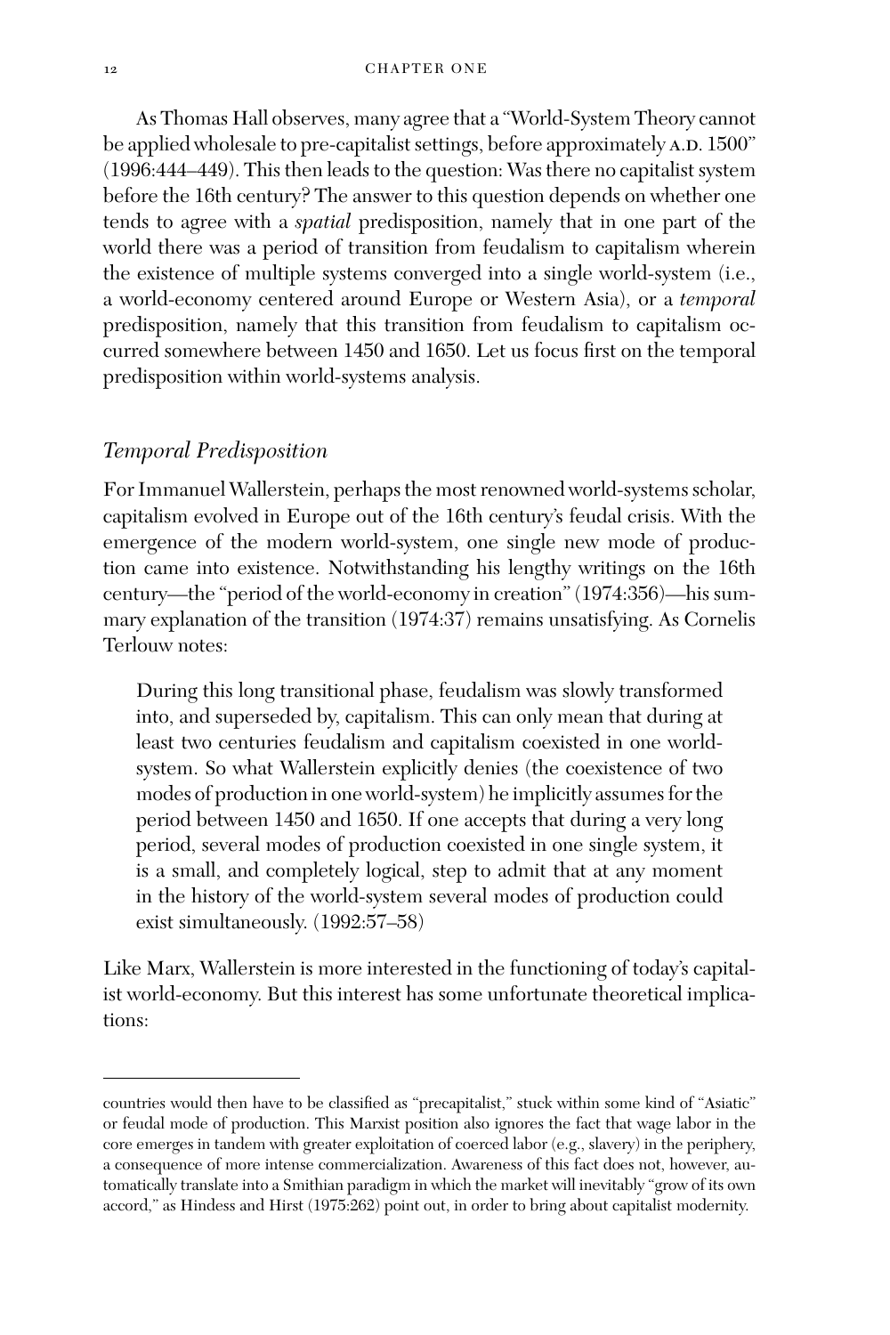As Thomas Hall observes, many agree that a "World-System Theory cannot be applied wholesale to pre-capitalist settings, before approximately A.D. 1500" (1996:444–449). This then leads to the question: Was there no capitalist system before the 16th century? The answer to this question depends on whether one tends to agree with a *spatial* predisposition, namely that in one part of the world there was a period of transition from feudalism to capitalism wherein the existence of multiple systems converged into a single world-system (i.e., a world-economy centered around Europe or Western Asia), or a *temporal* predisposition, namely that this transition from feudalism to capitalism occurred somewhere between 1450 and 1650. Let us focus first on the temporal predisposition within world-systems analysis.

## *Temporal Predisposition*

For Immanuel Wallerstein, perhaps the most renowned world-systems scholar, capitalism evolved in Europe out of the 16th century's feudal crisis. With the emergence of the modern world-system, one single new mode of production came into existence. Notwithstanding his lengthy writings on the 16th century—the "period of the world-economy in creation" (1974:356)—his summary explanation of the transition (1974:37) remains unsatisfying. As Cornelis Terlouw notes:

> During this long transitional phase, feudalism was slowly transformed into, and superseded by, capitalism. This can only mean that during at least two centuries feudalism and capitalism coexisted in one world-system. So what Wallerstein explicitly denies (the coexistence of two modes of production in one world-system) he implicitly assumes for the period between 1450 and 1650. If one accepts that during a very long period, several modes of production coexisted in one single system, it is a small, and completely logical, step to admit that at any moment in the history of the world-system several modes of production could exist simultaneously. (1992:57–58)

Like Marx, Wallerstein is more interested in the functioning of today's capitalist world-economy. But this interest has some unfortunate theoretical implications:

---

countries would then have to be classified as "precapitalist," stuck within some kind of "Asiatic" or feudal mode of production. This Marxist position also ignores the fact that wage labor in the core emerges in tandem with greater exploitation of coerced labor (e.g., slavery) in the periphery, a consequence of more intense commercialization. Awareness of this fact does not, however, automatically translate into a Smithian paradigm in which the market will inevitably "grow of its own accord," as Hindess and Hirst (1975:262) point out, in order to bring about capitalist modernity.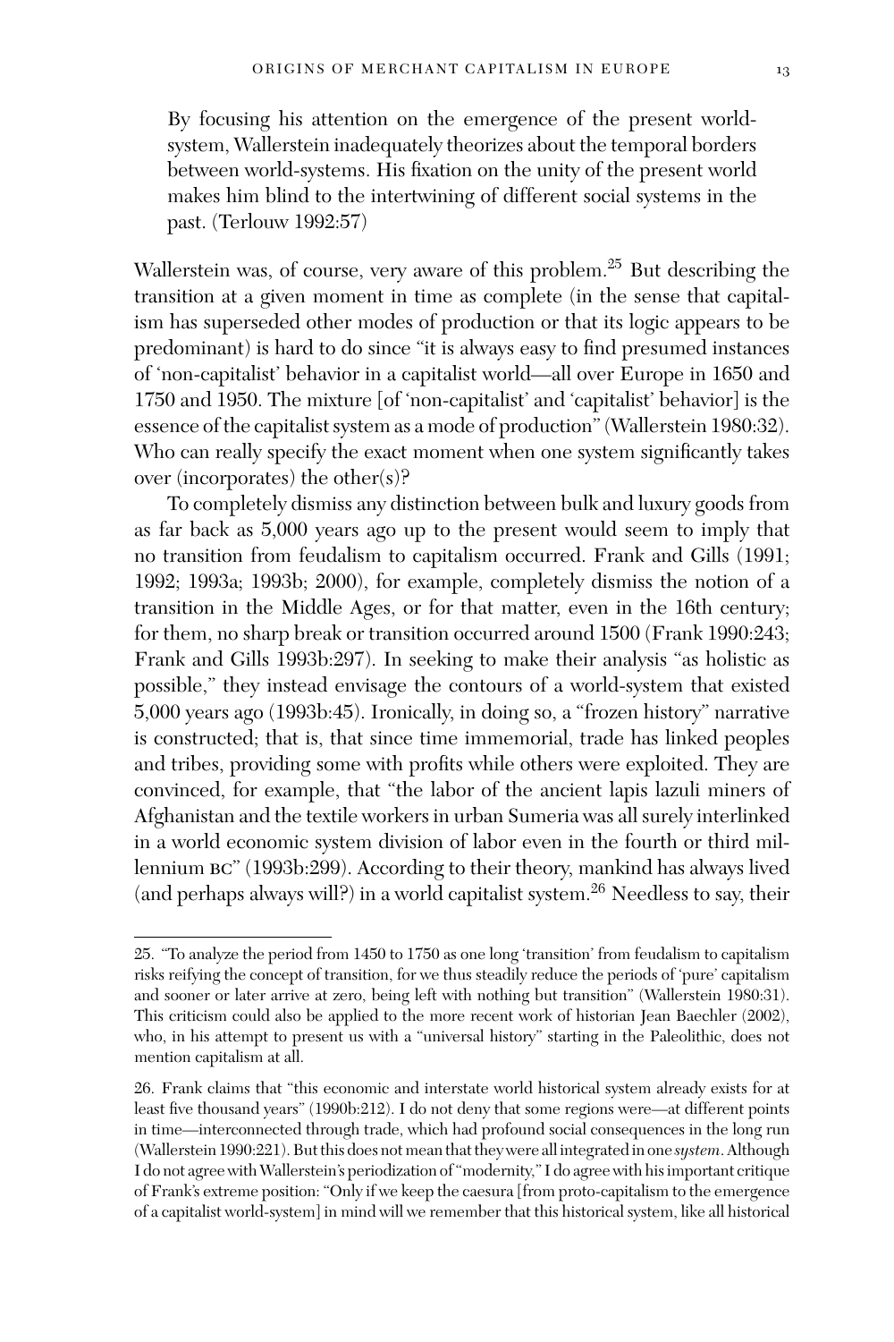> By focusing his attention on the emergence of the present world-system, Wallerstein inadequately theorizes about the temporal borders between world-systems. His fixation on the unity of the present world makes him blind to the intertwining of different social systems in the past. (Terlouw 1992:57)

Wallerstein was, of course, very aware of this problem.[25] But describing the transition at a given moment in time as complete (in the sense that capitalism has superseded other modes of production or that its logic appears to be predominant) is hard to do since "it is always easy to find presumed instances of 'non-capitalist' behavior in a capitalist world—all over Europe in 1650 and 1750 and 1950. The mixture [of 'non-capitalist' and 'capitalist' behavior] is the essence of the capitalist system as a mode of production" (Wallerstein 1980:32). Who can really specify the exact moment when one system significantly takes over (incorporates) the other(s)?

To completely dismiss any distinction between bulk and luxury goods from as far back as 5,000 years ago up to the present would seem to imply that no transition from feudalism to capitalism occurred. Frank and Gills (1991; 1992; 1993a; 1993b; 2000), for example, completely dismiss the notion of a transition in the Middle Ages, or for that matter, even in the 16th century; for them, no sharp break or transition occurred around 1500 (Frank 1990:243; Frank and Gills 1993b:297). In seeking to make their analysis "as holistic as possible," they instead envisage the contours of a world-system that existed 5,000 years ago (1993b:45). Ironically, in doing so, a "frozen history" narrative is constructed; that is, that since time immemorial, trade has linked peoples and tribes, providing some with profits while others were exploited. They are convinced, for example, that "the labor of the ancient lapis lazuli miners of Afghanistan and the textile workers in urban Sumeria was all surely interlinked in a world economic system division of labor even in the fourth or third millennium BC" (1993b:299). According to their theory, mankind has always lived (and perhaps always will?) in a world capitalist system.[26] Needless to say, their

---

25. "To analyze the period from 1450 to 1750 as one long 'transition' from feudalism to capitalism risks reifying the concept of transition, for we thus steadily reduce the periods of 'pure' capitalism and sooner or later arrive at zero, being left with nothing but transition" (Wallerstein 1980:31). This criticism could also be applied to the more recent work of historian Jean Baechler (2002), who, in his attempt to present us with a "universal history" starting in the Paleolithic, does not mention capitalism at all.

26. Frank claims that "this economic and interstate world historical system already exists for at least five thousand years" (1990b:212). I do not deny that some regions were—at different points in time—interconnected through trade, which had profound social consequences in the long run (Wallerstein 1990:221). But this does not mean that they were all integrated in one *system*. Although I do not agree with Wallerstein's periodization of "modernity," I do agree with his important critique of Frank's extreme position: "Only if we keep the caesura [from proto-capitalism to the emergence of a capitalist world-system] in mind will we remember that this historical system, like all historical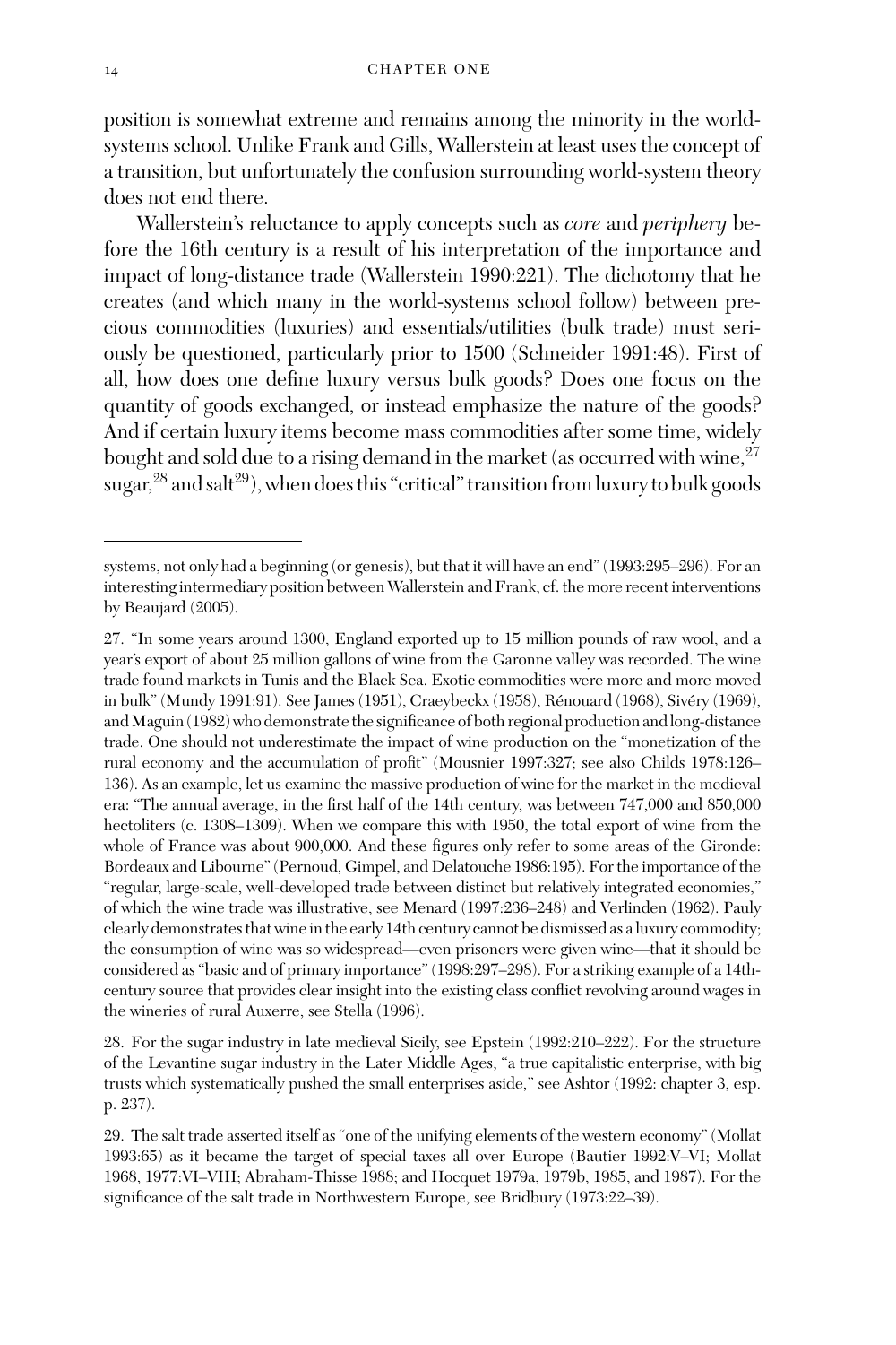position is somewhat extreme and remains among the minority in the world-systems school. Unlike Frank and Gills, Wallerstein at least uses the concept of a transition, but unfortunately the confusion surrounding world-system theory does not end there.

Wallerstein's reluctance to apply concepts such as *core* and *periphery* before the 16th century is a result of his interpretation of the importance and impact of long-distance trade (Wallerstein 1990:221). The dichotomy that he creates (and which many in the world-systems school follow) between precious commodities (luxuries) and essentials/utilities (bulk trade) must seriously be questioned, particularly prior to 1500 (Schneider 1991:48). First of all, how does one define luxury versus bulk goods? Does one focus on the quantity of goods exchanged, or instead emphasize the nature of the goods? And if certain luxury items become mass commodities after some time, widely bought and sold due to a rising demand in the market (as occurred with wine,[27] sugar,[28] and salt[29]), when does this "critical" transition from luxury to bulk goods

---

systems, not only had a beginning (or genesis), but that it will have an end" (1993:295–296). For an interesting intermediary position between Wallerstein and Frank, cf. the more recent interventions by Beaujard (2005).

27. "In some years around 1300, England exported up to 15 million pounds of raw wool, and a year's export of about 25 million gallons of wine from the Garonne valley was recorded. The wine trade found markets in Tunis and the Black Sea. Exotic commodities were more and more moved in bulk" (Mundy 1991:91). See James (1951), Craeybeckx (1958), Rénouard (1968), Sivéry (1969), and Maguin (1982) who demonstrate the significance of both regional production and long-distance trade. One should not underestimate the impact of wine production on the "monetization of the rural economy and the accumulation of profit" (Mousnier 1997:327; see also Childs 1978:126–136). As an example, let us examine the massive production of wine for the market in the medieval era: "The annual average, in the first half of the 14th century, was between 747,000 and 850,000 hectoliters (c. 1308–1309). When we compare this with 1950, the total export of wine from the whole of France was about 900,000. And these figures only refer to some areas of the Gironde: Bordeaux and Libourne" (Pernoud, Gimpel, and Delatouche 1986:195). For the importance of the "regular, large-scale, well-developed trade between distinct but relatively integrated economies," of which the wine trade was illustrative, see Menard (1997:236–248) and Verlinden (1962). Pauly clearly demonstrates that wine in the early 14th century cannot be dismissed as a luxury commodity; the consumption of wine was so widespread—even prisoners were given wine—that it should be considered as "basic and of primary importance" (1998:297–298). For a striking example of a 14th-century source that provides clear insight into the existing class conflict revolving around wages in the wineries of rural Auxerre, see Stella (1996).

28. For the sugar industry in late medieval Sicily, see Epstein (1992:210–222). For the structure of the Levantine sugar industry in the Later Middle Ages, "a true capitalistic enterprise, with big trusts which systematically pushed the small enterprises aside," see Ashtor (1992: chapter 3, esp. p. 237).

29. The salt trade asserted itself as "one of the unifying elements of the western economy" (Mollat 1993:65) as it became the target of special taxes all over Europe (Bautier 1992:V–VI; Mollat 1968, 1977:VI–VIII; Abraham-Thisse 1988; and Hocquet 1979a, 1979b, 1985, and 1987). For the significance of the salt trade in Northwestern Europe, see Bridbury (1973:22–39).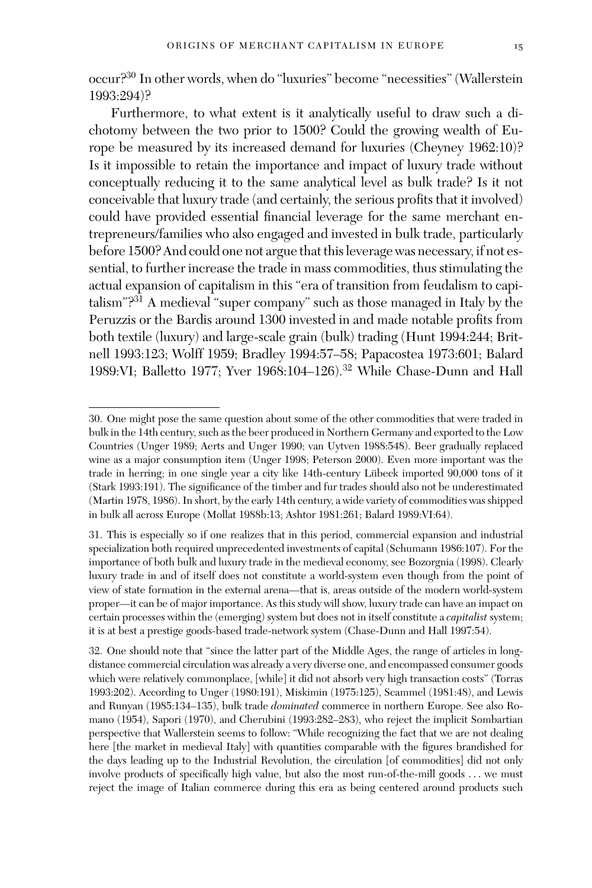occur?[30] In other words, when do "luxuries" become "necessities" (Wallerstein 1993:294)?

Furthermore, to what extent is it analytically useful to draw such a dichotomy between the two prior to 1500? Could the growing wealth of Europe be measured by its increased demand for luxuries (Cheyney 1962:10)? Is it impossible to retain the importance and impact of luxury trade without conceptually reducing it to the same analytical level as bulk trade? Is it not conceivable that luxury trade (and certainly, the serious profits that it involved) could have provided essential financial leverage for the same merchant entrepreneurs/families who also engaged and invested in bulk trade, particularly before 1500? And could one not argue that this leverage was necessary, if not essential, to further increase the trade in mass commodities, thus stimulating the actual expansion of capitalism in this "era of transition from feudalism to capitalism"?[31] A medieval "super company" such as those managed in Italy by the Peruzzis or the Bardis around 1300 invested in and made notable profits from both textile (luxury) and large-scale grain (bulk) trading (Hunt 1994:244; Britnell 1993:123; Wolff 1959; Bradley 1994:57–58; Papacostea 1973:601; Balard 1989:VI; Balletto 1977; Yver 1968:104–126).[32] While Chase-Dunn and Hall

30. One might pose the same question about some of the other commodities that were traded in bulk in the 14th century, such as the beer produced in Northern Germany and exported to the Low Countries (Unger 1989; Aerts and Unger 1990; van Uytven 1988:548). Beer gradually replaced wine as a major consumption item (Unger 1998; Peterson 2000). Even more important was the trade in herring; in one single year a city like 14th-century Lübeck imported 90,000 tons of it (Stark 1993:191). The significance of the timber and fur trades should also not be underestimated (Martin 1978, 1986). In short, by the early 14th century, a wide variety of commodities was shipped in bulk all across Europe (Mollat 1988b:13; Ashtor 1981:261; Balard 1989:VI:64).

31. This is especially so if one realizes that in this period, commercial expansion and industrial specialization both required unprecedented investments of capital (Schumann 1986:107). For the importance of both bulk and luxury trade in the medieval economy, see Bozorgnia (1998). Clearly luxury trade in and of itself does not constitute a world-system even though from the point of view of state formation in the external arena—that is, areas outside of the modern world-system proper—it can be of major importance. As this study will show, luxury trade can have an impact on certain processes within the (emerging) system but does not in itself constitute a *capitalist* system; it is at best a prestige goods-based trade-network system (Chase-Dunn and Hall 1997:54).

32. One should note that "since the latter part of the Middle Ages, the range of articles in long-distance commercial circulation was already a very diverse one, and encompassed consumer goods which were relatively commonplace, [while] it did not absorb very high transaction costs" (Torras 1993:202). According to Unger (1980:191), Miskimin (1975:125), Scammel (1981:48), and Lewis and Runyan (1985:134–135), bulk trade *dominated* commerce in northern Europe. See also Romano (1954), Sapori (1970), and Cherubini (1993:282–283), who reject the implicit Sombartian perspective that Wallerstein seems to follow: "While recognizing the fact that we are not dealing here [the market in medieval Italy] with quantities comparable with the figures brandished for the days leading up to the Industrial Revolution, the circulation [of commodities] did not only involve products of specifically high value, but also the most run-of-the-mill goods . . . we must reject the image of Italian commerce during this era as being centered around products such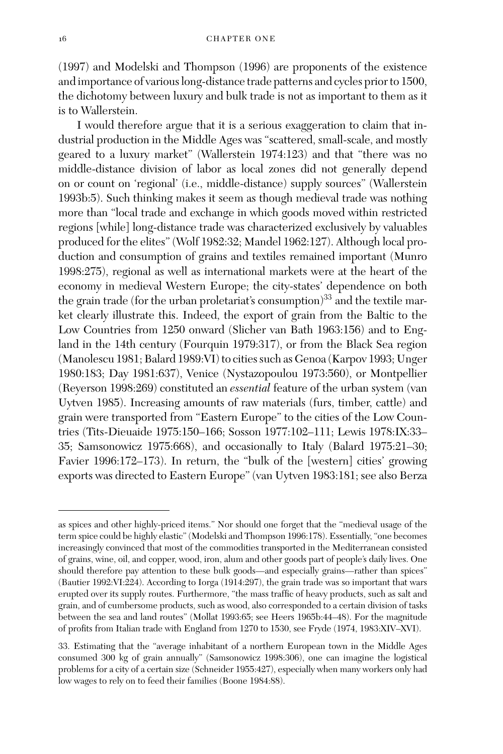(1997) and Modelski and Thompson (1996) are proponents of the existence and importance of various long-distance trade patterns and cycles prior to 1500, the dichotomy between luxury and bulk trade is not as important to them as it is to Wallerstein.

I would therefore argue that it is a serious exaggeration to claim that industrial production in the Middle Ages was "scattered, small-scale, and mostly geared to a luxury market" (Wallerstein 1974:123) and that "there was no middle-distance division of labor as local zones did not generally depend on or count on 'regional' (i.e., middle-distance) supply sources" (Wallerstein 1993b:5). Such thinking makes it seem as though medieval trade was nothing more than "local trade and exchange in which goods moved within restricted regions [while] long-distance trade was characterized exclusively by valuables produced for the elites" (Wolf 1982:32; Mandel 1962:127). Although local production and consumption of grains and textiles remained important (Munro 1998:275), regional as well as international markets were at the heart of the economy in medieval Western Europe; the city-states' dependence on both the grain trade (for the urban proletariat's consumption)[33] and the textile market clearly illustrate this. Indeed, the export of grain from the Baltic to the Low Countries from 1250 onward (Slicher van Bath 1963:156) and to England in the 14th century (Fourquin 1979:317), or from the Black Sea region (Manolescu 1981; Balard 1989:VI) to cities such as Genoa (Karpov 1993; Unger 1980:183; Day 1981:637), Venice (Nystazopoulou 1973:560), or Montpellier (Reyerson 1998:269) constituted an *essential* feature of the urban system (van Uytven 1985). Increasing amounts of raw materials (furs, timber, cattle) and grain were transported from "Eastern Europe" to the cities of the Low Countries (Tits-Dieuaide 1975:150–166; Sosson 1977:102–111; Lewis 1978:IX:33–35; Samsonowicz 1975:668), and occasionally to Italy (Balard 1975:21–30; Favier 1996:172–173). In return, the "bulk of the [western] cities' growing exports was directed to Eastern Europe" (van Uytven 1983:181; see also Berza

---

as spices and other highly-priced items." Nor should one forget that the "medieval usage of the term spice could be highly elastic" (Modelski and Thompson 1996:178). Essentially, "one becomes increasingly convinced that most of the commodities transported in the Mediterranean consisted of grains, wine, oil, and copper, wood, iron, alum and other goods part of people's daily lives. One should therefore pay attention to these bulk goods—and especially grains—rather than spices" (Bautier 1992:VI:224). According to Iorga (1914:297), the grain trade was so important that wars erupted over its supply routes. Furthermore, "the mass traffic of heavy products, such as salt and grain, and of cumbersome products, such as wood, also corresponded to a certain division of tasks between the sea and land routes" (Mollat 1993:65; see Heers 1965b:44–48). For the magnitude of profits from Italian trade with England from 1270 to 1530, see Fryde (1974, 1983:XIV–XVI).

33. Estimating that the "average inhabitant of a northern European town in the Middle Ages consumed 300 kg of grain annually" (Samsonowicz 1998:306), one can imagine the logistical problems for a city of a certain size (Schneider 1955:427), especially when many workers only had low wages to rely on to feed their families (Boone 1984:88).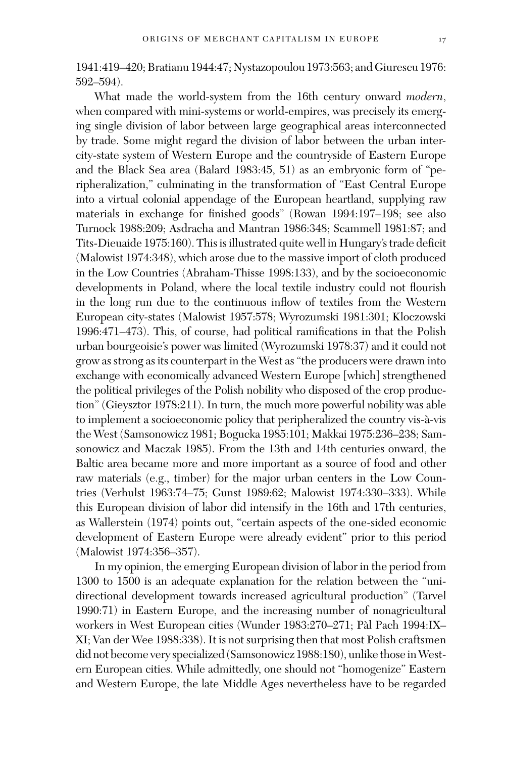1941:419–420; Bratianu 1944:47; Nystazopoulou 1973:563; and Giurescu 1976: 592–594).

What made the world-system from the 16th century onward *modern*, when compared with mini-systems or world-empires, was precisely its emerging single division of labor between large geographical areas interconnected by trade. Some might regard the division of labor between the urban intercity-state system of Western Europe and the countryside of Eastern Europe and the Black Sea area (Balard 1983:45, 51) as an embryonic form of "peripheralization," culminating in the transformation of "East Central Europe into a virtual colonial appendage of the European heartland, supplying raw materials in exchange for finished goods" (Rowan 1994:197–198; see also Turnock 1988:209; Asdracha and Mantran 1986:348; Scammell 1981:87; and Tits-Dieuaide 1975:160). This is illustrated quite well in Hungary's trade deficit (Malowist 1974:348), which arose due to the massive import of cloth produced in the Low Countries (Abraham-Thisse 1998:133), and by the socioeconomic developments in Poland, where the local textile industry could not flourish in the long run due to the continuous inflow of textiles from the Western European city-states (Malowist 1957:578; Wyrozumski 1981:301; Kloczowski 1996:471–473). This, of course, had political ramifications in that the Polish urban bourgeoisie's power was limited (Wyrozumski 1978:37) and it could not grow as strong as its counterpart in the West as "the producers were drawn into exchange with economically advanced Western Europe [which] strengthened the political privileges of the Polish nobility who disposed of the crop production" (Gieysztor 1978:211). In turn, the much more powerful nobility was able to implement a socioeconomic policy that peripheralized the country vis-à-vis the West (Samsonowicz 1981; Bogucka 1985:101; Makkai 1975:236–238; Samsonowicz and Maczak 1985). From the 13th and 14th centuries onward, the Baltic area became more and more important as a source of food and other raw materials (e.g., timber) for the major urban centers in the Low Countries (Verhulst 1963:74–75; Gunst 1989:62; Malowist 1974:330–333). While this European division of labor did intensify in the 16th and 17th centuries, as Wallerstein (1974) points out, "certain aspects of the one-sided economic development of Eastern Europe were already evident" prior to this period (Malowist 1974:356–357).

In my opinion, the emerging European division of labor in the period from 1300 to 1500 is an adequate explanation for the relation between the "unidirectional development towards increased agricultural production" (Tarvel 1990:71) in Eastern Europe, and the increasing number of nonagricultural workers in West European cities (Wunder 1983:270–271; Pàl Pach 1994:IX–XI; Van der Wee 1988:338). It is not surprising then that most Polish craftsmen did not become very specialized (Samsonowicz 1988:180), unlike those in Western European cities. While admittedly, one should not "homogenize" Eastern and Western Europe, the late Middle Ages nevertheless have to be regarded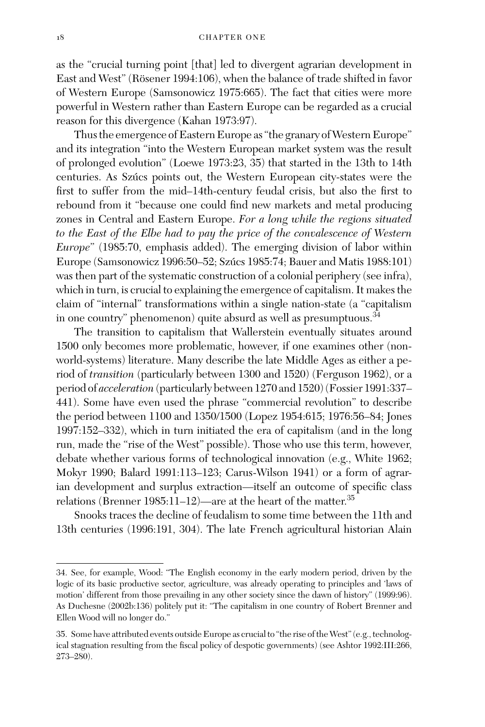as the "crucial turning point [that] led to divergent agrarian development in East and West" (Rösener 1994:106), when the balance of trade shifted in favor of Western Europe (Samsonowicz 1975:665). The fact that cities were more powerful in Western rather than Eastern Europe can be regarded as a crucial reason for this divergence (Kahan 1973:97).

Thus the emergence of Eastern Europe as "the granary of Western Europe" and its integration "into the Western European market system was the result of prolonged evolution" (Loewe 1973:23, 35) that started in the 13th to 14th centuries. As Szúcs points out, the Western European city-states were the first to suffer from the mid–14th-century feudal crisis, but also the first to rebound from it "because one could find new markets and metal producing zones in Central and Eastern Europe. *For a long while the regions situated to the East of the Elbe had to pay the price of the convalescence of Western Europe*" (1985:70, emphasis added). The emerging division of labor within Europe (Samsonowicz 1996:50–52; Szúcs 1985:74; Bauer and Matis 1988:101) was then part of the systematic construction of a colonial periphery (see infra), which in turn, is crucial to explaining the emergence of capitalism. It makes the claim of "internal" transformations within a single nation-state (a "capitalism in one country" phenomenon) quite absurd as well as presumptuous.[34]

The transition to capitalism that Wallerstein eventually situates around 1500 only becomes more problematic, however, if one examines other (non-world-systems) literature. Many describe the late Middle Ages as either a period of *transition* (particularly between 1300 and 1520) (Ferguson 1962), or a period of *acceleration* (particularly between 1270 and 1520) (Fossier 1991:337–441). Some have even used the phrase "commercial revolution" to describe the period between 1100 and 1350/1500 (Lopez 1954:615; 1976:56–84; Jones 1997:152–332), which in turn initiated the era of capitalism (and in the long run, made the "rise of the West" possible). Those who use this term, however, debate whether various forms of technological innovation (e.g., White 1962; Mokyr 1990; Balard 1991:113–123; Carus-Wilson 1941) or a form of agrarian development and surplus extraction—itself an outcome of specific class relations (Brenner 1985:11–12)—are at the heart of the matter.[35]

Snooks traces the decline of feudalism to some time between the 11th and 13th centuries (1996:191, 304). The late French agricultural historian Alain

---

34. See, for example, Wood: "The English economy in the early modern period, driven by the logic of its basic productive sector, agriculture, was already operating to principles and 'laws of motion' different from those prevailing in any other society since the dawn of history" (1999:96). As Duchesne (2002b:136) politely put it: "The capitalism in one country of Robert Brenner and Ellen Wood will no longer do."

35. Some have attributed events outside Europe as crucial to "the rise of the West" (e.g., technological stagnation resulting from the fiscal policy of despotic governments) (see Ashtor 1992:III:266, 273–280).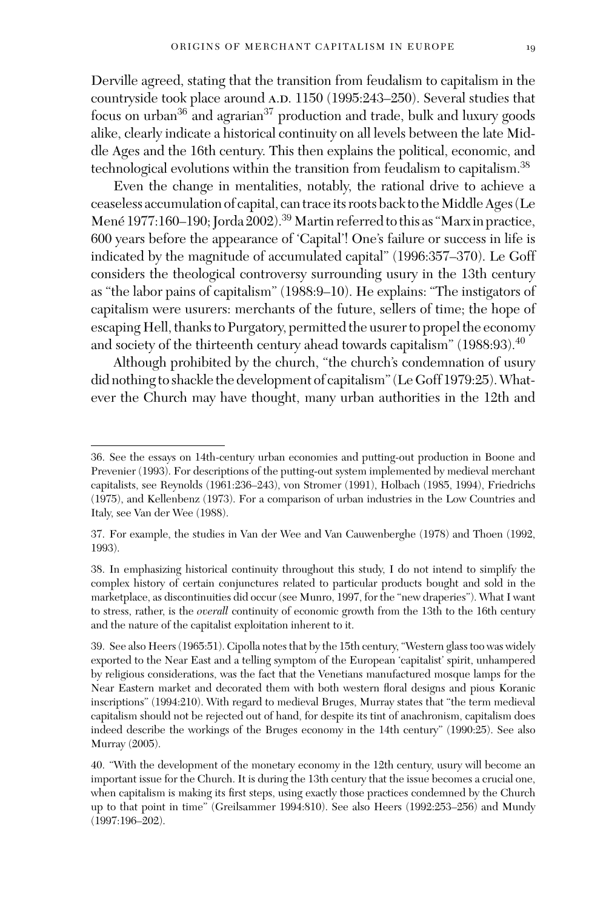Derville agreed, stating that the transition from feudalism to capitalism in the countryside took place around A.D. 1150 (1995:243–250). Several studies that focus on urban[36] and agrarian[37] production and trade, bulk and luxury goods alike, clearly indicate a historical continuity on all levels between the late Middle Ages and the 16th century. This then explains the political, economic, and technological evolutions within the transition from feudalism to capitalism.[38]

Even the change in mentalities, notably, the rational drive to achieve a ceaseless accumulation of capital, can trace its roots back to the Middle Ages (Le Mené 1977:160–190; Jorda 2002).[39] Martin referred to this as "Marx in practice, 600 years before the appearance of 'Capital'! One's failure or success in life is indicated by the magnitude of accumulated capital" (1996:357–370). Le Goff considers the theological controversy surrounding usury in the 13th century as "the labor pains of capitalism" (1988:9–10). He explains: "The instigators of capitalism were usurers: merchants of the future, sellers of time; the hope of escaping Hell, thanks to Purgatory, permitted the usurer to propel the economy and society of the thirteenth century ahead towards capitalism" (1988:93).[40]

Although prohibited by the church, "the church's condemnation of usury did nothing to shackle the development of capitalism" (Le Goff 1979:25). Whatever the Church may have thought, many urban authorities in the 12th and

---

36. See the essays on 14th-century urban economies and putting-out production in Boone and Prevenier (1993). For descriptions of the putting-out system implemented by medieval merchant capitalists, see Reynolds (1961:236–243), von Stromer (1991), Holbach (1985, 1994), Friedrichs (1975), and Kellenbenz (1973). For a comparison of urban industries in the Low Countries and Italy, see Van der Wee (1988).

37. For example, the studies in Van der Wee and Van Cauwenberghe (1978) and Thoen (1992, 1993).

38. In emphasizing historical continuity throughout this study, I do not intend to simplify the complex history of certain conjunctures related to particular products bought and sold in the marketplace, as discontinuities did occur (see Munro, 1997, for the "new draperies"). What I want to stress, rather, is the *overall* continuity of economic growth from the 13th to the 16th century and the nature of the capitalist exploitation inherent to it.

39. See also Heers (1965:51). Cipolla notes that by the 15th century, "Western glass too was widely exported to the Near East and a telling symptom of the European 'capitalist' spirit, unhampered by religious considerations, was the fact that the Venetians manufactured mosque lamps for the Near Eastern market and decorated them with both western floral designs and pious Koranic inscriptions" (1994:210). With regard to medieval Bruges, Murray states that "the term medieval capitalism should not be rejected out of hand, for despite its tint of anachronism, capitalism does indeed describe the workings of the Bruges economy in the 14th century" (1990:25). See also Murray (2005).

40. "With the development of the monetary economy in the 12th century, usury will become an important issue for the Church. It is during the 13th century that the issue becomes a crucial one, when capitalism is making its first steps, using exactly those practices condemned by the Church up to that point in time" (Greilsammer 1994:810). See also Heers (1992:253–256) and Mundy (1997:196–202).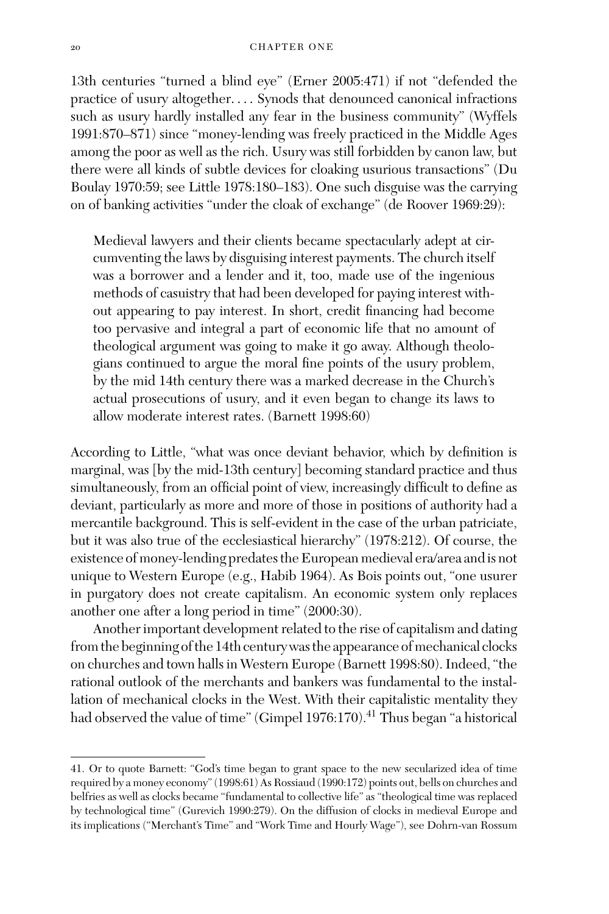13th centuries "turned a blind eye" (Erner 2005:471) if not "defended the practice of usury altogether. . . . Synods that denounced canonical infractions such as usury hardly installed any fear in the business community" (Wyffels 1991:870–871) since "money-lending was freely practiced in the Middle Ages among the poor as well as the rich. Usury was still forbidden by canon law, but there were all kinds of subtle devices for cloaking usurious transactions" (Du Boulay 1970:59; see Little 1978:180–183). One such disguise was the carrying on of banking activities "under the cloak of exchange" (de Roover 1969:29):

> Medieval lawyers and their clients became spectacularly adept at circumventing the laws by disguising interest payments. The church itself was a borrower and a lender and it, too, made use of the ingenious methods of casuistry that had been developed for paying interest without appearing to pay interest. In short, credit financing had become too pervasive and integral a part of economic life that no amount of theological argument was going to make it go away. Although theologians continued to argue the moral fine points of the usury problem, by the mid 14th century there was a marked decrease in the Church's actual prosecutions of usury, and it even began to change its laws to allow moderate interest rates. (Barnett 1998:60)

According to Little, "what was once deviant behavior, which by definition is marginal, was [by the mid-13th century] becoming standard practice and thus simultaneously, from an official point of view, increasingly difficult to define as deviant, particularly as more and more of those in positions of authority had a mercantile background. This is self-evident in the case of the urban patriciate, but it was also true of the ecclesiastical hierarchy" (1978:212). Of course, the existence of money-lending predates the European medieval era/area and is not unique to Western Europe (e.g., Habib 1964). As Bois points out, "one usurer in purgatory does not create capitalism. An economic system only replaces another one after a long period in time" (2000:30).

Another important development related to the rise of capitalism and dating from the beginning of the 14th century was the appearance of mechanical clocks on churches and town halls in Western Europe (Barnett 1998:80). Indeed, "the rational outlook of the merchants and bankers was fundamental to the installation of mechanical clocks in the West. With their capitalistic mentality they had observed the value of time" (Gimpel 1976:170).[41] Thus began "a historical

---

41. Or to quote Barnett: "God's time began to grant space to the new secularized idea of time required by a money economy" (1998:61) As Rossiaud (1990:172) points out, bells on churches and belfries as well as clocks became "fundamental to collective life" as "theological time was replaced by technological time" (Gurevich 1990:279). On the diffusion of clocks in medieval Europe and its implications ("Merchant's Time" and "Work Time and Hourly Wage"), see Dohrn-van Rossum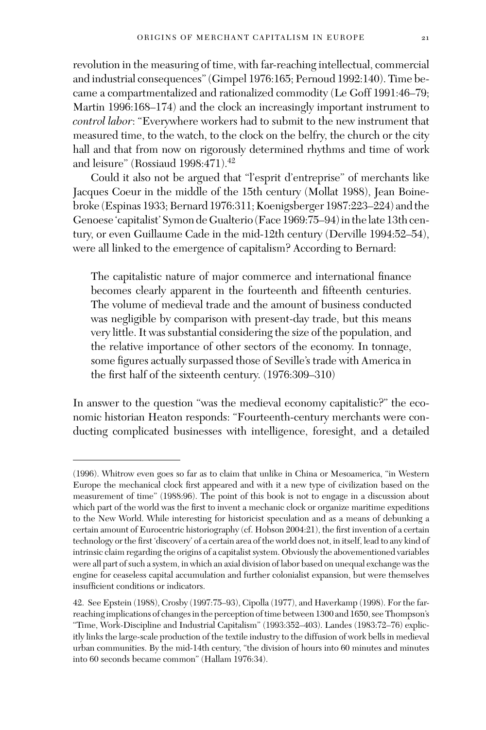revolution in the measuring of time, with far-reaching intellectual, commercial and industrial consequences" (Gimpel 1976:165; Pernoud 1992:140). Time became a compartmentalized and rationalized commodity (Le Goff 1991:46–79; Martin 1996:168–174) and the clock an increasingly important instrument to *control labor*: "Everywhere workers had to submit to the new instrument that measured time, to the watch, to the clock on the belfry, the church or the city hall and that from now on rigorously determined rhythms and time of work and leisure" (Rossiaud 1998:471).[42]

Could it also not be argued that "l'esprit d'entreprise" of merchants like Jacques Coeur in the middle of the 15th century (Mollat 1988), Jean Boinebroke (Espinas 1933; Bernard 1976:311; Koenigsberger 1987:223–224) and the Genoese 'capitalist' Symon de Gualterio (Face 1969:75–94) in the late 13th century, or even Guillaume Cade in the mid-12th century (Derville 1994:52–54), were all linked to the emergence of capitalism? According to Bernard:

> The capitalistic nature of major commerce and international finance becomes clearly apparent in the fourteenth and fifteenth centuries. The volume of medieval trade and the amount of business conducted was negligible by comparison with present-day trade, but this means very little. It was substantial considering the size of the population, and the relative importance of other sectors of the economy. In tonnage, some figures actually surpassed those of Seville's trade with America in the first half of the sixteenth century. (1976:309–310)

In answer to the question "was the medieval economy capitalistic?" the economic historian Heaton responds: "Fourteenth-century merchants were conducting complicated businesses with intelligence, foresight, and a detailed

---

(1996). Whitrow even goes so far as to claim that unlike in China or Mesoamerica, "in Western Europe the mechanical clock first appeared and with it a new type of civilization based on the measurement of time" (1988:96). The point of this book is not to engage in a discussion about which part of the world was the first to invent a mechanic clock or organize maritime expeditions to the New World. While interesting for historicist speculation and as a means of debunking a certain amount of Eurocentric historiography (cf. Hobson 2004:21), the first invention of a certain technology or the first 'discovery' of a certain area of the world does not, in itself, lead to any kind of intrinsic claim regarding the origins of a capitalist system. Obviously the abovementioned variables were all part of such a system, in which an axial division of labor based on unequal exchange was the engine for ceaseless capital accumulation and further colonialist expansion, but were themselves insufficient conditions or indicators.

42. See Epstein (1988), Crosby (1997:75–93), Cipolla (1977), and Haverkamp (1998). For the far-reaching implications of changes in the perception of time between 1300 and 1650, see Thompson's "Time, Work-Discipline and Industrial Capitalism" (1993:352–403). Landes (1983:72–76) explicitly links the large-scale production of the textile industry to the diffusion of work bells in medieval urban communities. By the mid-14th century, "the division of hours into 60 minutes and minutes into 60 seconds became common" (Hallam 1976:34).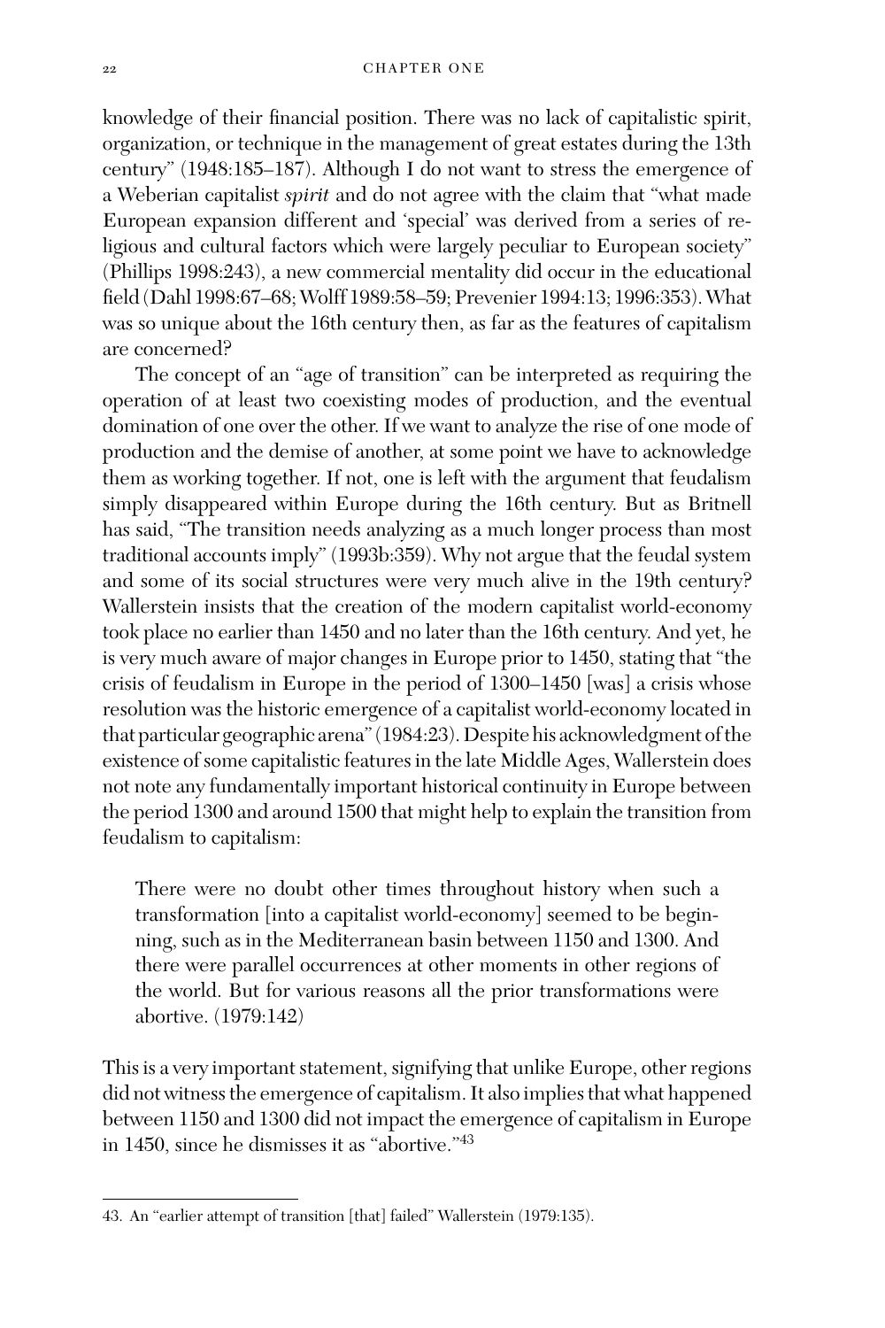knowledge of their financial position. There was no lack of capitalistic spirit, organization, or technique in the management of great estates during the 13th century" (1948:185–187). Although I do not want to stress the emergence of a Weberian capitalist *spirit* and do not agree with the claim that "what made European expansion different and 'special' was derived from a series of religious and cultural factors which were largely peculiar to European society" (Phillips 1998:243), a new commercial mentality did occur in the educational field (Dahl 1998:67–68; Wolff 1989:58–59; Prevenier 1994:13; 1996:353). What was so unique about the 16th century then, as far as the features of capitalism are concerned?

The concept of an "age of transition" can be interpreted as requiring the operation of at least two coexisting modes of production, and the eventual domination of one over the other. If we want to analyze the rise of one mode of production and the demise of another, at some point we have to acknowledge them as working together. If not, one is left with the argument that feudalism simply disappeared within Europe during the 16th century. But as Britnell has said, "The transition needs analyzing as a much longer process than most traditional accounts imply" (1993b:359). Why not argue that the feudal system and some of its social structures were very much alive in the 19th century? Wallerstein insists that the creation of the modern capitalist world-economy took place no earlier than 1450 and no later than the 16th century. And yet, he is very much aware of major changes in Europe prior to 1450, stating that "the crisis of feudalism in Europe in the period of 1300–1450 [was] a crisis whose resolution was the historic emergence of a capitalist world-economy located in that particular geographic arena" (1984:23). Despite his acknowledgment of the existence of some capitalistic features in the late Middle Ages, Wallerstein does not note any fundamentally important historical continuity in Europe between the period 1300 and around 1500 that might help to explain the transition from feudalism to capitalism:

> There were no doubt other times throughout history when such a transformation [into a capitalist world-economy] seemed to be beginning, such as in the Mediterranean basin between 1150 and 1300. And there were parallel occurrences at other moments in other regions of the world. But for various reasons all the prior transformations were abortive. (1979:142)

This is a very important statement, signifying that unlike Europe, other regions did not witness the emergence of capitalism. It also implies that what happened between 1150 and 1300 did not impact the emergence of capitalism in Europe in 1450, since he dismisses it as "abortive."[43]

---

43. An "earlier attempt of transition [that] failed" Wallerstein (1979:135).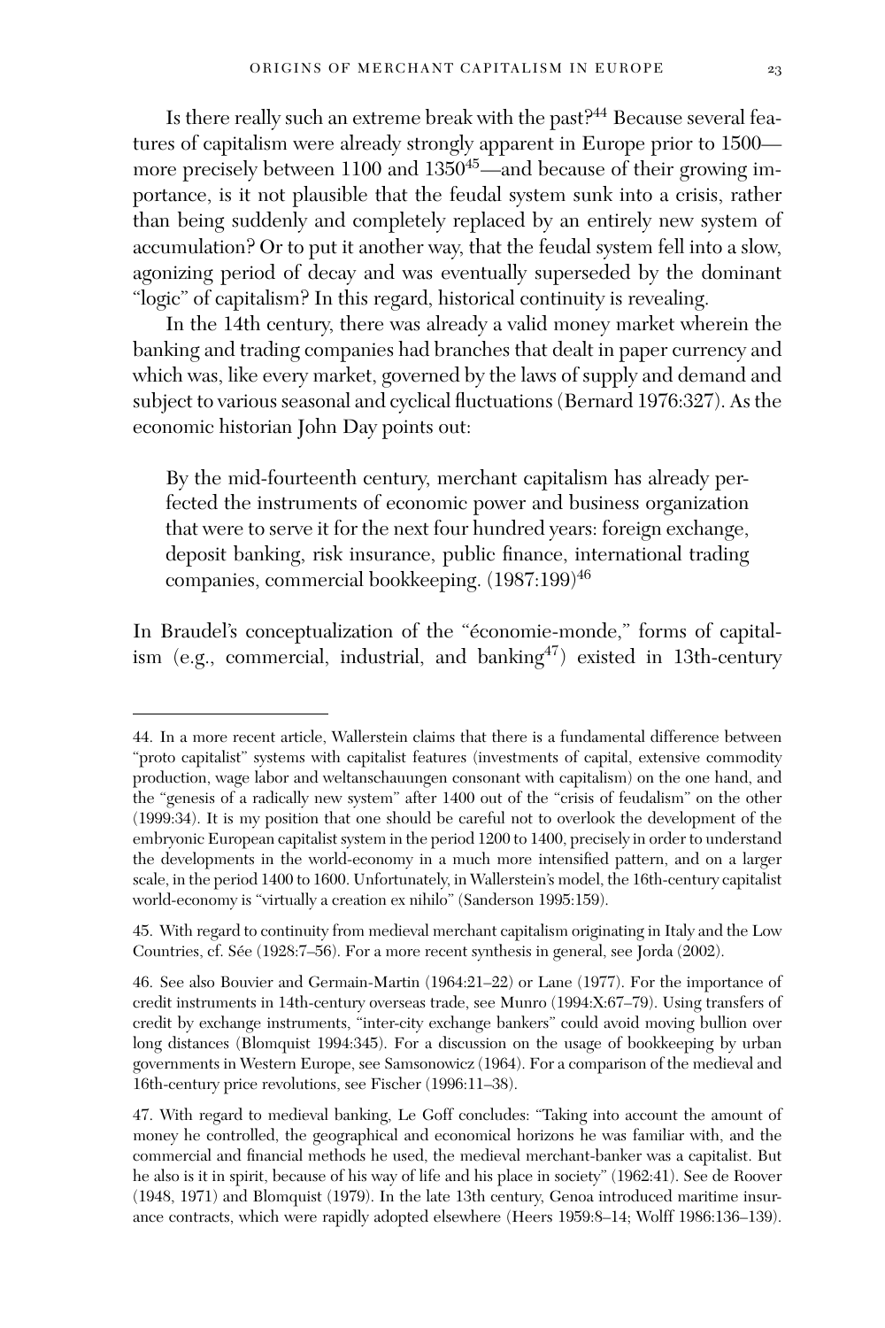Is there really such an extreme break with the past?[44] Because several features of capitalism were already strongly apparent in Europe prior to 1500—more precisely between 1100 and 1350[45]—and because of their growing importance, is it not plausible that the feudal system sunk into a crisis, rather than being suddenly and completely replaced by an entirely new system of accumulation? Or to put it another way, that the feudal system fell into a slow, agonizing period of decay and was eventually superseded by the dominant "logic" of capitalism? In this regard, historical continuity is revealing.

In the 14th century, there was already a valid money market wherein the banking and trading companies had branches that dealt in paper currency and which was, like every market, governed by the laws of supply and demand and subject to various seasonal and cyclical fluctuations (Bernard 1976:327). As the economic historian John Day points out:

> By the mid-fourteenth century, merchant capitalism has already perfected the instruments of economic power and business organization that were to serve it for the next four hundred years: foreign exchange, deposit banking, risk insurance, public finance, international trading companies, commercial bookkeeping. (1987:199)[46]

In Braudel's conceptualization of the "économie-monde," forms of capitalism (e.g., commercial, industrial, and banking[47]) existed in 13th-century

---

44. In a more recent article, Wallerstein claims that there is a fundamental difference between "proto capitalist" systems with capitalist features (investments of capital, extensive commodity production, wage labor and weltanschauungen consonant with capitalism) on the one hand, and the "genesis of a radically new system" after 1400 out of the "crisis of feudalism" on the other (1999:34). It is my position that one should be careful not to overlook the development of the embryonic European capitalist system in the period 1200 to 1400, precisely in order to understand the developments in the world-economy in a much more intensified pattern, and on a larger scale, in the period 1400 to 1600. Unfortunately, in Wallerstein's model, the 16th-century capitalist world-economy is "virtually a creation ex nihilo" (Sanderson 1995:159).

45. With regard to continuity from medieval merchant capitalism originating in Italy and the Low Countries, cf. Sée (1928:7–56). For a more recent synthesis in general, see Jorda (2002).

46. See also Bouvier and Germain-Martin (1964:21–22) or Lane (1977). For the importance of credit instruments in 14th-century overseas trade, see Munro (1994:X:67–79). Using transfers of credit by exchange instruments, "inter-city exchange bankers" could avoid moving bullion over long distances (Blomquist 1994:345). For a discussion on the usage of bookkeeping by urban governments in Western Europe, see Samsonowicz (1964). For a comparison of the medieval and 16th-century price revolutions, see Fischer (1996:11–38).

47. With regard to medieval banking, Le Goff concludes: "Taking into account the amount of money he controlled, the geographical and economical horizons he was familiar with, and the commercial and financial methods he used, the medieval merchant-banker was a capitalist. But he also is it in spirit, because of his way of life and his place in society" (1962:41). See de Roover (1948, 1971) and Blomquist (1979). In the late 13th century, Genoa introduced maritime insurance contracts, which were rapidly adopted elsewhere (Heers 1959:8–14; Wolff 1986:136–139).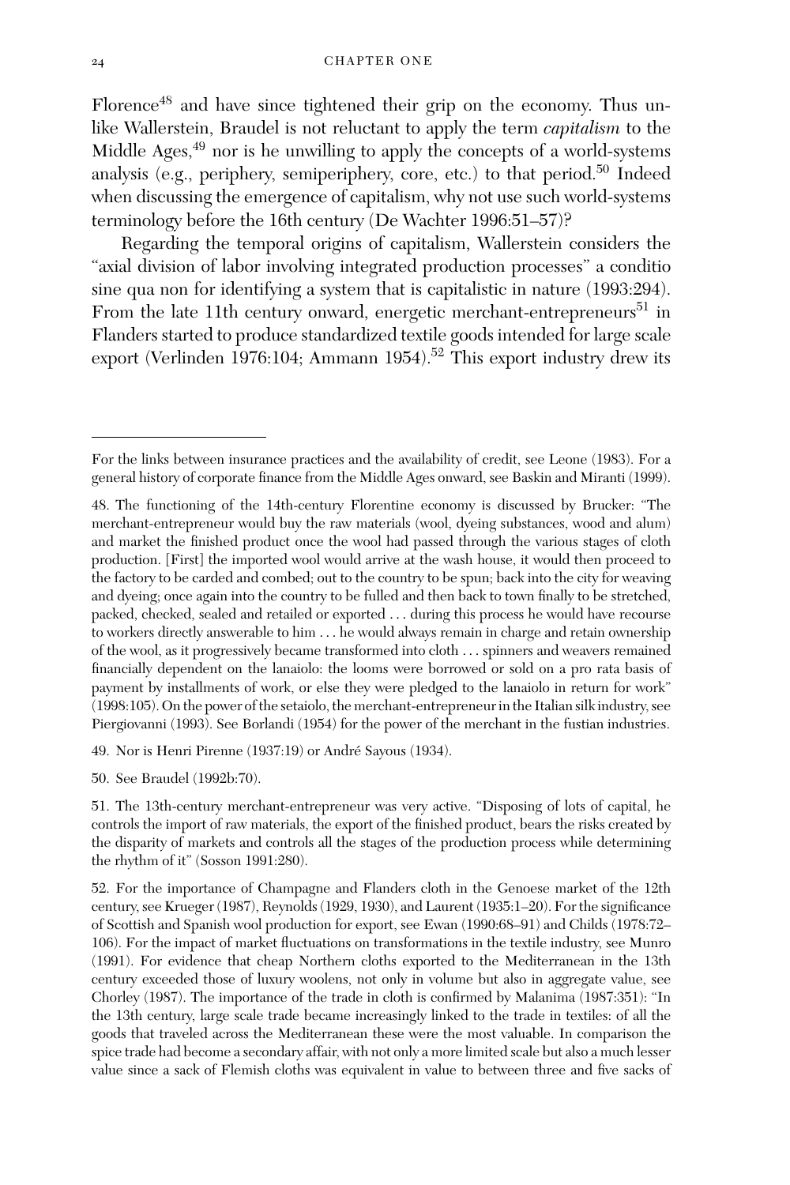Florence[48] and have since tightened their grip on the economy. Thus unlike Wallerstein, Braudel is not reluctant to apply the term *capitalism* to the Middle Ages,[49] nor is he unwilling to apply the concepts of a world-systems analysis (e.g., periphery, semiperiphery, core, etc.) to that period.[50] Indeed when discussing the emergence of capitalism, why not use such world-systems terminology before the 16th century (De Wachter 1996:51–57)?

Regarding the temporal origins of capitalism, Wallerstein considers the "axial division of labor involving integrated production processes" a conditio sine qua non for identifying a system that is capitalistic in nature (1993:294). From the late 11th century onward, energetic merchant-entrepreneurs[51] in Flanders started to produce standardized textile goods intended for large scale export (Verlinden 1976:104; Ammann 1954).[52] This export industry drew its

---

For the links between insurance practices and the availability of credit, see Leone (1983). For a general history of corporate finance from the Middle Ages onward, see Baskin and Miranti (1999).

48. The functioning of the 14th-century Florentine economy is discussed by Brucker: "The merchant-entrepreneur would buy the raw materials (wool, dyeing substances, wood and alum) and market the finished product once the wool had passed through the various stages of cloth production. [First] the imported wool would arrive at the wash house, it would then proceed to the factory to be carded and combed; out to the country to be spun; back into the city for weaving and dyeing; once again into the country to be fulled and then back to town finally to be stretched, packed, checked, sealed and retailed or exported . . . during this process he would have recourse to workers directly answerable to him . . . he would always remain in charge and retain ownership of the wool, as it progressively became transformed into cloth . . . spinners and weavers remained financially dependent on the lanaiolo: the looms were borrowed or sold on a pro rata basis of payment by installments of work, or else they were pledged to the lanaiolo in return for work" (1998:105). On the power of the setaiolo, the merchant-entrepreneur in the Italian silk industry, see Piergiovanni (1993). See Borlandi (1954) for the power of the merchant in the fustian industries.

49. Nor is Henri Pirenne (1937:19) or André Sayous (1934).

50. See Braudel (1992b:70).

51. The 13th-century merchant-entrepreneur was very active. "Disposing of lots of capital, he controls the import of raw materials, the export of the finished product, bears the risks created by the disparity of markets and controls all the stages of the production process while determining the rhythm of it" (Sosson 1991:280).

52. For the importance of Champagne and Flanders cloth in the Genoese market of the 12th century, see Krueger (1987), Reynolds (1929, 1930), and Laurent (1935:1–20). For the significance of Scottish and Spanish wool production for export, see Ewan (1990:68–91) and Childs (1978:72–106). For the impact of market fluctuations on transformations in the textile industry, see Munro (1991). For evidence that cheap Northern cloths exported to the Mediterranean in the 13th century exceeded those of luxury woolens, not only in volume but also in aggregate value, see Chorley (1987). The importance of the trade in cloth is confirmed by Malanima (1987:351): "In the 13th century, large scale trade became increasingly linked to the trade in textiles: of all the goods that traveled across the Mediterranean these were the most valuable. In comparison the spice trade had become a secondary affair, with not only a more limited scale but also a much lesser value since a sack of Flemish cloths was equivalent in value to between three and five sacks of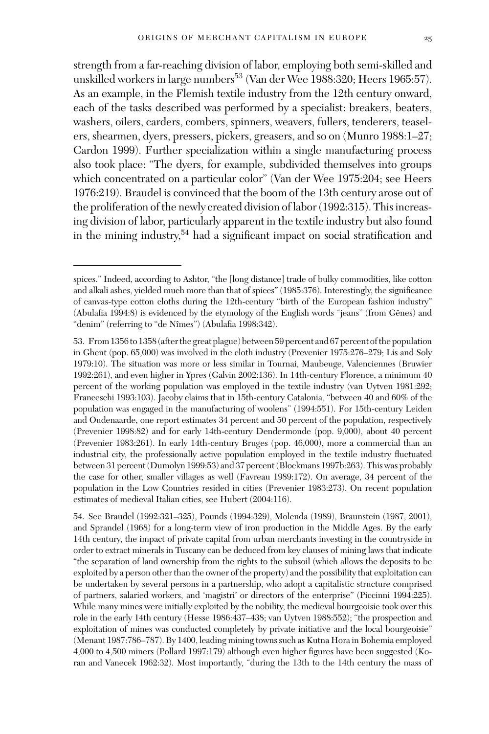strength from a far-reaching division of labor, employing both semi-skilled and unskilled workers in large numbers[53] (Van der Wee 1988:320; Heers 1965:57). As an example, in the Flemish textile industry from the 12th century onward, each of the tasks described was performed by a specialist: breakers, beaters, washers, oilers, carders, combers, spinners, weavers, fullers, tenderers, teaselers, shearmen, dyers, pressers, pickers, greasers, and so on (Munro 1988:1–27; Cardon 1999). Further specialization within a single manufacturing process also took place: "The dyers, for example, subdivided themselves into groups which concentrated on a particular color" (Van der Wee 1975:204; see Heers 1976:219). Braudel is convinced that the boom of the 13th century arose out of the proliferation of the newly created division of labor (1992:315). This increasing division of labor, particularly apparent in the textile industry but also found in the mining industry,[54] had a significant impact on social stratification and

---

spices." Indeed, according to Ashtor, "the [long distance] trade of bulky commodities, like cotton and alkali ashes, yielded much more than that of spices" (1985:376). Interestingly, the significance of canvas-type cotton cloths during the 12th-century "birth of the European fashion industry" (Abulafia 1994:8) is evidenced by the etymology of the English words "jeans" (from Gênes) and "denim" (referring to "de Nîmes") (Abulafia 1998:342).

53. From 1356 to 1358 (after the great plague) between 59 percent and 67 percent of the population in Ghent (pop. 65,000) was involved in the cloth industry (Prevenier 1975:276–279; Lis and Soly 1979:10). The situation was more or less similar in Tournai, Maubeuge, Valenciennes (Bruwier 1992:261), and even higher in Ypres (Galvin 2002:136). In 14th-century Florence, a minimum 40 percent of the working population was employed in the textile industry (van Uytven 1981:292; Franceschi 1993:103). Jacoby claims that in 15th-century Catalonia, "between 40 and 60% of the population was engaged in the manufacturing of woolens" (1994:551). For 15th-century Leiden and Oudenaarde, one report estimates 34 percent and 50 percent of the population, respectively (Prevenier 1998:82) and for early 14th-century Dendermonde (pop. 9,000), about 40 percent (Prevenier 1983:261). In early 14th-century Bruges (pop. 46,000), more a commercial than an industrial city, the professionally active population employed in the textile industry fluctuated between 31 percent (Dumolyn 1999:53) and 37 percent (Blockmans 1997b:263). This was probably the case for other, smaller villages as well (Favreau 1989:172). On average, 34 percent of the population in the Low Countries resided in cities (Prevenier 1983:273). On recent population estimates of medieval Italian cities, see Hubert (2004:116).

54. See Braudel (1992:321–325), Pounds (1994:329), Molenda (1989), Braunstein (1987, 2001), and Sprandel (1968) for a long-term view of iron production in the Middle Ages. By the early 14th century, the impact of private capital from urban merchants investing in the countryside in order to extract minerals in Tuscany can be deduced from key clauses of mining laws that indicate "the separation of land ownership from the rights to the subsoil (which allows the deposits to be exploited by a person other than the owner of the property) and the possibility that exploitation can be undertaken by several persons in a partnership, who adopt a capitalistic structure comprised of partners, salaried workers, and 'magistri' or directors of the enterprise" (Piccinni 1994:225). While many mines were initially exploited by the nobility, the medieval bourgeoisie took over this role in the early 14th century (Hesse 1986:437–438; van Uytven 1988:552); "the prospection and exploitation of mines was conducted completely by private initiative and the local bourgeoisie" (Menant 1987:786–787). By 1400, leading mining towns such as Kutna Hora in Bohemia employed 4,000 to 4,500 miners (Pollard 1997:179) although even higher figures have been suggested (Koran and Vanecek 1962:32). Most importantly, "during the 13th to the 14th century the mass of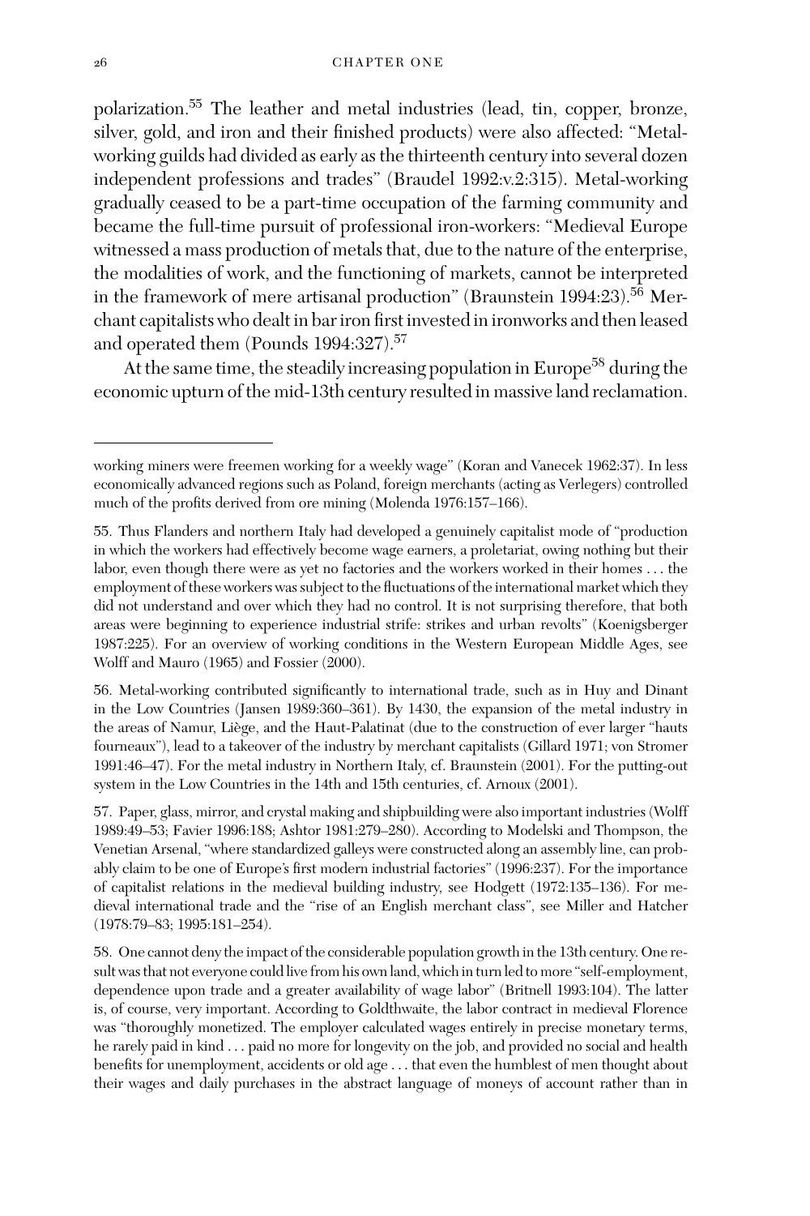polarization.[55] The leather and metal industries (lead, tin, copper, bronze, silver, gold, and iron and their finished products) were also affected: "Metal-working guilds had divided as early as the thirteenth century into several dozen independent professions and trades" (Braudel 1992:v.2:315). Metal-working gradually ceased to be a part-time occupation of the farming community and became the full-time pursuit of professional iron-workers: "Medieval Europe witnessed a mass production of metals that, due to the nature of the enterprise, the modalities of work, and the functioning of markets, cannot be interpreted in the framework of mere artisanal production" (Braunstein 1994:23).[56] Merchant capitalists who dealt in bar iron first invested in ironworks and then leased and operated them (Pounds 1994:327).[57]

At the same time, the steadily increasing population in Europe[58] during the economic upturn of the mid-13th century resulted in massive land reclamation.

---

working miners were freemen working for a weekly wage" (Koran and Vanecek 1962:37). In less economically advanced regions such as Poland, foreign merchants (acting as Verlegers) controlled much of the profits derived from ore mining (Molenda 1976:157–166).

55. Thus Flanders and northern Italy had developed a genuinely capitalist mode of "production in which the workers had effectively become wage earners, a proletariat, owing nothing but their labor, even though there were as yet no factories and the workers worked in their homes . . . the employment of these workers was subject to the fluctuations of the international market which they did not understand and over which they had no control. It is not surprising therefore, that both areas were beginning to experience industrial strife: strikes and urban revolts" (Koenigsberger 1987:225). For an overview of working conditions in the Western European Middle Ages, see Wolff and Mauro (1965) and Fossier (2000).

56. Metal-working contributed significantly to international trade, such as in Huy and Dinant in the Low Countries (Jansen 1989:360–361). By 1430, the expansion of the metal industry in the areas of Namur, Liège, and the Haut-Palatinat (due to the construction of ever larger "hauts fourneaux"), lead to a takeover of the industry by merchant capitalists (Gillard 1971; von Stromer 1991:46–47). For the metal industry in Northern Italy, cf. Braunstein (2001). For the putting-out system in the Low Countries in the 14th and 15th centuries, cf. Arnoux (2001).

57. Paper, glass, mirror, and crystal making and shipbuilding were also important industries (Wolff 1989:49–53; Favier 1996:188; Ashtor 1981:279–280). According to Modelski and Thompson, the Venetian Arsenal, "where standardized galleys were constructed along an assembly line, can probably claim to be one of Europe's first modern industrial factories" (1996:237). For the importance of capitalist relations in the medieval building industry, see Hodgett (1972:135–136). For medieval international trade and the "rise of an English merchant class", see Miller and Hatcher (1978:79–83; 1995:181–254).

58. One cannot deny the impact of the considerable population growth in the 13th century. One result was that not everyone could live from his own land, which in turn led to more "self-employment, dependence upon trade and a greater availability of wage labor" (Britnell 1993:104). The latter is, of course, very important. According to Goldthwaite, the labor contract in medieval Florence was "thoroughly monetized. The employer calculated wages entirely in precise monetary terms, he rarely paid in kind . . . paid no more for longevity on the job, and provided no social and health benefits for unemployment, accidents or old age . . . that even the humblest of men thought about their wages and daily purchases in the abstract language of moneys of account rather than in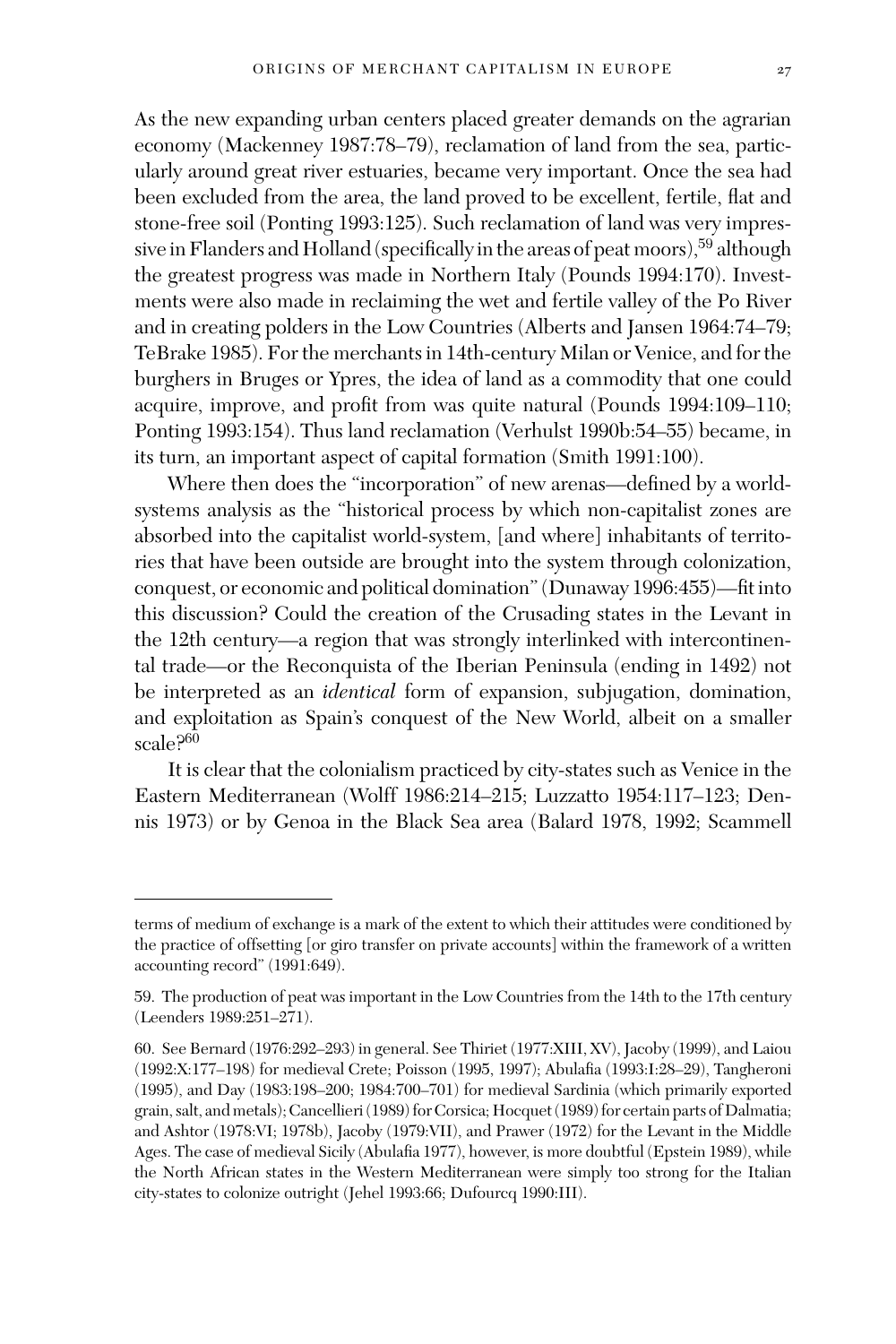As the new expanding urban centers placed greater demands on the agrarian economy (Mackenney 1987:78–79), reclamation of land from the sea, particularly around great river estuaries, became very important. Once the sea had been excluded from the area, the land proved to be excellent, fertile, flat and stone-free soil (Ponting 1993:125). Such reclamation of land was very impressive in Flanders and Holland (specifically in the areas of peat moors),[59] although the greatest progress was made in Northern Italy (Pounds 1994:170). Investments were also made in reclaiming the wet and fertile valley of the Po River and in creating polders in the Low Countries (Alberts and Jansen 1964:74–79; TeBrake 1985). For the merchants in 14th-century Milan or Venice, and for the burghers in Bruges or Ypres, the idea of land as a commodity that one could acquire, improve, and profit from was quite natural (Pounds 1994:109–110; Ponting 1993:154). Thus land reclamation (Verhulst 1990b:54–55) became, in its turn, an important aspect of capital formation (Smith 1991:100).

Where then does the "incorporation" of new arenas—defined by a world-systems analysis as the "historical process by which non-capitalist zones are absorbed into the capitalist world-system, [and where] inhabitants of territories that have been outside are brought into the system through colonization, conquest, or economic and political domination" (Dunaway 1996:455)—fit into this discussion? Could the creation of the Crusading states in the Levant in the 12th century—a region that was strongly interlinked with intercontinental trade—or the Reconquista of the Iberian Peninsula (ending in 1492) not be interpreted as an *identical* form of expansion, subjugation, domination, and exploitation as Spain's conquest of the New World, albeit on a smaller scale?[60]

It is clear that the colonialism practiced by city-states such as Venice in the Eastern Mediterranean (Wolff 1986:214–215; Luzzatto 1954:117–123; Dennis 1973) or by Genoa in the Black Sea area (Balard 1978, 1992; Scammell

---

terms of medium of exchange is a mark of the extent to which their attitudes were conditioned by the practice of offsetting [or giro transfer on private accounts] within the framework of a written accounting record" (1991:649).

59. The production of peat was important in the Low Countries from the 14th to the 17th century (Leenders 1989:251–271).

60. See Bernard (1976:292–293) in general. See Thiriet (1977:XIII, XV), Jacoby (1999), and Laiou (1992:X:177–198) for medieval Crete; Poisson (1995, 1997); Abulafia (1993:I:28–29), Tangheroni (1995), and Day (1983:198–200; 1984:700–701) for medieval Sardinia (which primarily exported grain, salt, and metals); Cancellieri (1989) for Corsica; Hocquet (1989) for certain parts of Dalmatia; and Ashtor (1978:VI; 1978b), Jacoby (1979:VII), and Prawer (1972) for the Levant in the Middle Ages. The case of medieval Sicily (Abulafia 1977), however, is more doubtful (Epstein 1989), while the North African states in the Western Mediterranean were simply too strong for the Italian city-states to colonize outright (Jehel 1993:66; Dufourcq 1990:III).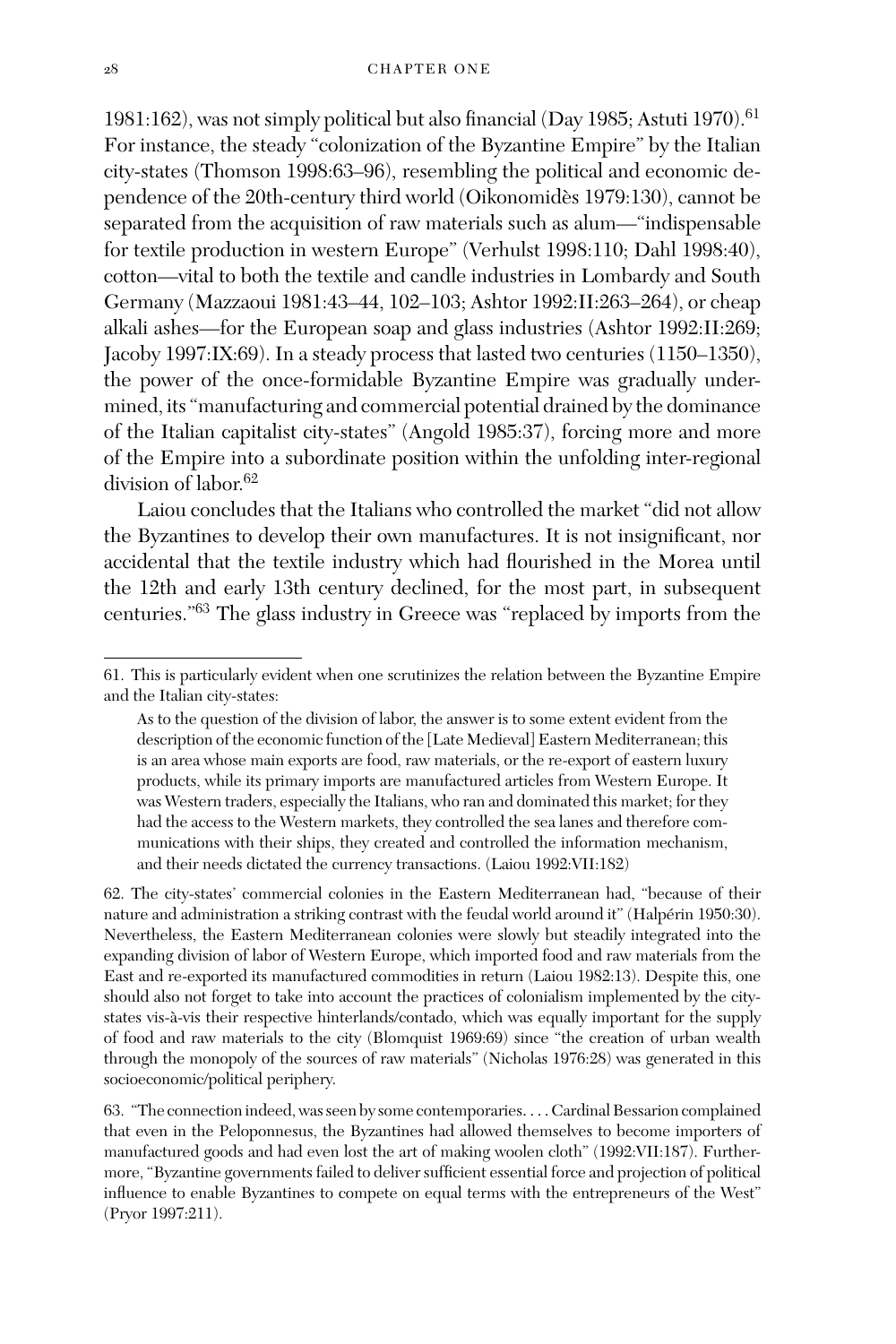1981:162), was not simply political but also financial (Day 1985; Astuti 1970).[61] For instance, the steady "colonization of the Byzantine Empire" by the Italian city-states (Thomson 1998:63–96), resembling the political and economic dependence of the 20th-century third world (Oikonomidès 1979:130), cannot be separated from the acquisition of raw materials such as alum—"indispensable for textile production in western Europe" (Verhulst 1998:110; Dahl 1998:40), cotton—vital to both the textile and candle industries in Lombardy and South Germany (Mazzaoui 1981:43–44, 102–103; Ashtor 1992:II:263–264), or cheap alkali ashes—for the European soap and glass industries (Ashtor 1992:II:269; Jacoby 1997:IX:69). In a steady process that lasted two centuries (1150–1350), the power of the once-formidable Byzantine Empire was gradually undermined, its "manufacturing and commercial potential drained by the dominance of the Italian capitalist city-states" (Angold 1985:37), forcing more and more of the Empire into a subordinate position within the unfolding inter-regional division of labor.[62]

Laiou concludes that the Italians who controlled the market "did not allow the Byzantines to develop their own manufactures. It is not insignificant, nor accidental that the textile industry which had flourished in the Morea until the 12th and early 13th century declined, for the most part, in subsequent centuries."[63] The glass industry in Greece was "replaced by imports from the

---

61. This is particularly evident when one scrutinizes the relation between the Byzantine Empire and the Italian city-states:

> As to the question of the division of labor, the answer is to some extent evident from the description of the economic function of the [Late Medieval] Eastern Mediterranean; this is an area whose main exports are food, raw materials, or the re-export of eastern luxury products, while its primary imports are manufactured articles from Western Europe. It was Western traders, especially the Italians, who ran and dominated this market; for they had the access to the Western markets, they controlled the sea lanes and therefore communications with their ships, they created and controlled the information mechanism, and their needs dictated the currency transactions. (Laiou 1992:VII:182)

62. The city-states' commercial colonies in the Eastern Mediterranean had, "because of their nature and administration a striking contrast with the feudal world around it" (Halpérin 1950:30). Nevertheless, the Eastern Mediterranean colonies were slowly but steadily integrated into the expanding division of labor of Western Europe, which imported food and raw materials from the East and re-exported its manufactured commodities in return (Laiou 1982:13). Despite this, one should also not forget to take into account the practices of colonialism implemented by the city-states vis-à-vis their respective hinterlands/contado, which was equally important for the supply of food and raw materials to the city (Blomquist 1969:69) since "the creation of urban wealth through the monopoly of the sources of raw materials" (Nicholas 1976:28) was generated in this socioeconomic/political periphery.

63. "The connection indeed, was seen by some contemporaries. . . . Cardinal Bessarion complained that even in the Peloponnesus, the Byzantines had allowed themselves to become importers of manufactured goods and had even lost the art of making woolen cloth" (1992:VII:187). Furthermore, "Byzantine governments failed to deliver sufficient essential force and projection of political influence to enable Byzantines to compete on equal terms with the entrepreneurs of the West" (Pryor 1997:211).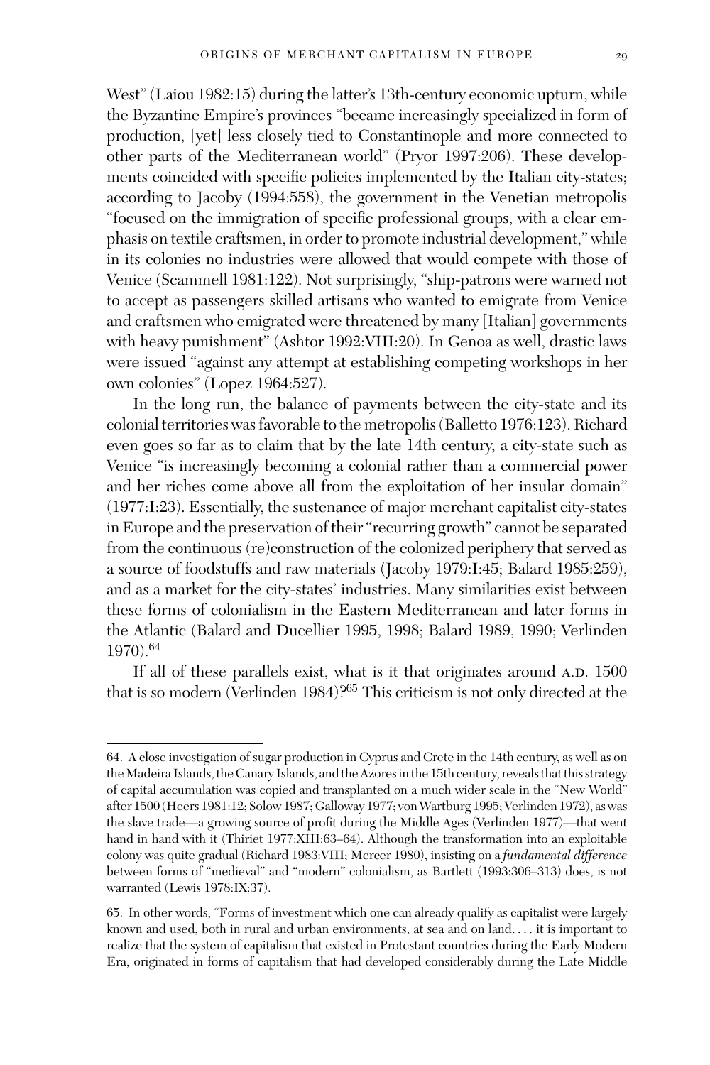West" (Laiou 1982:15) during the latter's 13th-century economic upturn, while the Byzantine Empire's provinces "became increasingly specialized in form of production, [yet] less closely tied to Constantinople and more connected to other parts of the Mediterranean world" (Pryor 1997:206). These developments coincided with specific policies implemented by the Italian city-states; according to Jacoby (1994:558), the government in the Venetian metropolis "focused on the immigration of specific professional groups, with a clear emphasis on textile craftsmen, in order to promote industrial development," while in its colonies no industries were allowed that would compete with those of Venice (Scammell 1981:122). Not surprisingly, "ship-patrons were warned not to accept as passengers skilled artisans who wanted to emigrate from Venice and craftsmen who emigrated were threatened by many [Italian] governments with heavy punishment" (Ashtor 1992:VIII:20). In Genoa as well, drastic laws were issued "against any attempt at establishing competing workshops in her own colonies" (Lopez 1964:527).

In the long run, the balance of payments between the city-state and its colonial territories was favorable to the metropolis (Balletto 1976:123). Richard even goes so far as to claim that by the late 14th century, a city-state such as Venice "is increasingly becoming a colonial rather than a commercial power and her riches come above all from the exploitation of her insular domain" (1977:I:23). Essentially, the sustenance of major merchant capitalist city-states in Europe and the preservation of their "recurring growth" cannot be separated from the continuous (re)construction of the colonized periphery that served as a source of foodstuffs and raw materials (Jacoby 1979:I:45; Balard 1985:259), and as a market for the city-states' industries. Many similarities exist between these forms of colonialism in the Eastern Mediterranean and later forms in the Atlantic (Balard and Ducellier 1995, 1998; Balard 1989, 1990; Verlinden 1970).[64]

If all of these parallels exist, what is it that originates around A.D. 1500 that is so modern (Verlinden 1984)?[65] This criticism is not only directed at the

---

64. A close investigation of sugar production in Cyprus and Crete in the 14th century, as well as on the Madeira Islands, the Canary Islands, and the Azores in the 15th century, reveals that this strategy of capital accumulation was copied and transplanted on a much wider scale in the "New World" after 1500 (Heers 1981:12; Solow 1987; Galloway 1977; von Wartburg 1995; Verlinden 1972), as was the slave trade—a growing source of profit during the Middle Ages (Verlinden 1977)—that went hand in hand with it (Thiriet 1977:XIII:63–64). Although the transformation into an exploitable colony was quite gradual (Richard 1983:VIII; Mercer 1980), insisting on a *fundamental difference* between forms of "medieval" and "modern" colonialism, as Bartlett (1993:306–313) does, is not warranted (Lewis 1978:IX:37).

65. In other words, "Forms of investment which one can already qualify as capitalist were largely known and used, both in rural and urban environments, at sea and on land. . . . it is important to realize that the system of capitalism that existed in Protestant countries during the Early Modern Era, originated in forms of capitalism that had developed considerably during the Late Middle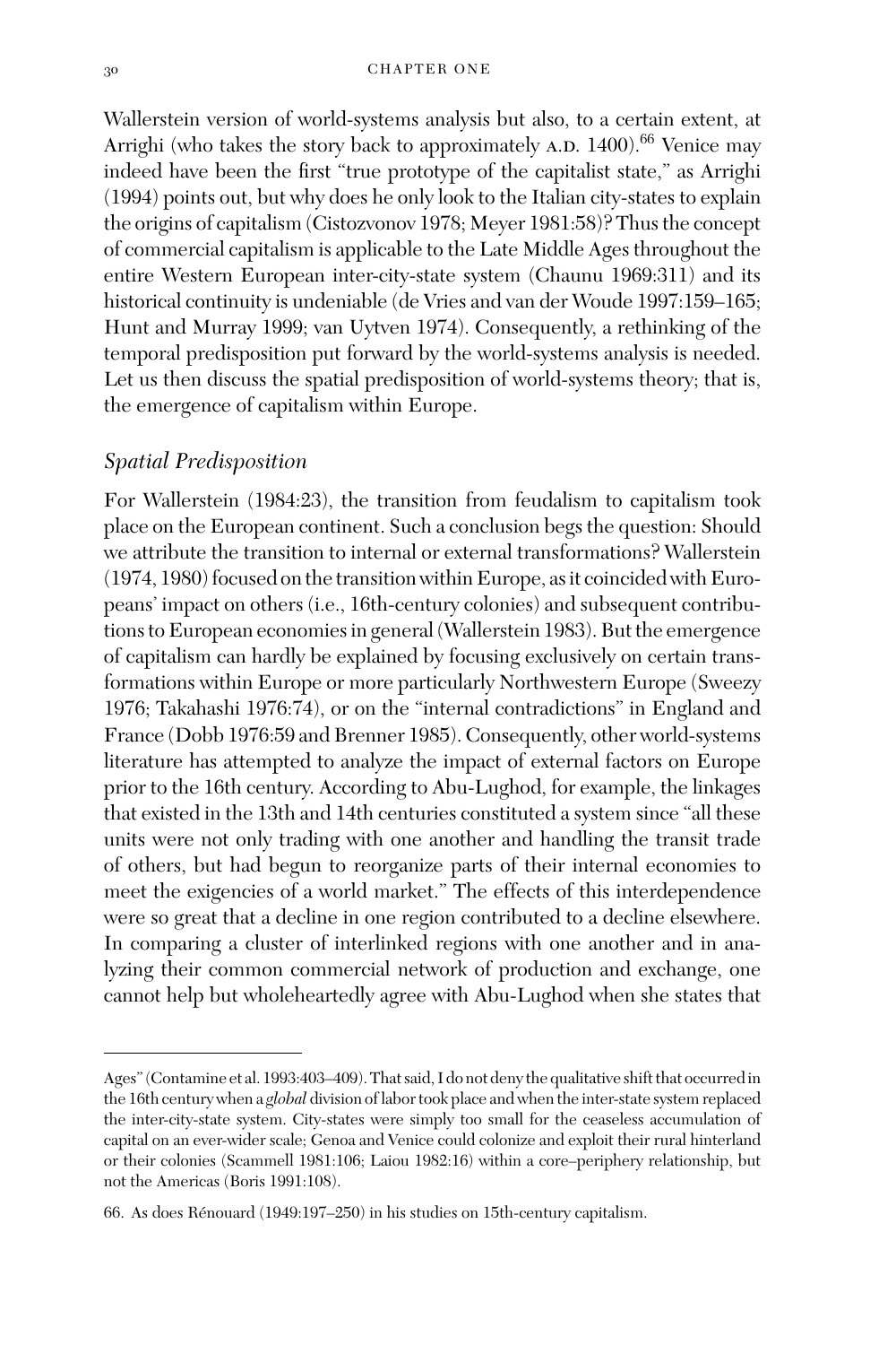Wallerstein version of world-systems analysis but also, to a certain extent, at Arrighi (who takes the story back to approximately A.D. 1400).[66] Venice may indeed have been the first "true prototype of the capitalist state," as Arrighi (1994) points out, but why does he only look to the Italian city-states to explain the origins of capitalism (Cistozvonov 1978; Meyer 1981:58)? Thus the concept of commercial capitalism is applicable to the Late Middle Ages throughout the entire Western European inter-city-state system (Chaunu 1969:311) and its historical continuity is undeniable (de Vries and van der Woude 1997:159–165; Hunt and Murray 1999; van Uytven 1974). Consequently, a rethinking of the temporal predisposition put forward by the world-systems analysis is needed. Let us then discuss the spatial predisposition of world-systems theory; that is, the emergence of capitalism within Europe.

### *Spatial Predisposition*

For Wallerstein (1984:23), the transition from feudalism to capitalism took place on the European continent. Such a conclusion begs the question: Should we attribute the transition to internal or external transformations? Wallerstein (1974, 1980) focused on the transition within Europe, as it coincided with Europeans' impact on others (i.e., 16th-century colonies) and subsequent contributions to European economies in general (Wallerstein 1983). But the emergence of capitalism can hardly be explained by focusing exclusively on certain transformations within Europe or more particularly Northwestern Europe (Sweezy 1976; Takahashi 1976:74), or on the "internal contradictions" in England and France (Dobb 1976:59 and Brenner 1985). Consequently, other world-systems literature has attempted to analyze the impact of external factors on Europe prior to the 16th century. According to Abu-Lughod, for example, the linkages that existed in the 13th and 14th centuries constituted a system since "all these units were not only trading with one another and handling the transit trade of others, but had begun to reorganize parts of their internal economies to meet the exigencies of a world market." The effects of this interdependence were so great that a decline in one region contributed to a decline elsewhere. In comparing a cluster of interlinked regions with one another and in analyzing their common commercial network of production and exchange, one cannot help but wholeheartedly agree with Abu-Lughod when she states that

---

Ages" (Contamine et al. 1993:403–409). That said, I do not deny the qualitative shift that occurred in the 16th century when a *global* division of labor took place and when the inter-state system replaced the inter-city-state system. City-states were simply too small for the ceaseless accumulation of capital on an ever-wider scale; Genoa and Venice could colonize and exploit their rural hinterland or their colonies (Scammell 1981:106; Laiou 1982:16) within a core–periphery relationship, but not the Americas (Boris 1991:108).

66. As does Rénouard (1949:197–250) in his studies on 15th-century capitalism.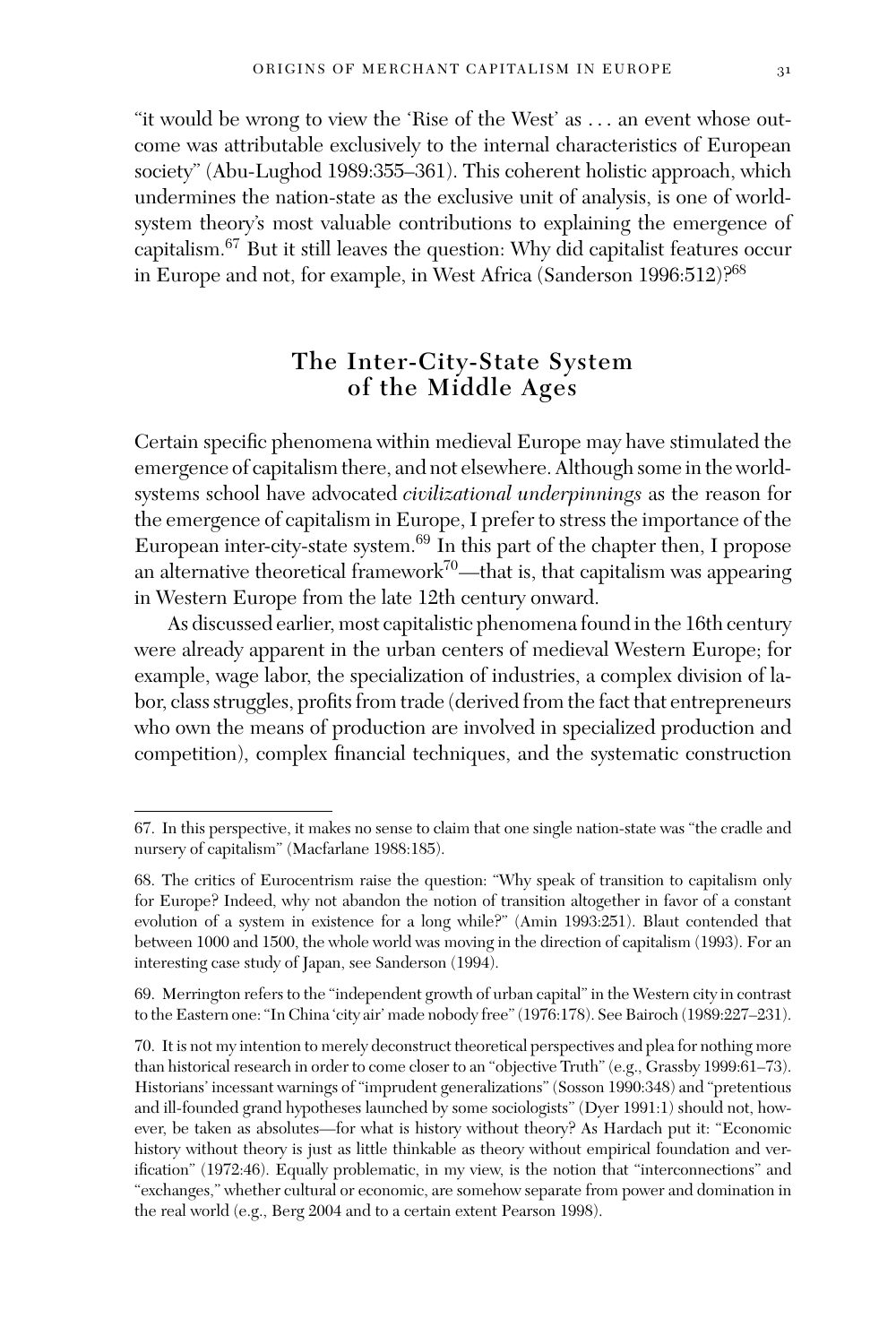"it would be wrong to view the 'Rise of the West' as . . . an event whose outcome was attributable exclusively to the internal characteristics of European society" (Abu-Lughod 1989:355–361). This coherent holistic approach, which undermines the nation-state as the exclusive unit of analysis, is one of world-system theory's most valuable contributions to explaining the emergence of capitalism.[67] But it still leaves the question: Why did capitalist features occur in Europe and not, for example, in West Africa (Sanderson 1996:512)?[68]

## The Inter-City-State System of the Middle Ages

Certain specific phenomena within medieval Europe may have stimulated the emergence of capitalism there, and not elsewhere. Although some in the world-systems school have advocated *civilizational underpinnings* as the reason for the emergence of capitalism in Europe, I prefer to stress the importance of the European inter-city-state system.[69] In this part of the chapter then, I propose an alternative theoretical framework[70]—that is, that capitalism was appearing in Western Europe from the late 12th century onward.

As discussed earlier, most capitalistic phenomena found in the 16th century were already apparent in the urban centers of medieval Western Europe; for example, wage labor, the specialization of industries, a complex division of labor, class struggles, profits from trade (derived from the fact that entrepreneurs who own the means of production are involved in specialized production and competition), complex financial techniques, and the systematic construction

---

67. In this perspective, it makes no sense to claim that one single nation-state was "the cradle and nursery of capitalism" (Macfarlane 1988:185).

68. The critics of Eurocentrism raise the question: "Why speak of transition to capitalism only for Europe? Indeed, why not abandon the notion of transition altogether in favor of a constant evolution of a system in existence for a long while?" (Amin 1993:251). Blaut contended that between 1000 and 1500, the whole world was moving in the direction of capitalism (1993). For an interesting case study of Japan, see Sanderson (1994).

69. Merrington refers to the "independent growth of urban capital" in the Western city in contrast to the Eastern one: "In China 'city air' made nobody free" (1976:178). See Bairoch (1989:227–231).

70. It is not my intention to merely deconstruct theoretical perspectives and plea for nothing more than historical research in order to come closer to an "objective Truth" (e.g., Grassby 1999:61–73). Historians' incessant warnings of "imprudent generalizations" (Sosson 1990:348) and "pretentious and ill-founded grand hypotheses launched by some sociologists" (Dyer 1991:1) should not, however, be taken as absolutes—for what is history without theory? As Hardach put it: "Economic history without theory is just as little thinkable as theory without empirical foundation and verification" (1972:46). Equally problematic, in my view, is the notion that "interconnections" and "exchanges," whether cultural or economic, are somehow separate from power and domination in the real world (e.g., Berg 2004 and to a certain extent Pearson 1998).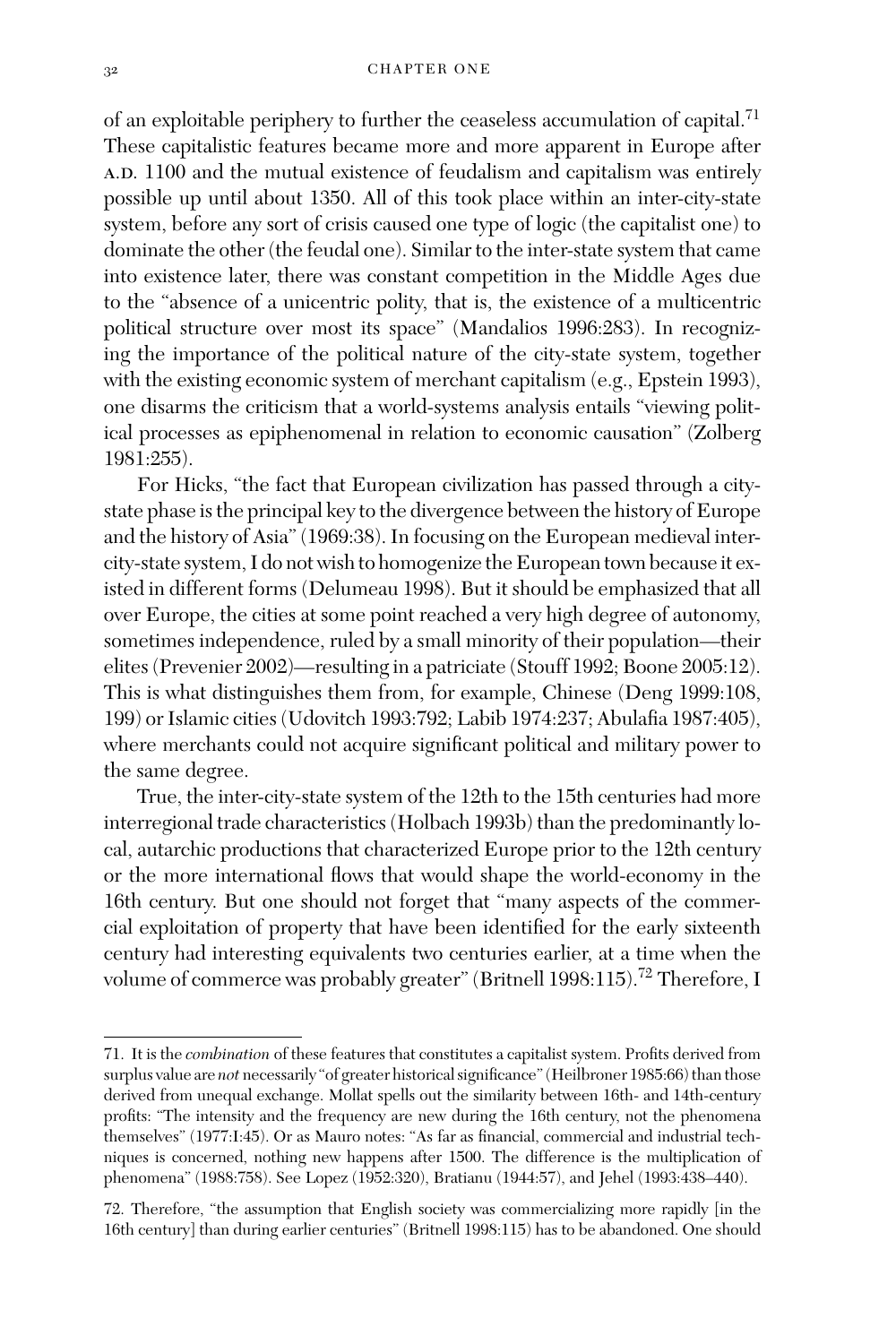of an exploitable periphery to further the ceaseless accumulation of capital.[71] These capitalistic features became more and more apparent in Europe after A.D. 1100 and the mutual existence of feudalism and capitalism was entirely possible up until about 1350. All of this took place within an inter-city-state system, before any sort of crisis caused one type of logic (the capitalist one) to dominate the other (the feudal one). Similar to the inter-state system that came into existence later, there was constant competition in the Middle Ages due to the "absence of a unicentric polity, that is, the existence of a multicentric political structure over most its space" (Mandalios 1996:283). In recognizing the importance of the political nature of the city-state system, together with the existing economic system of merchant capitalism (e.g., Epstein 1993), one disarms the criticism that a world-systems analysis entails "viewing political processes as epiphenomenal in relation to economic causation" (Zolberg 1981:255).

For Hicks, "the fact that European civilization has passed through a city-state phase is the principal key to the divergence between the history of Europe and the history of Asia" (1969:38). In focusing on the European medieval inter-city-state system, I do not wish to homogenize the European town because it existed in different forms (Delumeau 1998). But it should be emphasized that all over Europe, the cities at some point reached a very high degree of autonomy, sometimes independence, ruled by a small minority of their population—their elites (Prevenier 2002)—resulting in a patriciate (Stouff 1992; Boone 2005:12). This is what distinguishes them from, for example, Chinese (Deng 1999:108, 199) or Islamic cities (Udovitch 1993:792; Labib 1974:237; Abulafia 1987:405), where merchants could not acquire significant political and military power to the same degree.

True, the inter-city-state system of the 12th to the 15th centuries had more interregional trade characteristics (Holbach 1993b) than the predominantly local, autarchic productions that characterized Europe prior to the 12th century or the more international flows that would shape the world-economy in the 16th century. But one should not forget that "many aspects of the commercial exploitation of property that have been identified for the early sixteenth century had interesting equivalents two centuries earlier, at a time when the volume of commerce was probably greater" (Britnell 1998:115).[72] Therefore, I

71. It is the *combination* of these features that constitutes a capitalist system. Profits derived from surplus value are *not* necessarily "of greater historical significance" (Heilbroner 1985:66) than those derived from unequal exchange. Mollat spells out the similarity between 16th- and 14th-century profits: "The intensity and the frequency are new during the 16th century, not the phenomena themselves" (1977:I:45). Or as Mauro notes: "As far as financial, commercial and industrial techniques is concerned, nothing new happens after 1500. The difference is the multiplication of phenomena" (1988:758). See Lopez (1952:320), Bratianu (1944:57), and Jehel (1993:438–440).

72. Therefore, "the assumption that English society was commercializing more rapidly [in the 16th century] than during earlier centuries" (Britnell 1998:115) has to be abandoned. One should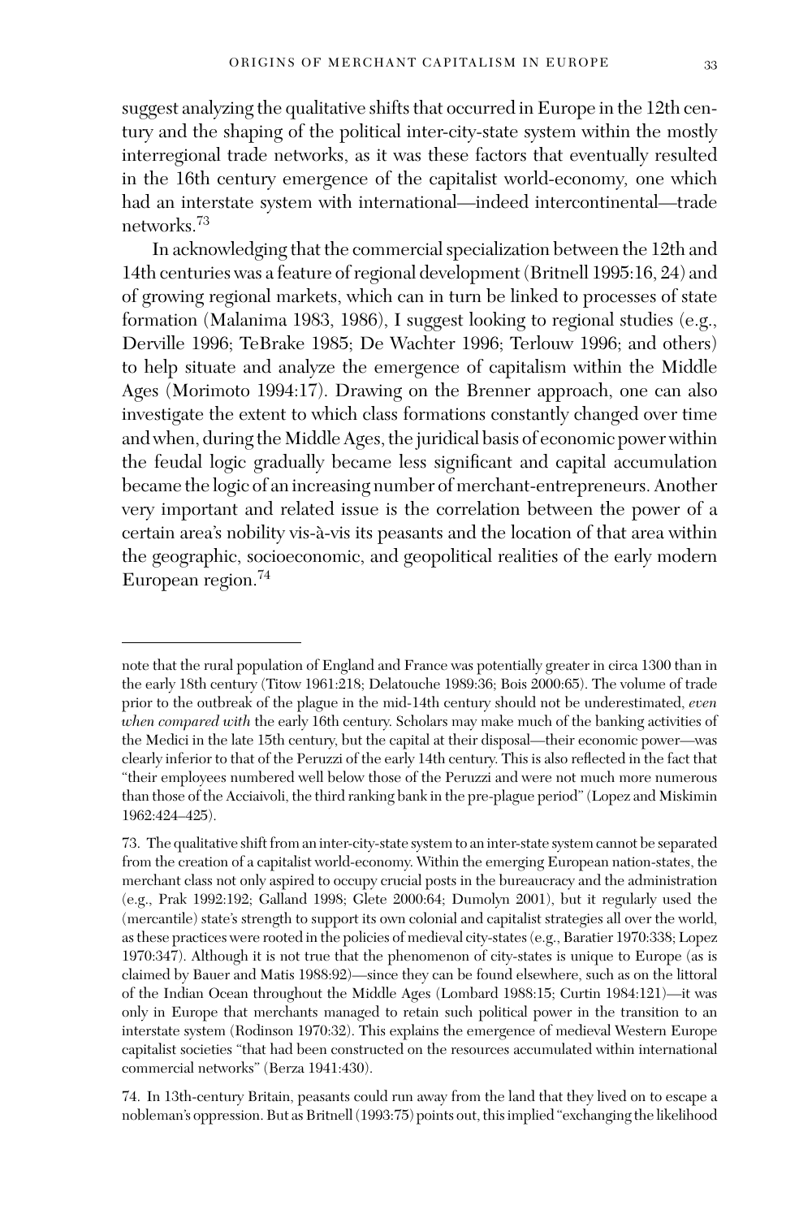suggest analyzing the qualitative shifts that occurred in Europe in the 12th century and the shaping of the political inter-city-state system within the mostly interregional trade networks, as it was these factors that eventually resulted in the 16th century emergence of the capitalist world-economy, one which had an interstate system with international—indeed intercontinental—trade networks.[73]

In acknowledging that the commercial specialization between the 12th and 14th centuries was a feature of regional development (Britnell 1995:16, 24) and of growing regional markets, which can in turn be linked to processes of state formation (Malanima 1983, 1986), I suggest looking to regional studies (e.g., Derville 1996; TeBrake 1985; De Wachter 1996; Terlouw 1996; and others) to help situate and analyze the emergence of capitalism within the Middle Ages (Morimoto 1994:17). Drawing on the Brenner approach, one can also investigate the extent to which class formations constantly changed over time and when, during the Middle Ages, the juridical basis of economic power within the feudal logic gradually became less significant and capital accumulation became the logic of an increasing number of merchant-entrepreneurs. Another very important and related issue is the correlation between the power of a certain area's nobility vis-à-vis its peasants and the location of that area within the geographic, socioeconomic, and geopolitical realities of the early modern European region.[74]

---

note that the rural population of England and France was potentially greater in circa 1300 than in the early 18th century (Titow 1961:218; Delatouche 1989:36; Bois 2000:65). The volume of trade prior to the outbreak of the plague in the mid-14th century should not be underestimated, *even when compared with* the early 16th century. Scholars may make much of the banking activities of the Medici in the late 15th century, but the capital at their disposal—their economic power—was clearly inferior to that of the Peruzzi of the early 14th century. This is also reflected in the fact that "their employees numbered well below those of the Peruzzi and were not much more numerous than those of the Acciaivoli, the third ranking bank in the pre-plague period" (Lopez and Miskimin 1962:424–425).

73. The qualitative shift from an inter-city-state system to an inter-state system cannot be separated from the creation of a capitalist world-economy. Within the emerging European nation-states, the merchant class not only aspired to occupy crucial posts in the bureaucracy and the administration (e.g., Prak 1992:192; Galland 1998; Glete 2000:64; Dumolyn 2001), but it regularly used the (mercantile) state's strength to support its own colonial and capitalist strategies all over the world, as these practices were rooted in the policies of medieval city-states (e.g., Baratier 1970:338; Lopez 1970:347). Although it is not true that the phenomenon of city-states is unique to Europe (as is claimed by Bauer and Matis 1988:92)—since they can be found elsewhere, such as on the littoral of the Indian Ocean throughout the Middle Ages (Lombard 1988:15; Curtin 1984:121)—it was only in Europe that merchants managed to retain such political power in the transition to an interstate system (Rodinson 1970:32). This explains the emergence of medieval Western Europe capitalist societies "that had been constructed on the resources accumulated within international commercial networks" (Berza 1941:430).

74. In 13th-century Britain, peasants could run away from the land that they lived on to escape a nobleman's oppression. But as Britnell (1993:75) points out, this implied "exchanging the likelihood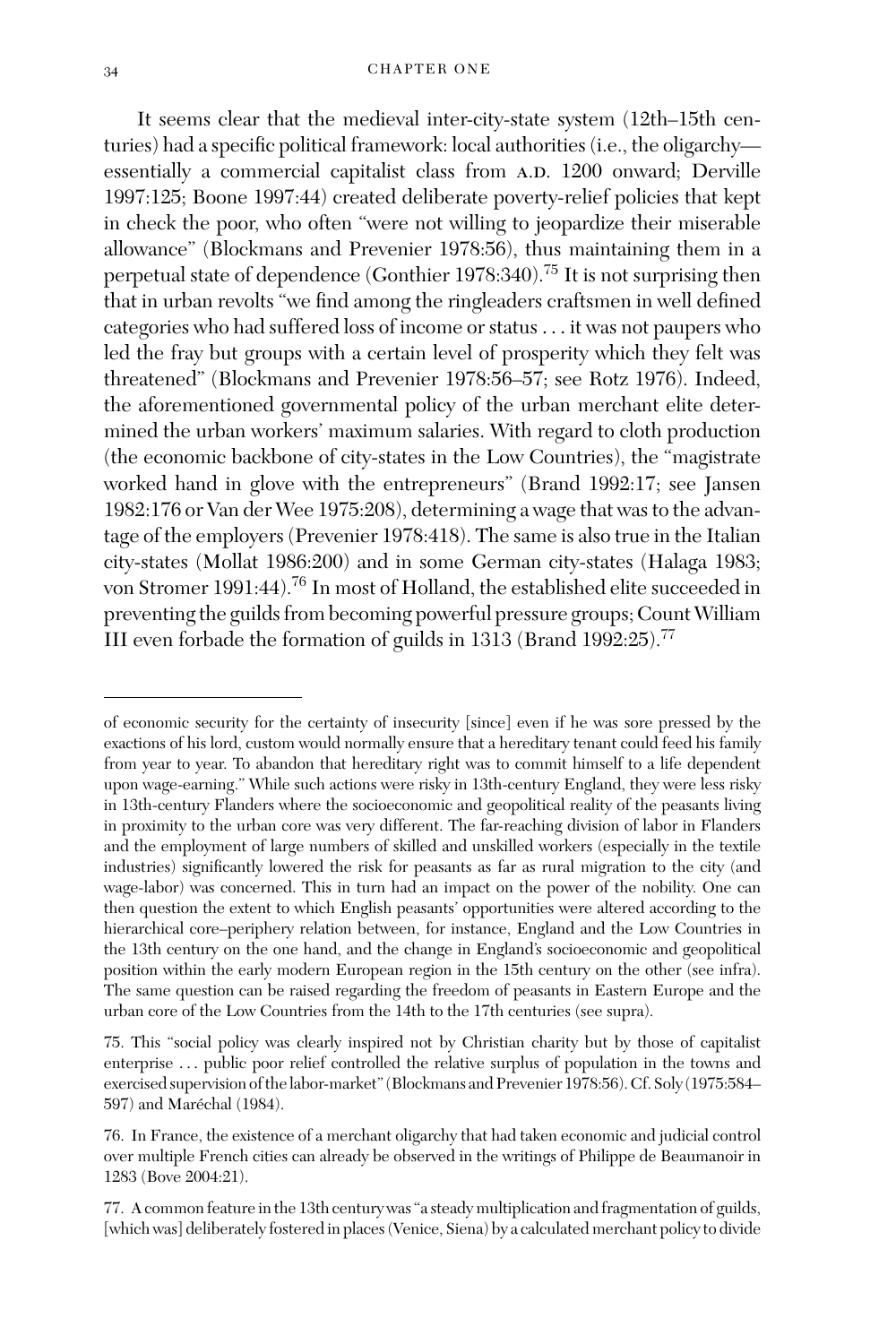It seems clear that the medieval inter-city-state system (12th–15th centuries) had a specific political framework: local authorities (i.e., the oligarchy—essentially a commercial capitalist class from A.D. 1200 onward; Derville 1997:125; Boone 1997:44) created deliberate poverty-relief policies that kept in check the poor, who often "were not willing to jeopardize their miserable allowance" (Blockmans and Prevenier 1978:56), thus maintaining them in a perpetual state of dependence (Gonthier 1978:340).[75] It is not surprising then that in urban revolts "we find among the ringleaders craftsmen in well defined categories who had suffered loss of income or status . . . it was not paupers who led the fray but groups with a certain level of prosperity which they felt was threatened" (Blockmans and Prevenier 1978:56–57; see Rotz 1976). Indeed, the aforementioned governmental policy of the urban merchant elite determined the urban workers' maximum salaries. With regard to cloth production (the economic backbone of city-states in the Low Countries), the "magistrate worked hand in glove with the entrepreneurs" (Brand 1992:17; see Jansen 1982:176 or Van der Wee 1975:208), determining a wage that was to the advantage of the employers (Prevenier 1978:418). The same is also true in the Italian city-states (Mollat 1986:200) and in some German city-states (Halaga 1983; von Stromer 1991:44).[76] In most of Holland, the established elite succeeded in preventing the guilds from becoming powerful pressure groups; Count William III even forbade the formation of guilds in 1313 (Brand 1992:25).[77]

---

of economic security for the certainty of insecurity [since] even if he was sore pressed by the exactions of his lord, custom would normally ensure that a hereditary tenant could feed his family from year to year. To abandon that hereditary right was to commit himself to a life dependent upon wage-earning." While such actions were risky in 13th-century England, they were less risky in 13th-century Flanders where the socioeconomic and geopolitical reality of the peasants living in proximity to the urban core was very different. The far-reaching division of labor in Flanders and the employment of large numbers of skilled and unskilled workers (especially in the textile industries) significantly lowered the risk for peasants as far as rural migration to the city (and wage-labor) was concerned. This in turn had an impact on the power of the nobility. One can then question the extent to which English peasants' opportunities were altered according to the hierarchical core–periphery relation between, for instance, England and the Low Countries in the 13th century on the one hand, and the change in England's socioeconomic and geopolitical position within the early modern European region in the 15th century on the other (see infra). The same question can be raised regarding the freedom of peasants in Eastern Europe and the urban core of the Low Countries from the 14th to the 17th centuries (see supra).

75. This "social policy was clearly inspired not by Christian charity but by those of capitalist enterprise . . . public poor relief controlled the relative surplus of population in the towns and exercised supervision of the labor-market" (Blockmans and Prevenier 1978:56). Cf. Soly (1975:584–597) and Maréchal (1984).

76. In France, the existence of a merchant oligarchy that had taken economic and judicial control over multiple French cities can already be observed in the writings of Philippe de Beaumanoir in 1283 (Bove 2004:21).

77. A common feature in the 13th century was "a steady multiplication and fragmentation of guilds, [which was] deliberately fostered in places (Venice, Siena) by a calculated merchant policy to divide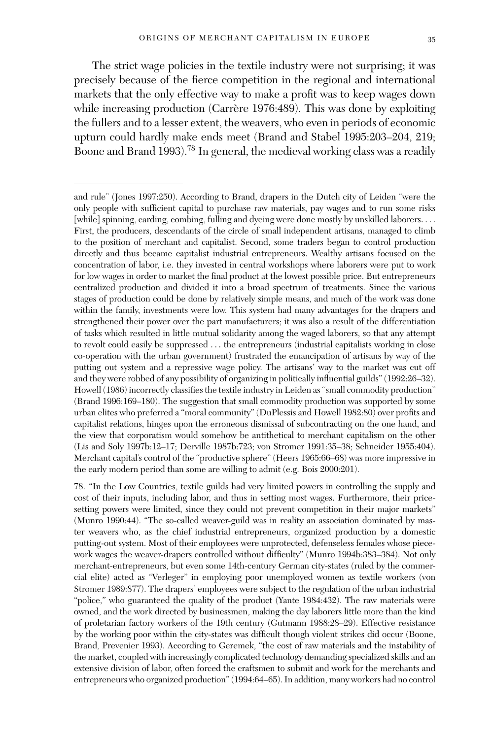The strict wage policies in the textile industry were not surprising; it was precisely because of the fierce competition in the regional and international markets that the only effective way to make a profit was to keep wages down while increasing production (Carrère 1976:489). This was done by exploiting the fullers and to a lesser extent, the weavers, who even in periods of economic upturn could hardly make ends meet (Brand and Stabel 1995:203–204, 219; Boone and Brand 1993).[78] In general, the medieval working class was a readily

---

and rule" (Jones 1997:250). According to Brand, drapers in the Dutch city of Leiden "were the only people with sufficient capital to purchase raw materials, pay wages and to run some risks [while] spinning, carding, combing, fulling and dyeing were done mostly by unskilled laborers. . . . First, the producers, descendants of the circle of small independent artisans, managed to climb to the position of merchant and capitalist. Second, some traders began to control production directly and thus became capitalist industrial entrepreneurs. Wealthy artisans focused on the concentration of labor, i.e. they invested in central workshops where laborers were put to work for low wages in order to market the final product at the lowest possible price. But entrepreneurs centralized production and divided it into a broad spectrum of treatments. Since the various stages of production could be done by relatively simple means, and much of the work was done within the family, investments were low. This system had many advantages for the drapers and strengthened their power over the part manufacturers; it was also a result of the differentiation of tasks which resulted in little mutual solidarity among the waged laborers, so that any attempt to revolt could easily be suppressed . . . the entrepreneurs (industrial capitalists working in close co-operation with the urban government) frustrated the emancipation of artisans by way of the putting out system and a repressive wage policy. The artisans' way to the market was cut off and they were robbed of any possibility of organizing in politically influential guilds" (1992:26–32). Howell (1986) incorrectly classifies the textile industry in Leiden as "small commodity production" (Brand 1996:169–180). The suggestion that small commodity production was supported by some urban elites who preferred a "moral community" (DuPlessis and Howell 1982:80) over profits and capitalist relations, hinges upon the erroneous dismissal of subcontracting on the one hand, and the view that corporatism would somehow be antithetical to merchant capitalism on the other (Lis and Soly 1997b:12–17; Derville 1987b:723; von Stromer 1991:35–38; Schneider 1955:404). Merchant capital's control of the "productive sphere" (Heers 1965:66–68) was more impressive in the early modern period than some are willing to admit (e.g. Bois 2000:201).

78. "In the Low Countries, textile guilds had very limited powers in controlling the supply and cost of their inputs, including labor, and thus in setting most wages. Furthermore, their price-setting powers were limited, since they could not prevent competition in their major markets" (Munro 1990:44). "The so-called weaver-guild was in reality an association dominated by master weavers who, as the chief industrial entrepreneurs, organized production by a domestic putting-out system. Most of their employees were unprotected, defenseless females whose piece-work wages the weaver-drapers controlled without difficulty" (Munro 1994b:383–384). Not only merchant-entrepreneurs, but even some 14th-century German city-states (ruled by the commercial elite) acted as "Verleger" in employing poor unemployed women as textile workers (von Stromer 1989:877). The drapers' employees were subject to the regulation of the urban industrial "police," who guaranteed the quality of the product (Yante 1984:432). The raw materials were owned, and the work directed by businessmen, making the day laborers little more than the kind of proletarian factory workers of the 19th century (Gutmann 1988:28–29). Effective resistance by the working poor within the city-states was difficult though violent strikes did occur (Boone, Brand, Prevenier 1993). According to Geremek, "the cost of raw materials and the instability of the market, coupled with increasingly complicated technology demanding specialized skills and an extensive division of labor, often forced the craftsmen to submit and work for the merchants and entrepreneurs who organized production" (1994:64–65). In addition, many workers had no control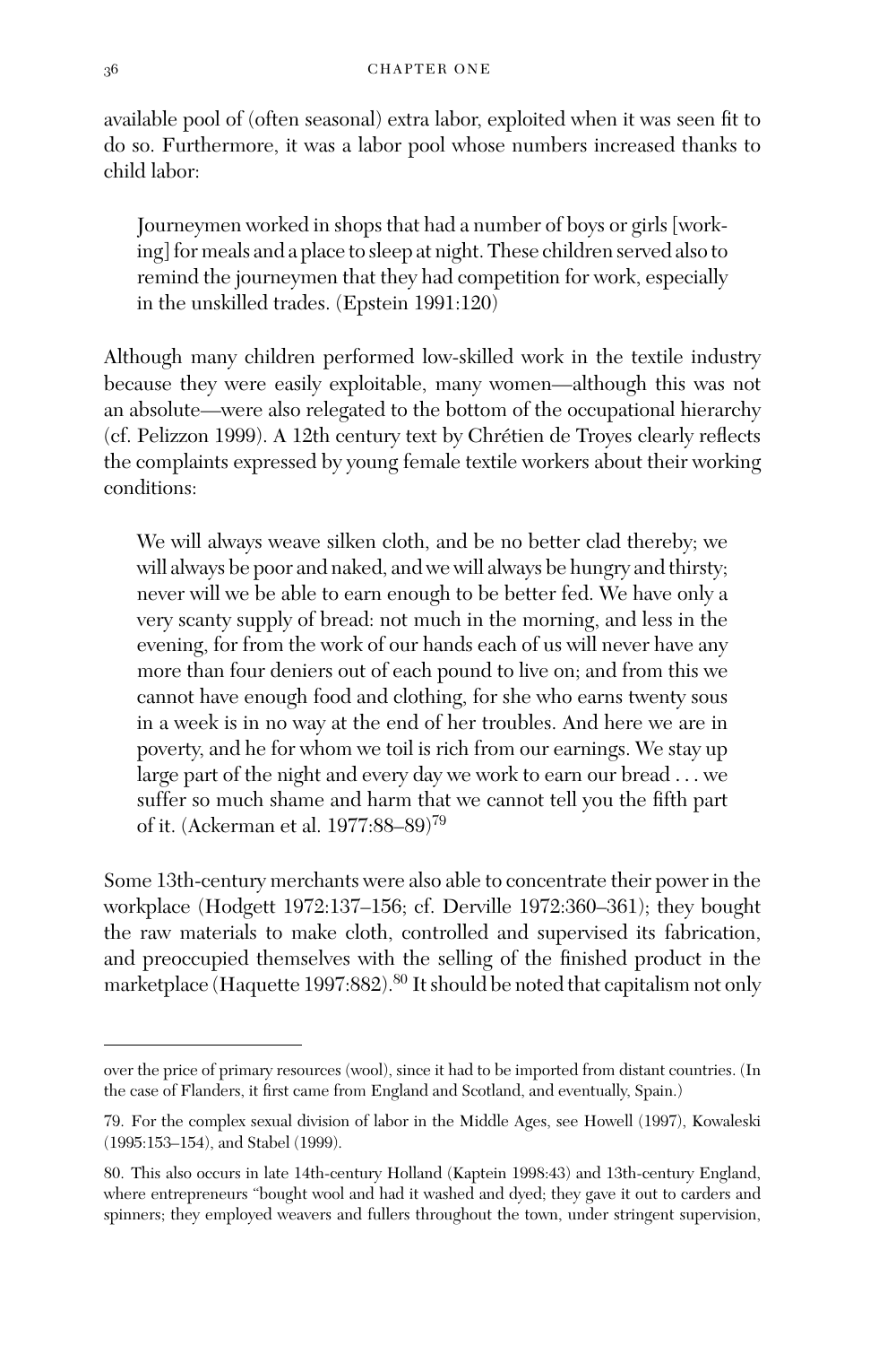available pool of (often seasonal) extra labor, exploited when it was seen fit to do so. Furthermore, it was a labor pool whose numbers increased thanks to child labor:

> Journeymen worked in shops that had a number of boys or girls [working] for meals and a place to sleep at night. These children served also to remind the journeymen that they had competition for work, especially in the unskilled trades. (Epstein 1991:120)

Although many children performed low-skilled work in the textile industry because they were easily exploitable, many women—although this was not an absolute—were also relegated to the bottom of the occupational hierarchy (cf. Pelizzon 1999). A 12th century text by Chrétien de Troyes clearly reflects the complaints expressed by young female textile workers about their working conditions:

> We will always weave silken cloth, and be no better clad thereby; we will always be poor and naked, and we will always be hungry and thirsty; never will we be able to earn enough to be better fed. We have only a very scanty supply of bread: not much in the morning, and less in the evening, for from the work of our hands each of us will never have any more than four deniers out of each pound to live on; and from this we cannot have enough food and clothing, for she who earns twenty sous in a week is in no way at the end of her troubles. And here we are in poverty, and he for whom we toil is rich from our earnings. We stay up large part of the night and every day we work to earn our bread . . . we suffer so much shame and harm that we cannot tell you the fifth part of it. (Ackerman et al. 1977:88–89)[79]

Some 13th-century merchants were also able to concentrate their power in the workplace (Hodgett 1972:137–156; cf. Derville 1972:360–361); they bought the raw materials to make cloth, controlled and supervised its fabrication, and preoccupied themselves with the selling of the finished product in the marketplace (Haquette 1997:882).[80] It should be noted that capitalism not only

---

over the price of primary resources (wool), since it had to be imported from distant countries. (In the case of Flanders, it first came from England and Scotland, and eventually, Spain.)

79. For the complex sexual division of labor in the Middle Ages, see Howell (1997), Kowaleski (1995:153–154), and Stabel (1999).

80. This also occurs in late 14th-century Holland (Kaptein 1998:43) and 13th-century England, where entrepreneurs "bought wool and had it washed and dyed; they gave it out to carders and spinners; they employed weavers and fullers throughout the town, under stringent supervision,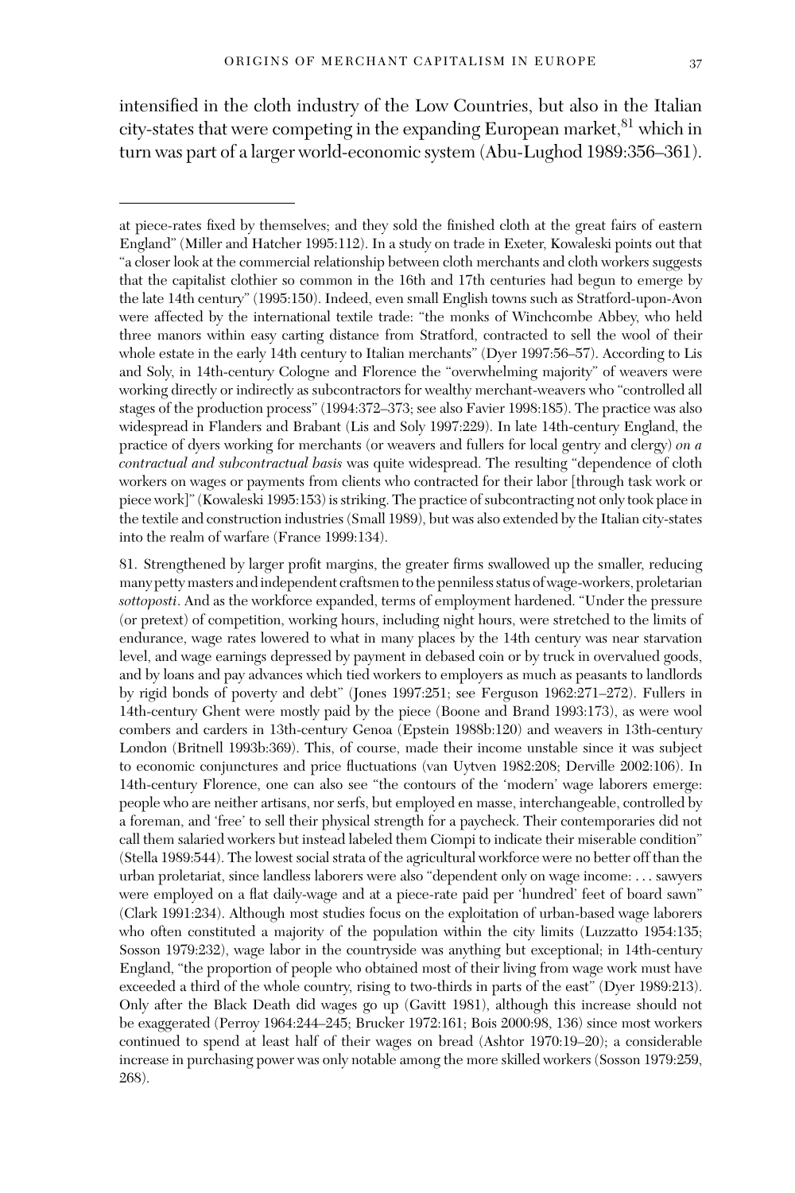intensified in the cloth industry of the Low Countries, but also in the Italian city-states that were competing in the expanding European market,[81] which in turn was part of a larger world-economic system (Abu-Lughod 1989:356–361).

---

at piece-rates fixed by themselves; and they sold the finished cloth at the great fairs of eastern England" (Miller and Hatcher 1995:112). In a study on trade in Exeter, Kowaleski points out that "a closer look at the commercial relationship between cloth merchants and cloth workers suggests that the capitalist clothier so common in the 16th and 17th centuries had begun to emerge by the late 14th century" (1995:150). Indeed, even small English towns such as Stratford-upon-Avon were affected by the international textile trade: "the monks of Winchcombe Abbey, who held three manors within easy carting distance from Stratford, contracted to sell the wool of their whole estate in the early 14th century to Italian merchants" (Dyer 1997:56–57). According to Lis and Soly, in 14th-century Cologne and Florence the "overwhelming majority" of weavers were working directly or indirectly as subcontractors for wealthy merchant-weavers who "controlled all stages of the production process" (1994:372–373; see also Favier 1998:185). The practice was also widespread in Flanders and Brabant (Lis and Soly 1997:229). In late 14th-century England, the practice of dyers working for merchants (or weavers and fullers for local gentry and clergy) *on a contractual and subcontractual basis* was quite widespread. The resulting "dependence of cloth workers on wages or payments from clients who contracted for their labor [through task work or piece work]" (Kowaleski 1995:153) is striking. The practice of subcontracting not only took place in the textile and construction industries (Small 1989), but was also extended by the Italian city-states into the realm of warfare (France 1999:134).

81. Strengthened by larger profit margins, the greater firms swallowed up the smaller, reducing many petty masters and independent craftsmen to the penniless status of wage-workers, proletarian *sottoposti*. And as the workforce expanded, terms of employment hardened. "Under the pressure (or pretext) of competition, working hours, including night hours, were stretched to the limits of endurance, wage rates lowered to what in many places by the 14th century was near starvation level, and wage earnings depressed by payment in debased coin or by truck in overvalued goods, and by loans and pay advances which tied workers to employers as much as peasants to landlords by rigid bonds of poverty and debt" (Jones 1997:251; see Ferguson 1962:271–272). Fullers in 14th-century Ghent were mostly paid by the piece (Boone and Brand 1993:173), as were wool combers and carders in 13th-century Genoa (Epstein 1988b:120) and weavers in 13th-century London (Britnell 1993b:369). This, of course, made their income unstable since it was subject to economic conjunctures and price fluctuations (van Uytven 1982:208; Derville 2002:106). In 14th-century Florence, one can also see "the contours of the 'modern' wage laborers emerge: people who are neither artisans, nor serfs, but employed en masse, interchangeable, controlled by a foreman, and 'free' to sell their physical strength for a paycheck. Their contemporaries did not call them salaried workers but instead labeled them Ciompi to indicate their miserable condition" (Stella 1989:544). The lowest social strata of the agricultural workforce were no better off than the urban proletariat, since landless laborers were also "dependent only on wage income: . . . sawyers were employed on a flat daily-wage and at a piece-rate paid per 'hundred' feet of board sawn" (Clark 1991:234). Although most studies focus on the exploitation of urban-based wage laborers who often constituted a majority of the population within the city limits (Luzzatto 1954:135; Sosson 1979:232), wage labor in the countryside was anything but exceptional; in 14th-century England, "the proportion of people who obtained most of their living from wage work must have exceeded a third of the whole country, rising to two-thirds in parts of the east" (Dyer 1989:213). Only after the Black Death did wages go up (Gavitt 1981), although this increase should not be exaggerated (Perroy 1964:244–245; Brucker 1972:161; Bois 2000:98, 136) since most workers continued to spend at least half of their wages on bread (Ashtor 1970:19–20); a considerable increase in purchasing power was only notable among the more skilled workers (Sosson 1979:259, 268).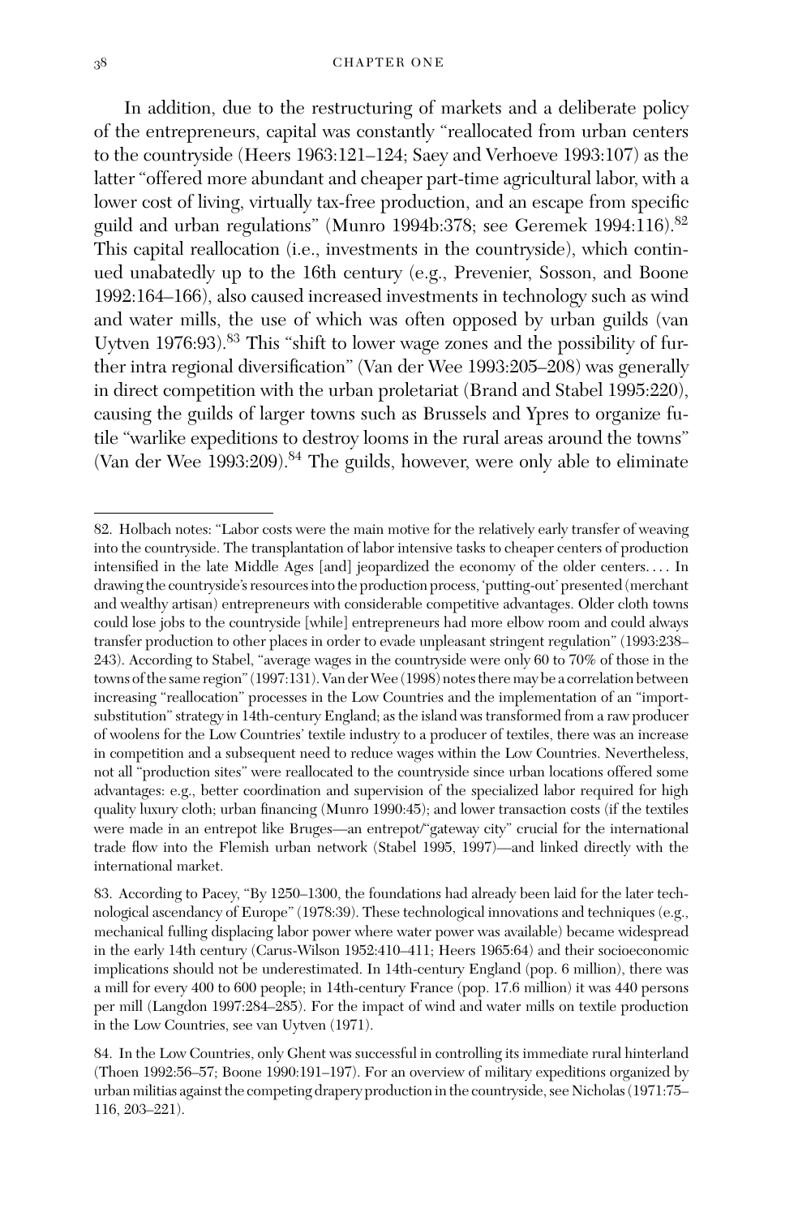In addition, due to the restructuring of markets and a deliberate policy of the entrepreneurs, capital was constantly "reallocated from urban centers to the countryside (Heers 1963:121–124; Saey and Verhoeve 1993:107) as the latter "offered more abundant and cheaper part-time agricultural labor, with a lower cost of living, virtually tax-free production, and an escape from specific guild and urban regulations" (Munro 1994b:378; see Geremek 1994:116).[82] This capital reallocation (i.e., investments in the countryside), which continued unabatedly up to the 16th century (e.g., Prevenier, Sosson, and Boone 1992:164–166), also caused increased investments in technology such as wind and water mills, the use of which was often opposed by urban guilds (van Uytven 1976:93).[83] This "shift to lower wage zones and the possibility of further intra regional diversification" (Van der Wee 1993:205–208) was generally in direct competition with the urban proletariat (Brand and Stabel 1995:220), causing the guilds of larger towns such as Brussels and Ypres to organize futile "warlike expeditions to destroy looms in the rural areas around the towns" (Van der Wee 1993:209).[84] The guilds, however, were only able to eliminate

---

82. Holbach notes: "Labor costs were the main motive for the relatively early transfer of weaving into the countryside. The transplantation of labor intensive tasks to cheaper centers of production intensified in the late Middle Ages [and] jeopardized the economy of the older centers. . . . In drawing the countryside's resources into the production process, 'putting-out' presented (merchant and wealthy artisan) entrepreneurs with considerable competitive advantages. Older cloth towns could lose jobs to the countryside [while] entrepreneurs had more elbow room and could always transfer production to other places in order to evade unpleasant stringent regulation" (1993:238–243). According to Stabel, "average wages in the countryside were only 60 to 70% of those in the towns of the same region" (1997:131). Van der Wee (1998) notes there may be a correlation between increasing "reallocation" processes in the Low Countries and the implementation of an "import-substitution" strategy in 14th-century England; as the island was transformed from a raw producer of woolens for the Low Countries' textile industry to a producer of textiles, there was an increase in competition and a subsequent need to reduce wages within the Low Countries. Nevertheless, not all "production sites" were reallocated to the countryside since urban locations offered some advantages: e.g., better coordination and supervision of the specialized labor required for high quality luxury cloth; urban financing (Munro 1990:45); and lower transaction costs (if the textiles were made in an entrepot like Bruges—an entrepot/"gateway city" crucial for the international trade flow into the Flemish urban network (Stabel 1995, 1997)—and linked directly with the international market.

83. According to Pacey, "By 1250–1300, the foundations had already been laid for the later technological ascendancy of Europe" (1978:39). These technological innovations and techniques (e.g., mechanical fulling displacing labor power where water power was available) became widespread in the early 14th century (Carus-Wilson 1952:410–411; Heers 1965:64) and their socioeconomic implications should not be underestimated. In 14th-century England (pop. 6 million), there was a mill for every 400 to 600 people; in 14th-century France (pop. 17.6 million) it was 440 persons per mill (Langdon 1997:284–285). For the impact of wind and water mills on textile production in the Low Countries, see van Uytven (1971).

84. In the Low Countries, only Ghent was successful in controlling its immediate rural hinterland (Thoen 1992:56–57; Boone 1990:191–197). For an overview of military expeditions organized by urban militias against the competing drapery production in the countryside, see Nicholas (1971:75–116, 203–221).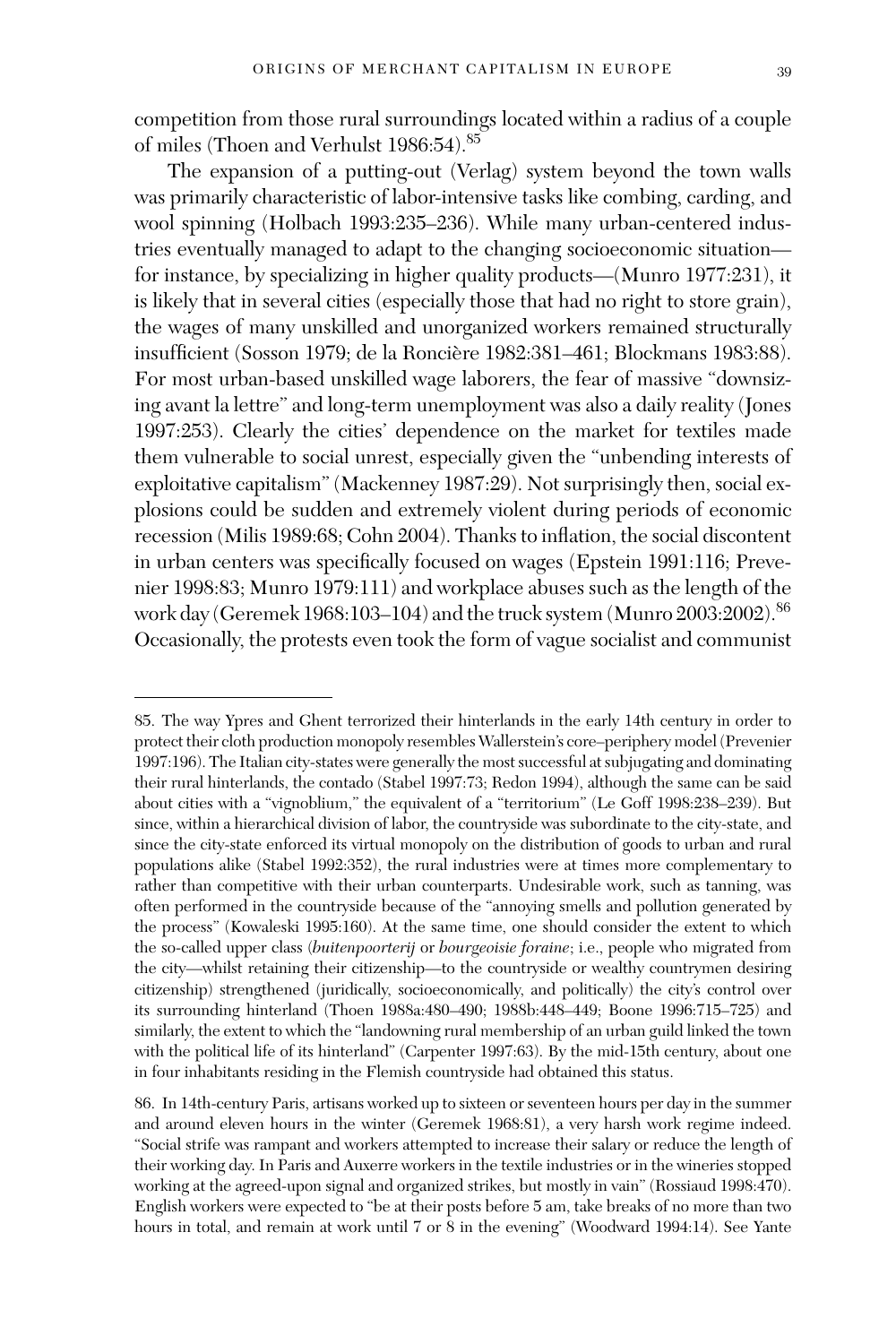competition from those rural surroundings located within a radius of a couple of miles (Thoen and Verhulst 1986:54).[85]

The expansion of a putting-out (Verlag) system beyond the town walls was primarily characteristic of labor-intensive tasks like combing, carding, and wool spinning (Holbach 1993:235–236). While many urban-centered industries eventually managed to adapt to the changing socioeconomic situation—for instance, by specializing in higher quality products—(Munro 1977:231), it is likely that in several cities (especially those that had no right to store grain), the wages of many unskilled and unorganized workers remained structurally insufficient (Sosson 1979; de la Roncière 1982:381–461; Blockmans 1983:88). For most urban-based unskilled wage laborers, the fear of massive "downsizing avant la lettre" and long-term unemployment was also a daily reality (Jones 1997:253). Clearly the cities' dependence on the market for textiles made them vulnerable to social unrest, especially given the "unbending interests of exploitative capitalism" (Mackenney 1987:29). Not surprisingly then, social explosions could be sudden and extremely violent during periods of economic recession (Milis 1989:68; Cohn 2004). Thanks to inflation, the social discontent in urban centers was specifically focused on wages (Epstein 1991:116; Prevenier 1998:83; Munro 1979:111) and workplace abuses such as the length of the work day (Geremek 1968:103–104) and the truck system (Munro 2003:2002).[86] Occasionally, the protests even took the form of vague socialist and communist

---

85. The way Ypres and Ghent terrorized their hinterlands in the early 14th century in order to protect their cloth production monopoly resembles Wallerstein's core–periphery model (Prevenier 1997:196). The Italian city-states were generally the most successful at subjugating and dominating their rural hinterlands, the contado (Stabel 1997:73; Redon 1994), although the same can be said about cities with a "vignoblium," the equivalent of a "territorium" (Le Goff 1998:238–239). But since, within a hierarchical division of labor, the countryside was subordinate to the city-state, and since the city-state enforced its virtual monopoly on the distribution of goods to urban and rural populations alike (Stabel 1992:352), the rural industries were at times more complementary to rather than competitive with their urban counterparts. Undesirable work, such as tanning, was often performed in the countryside because of the "annoying smells and pollution generated by the process" (Kowaleski 1995:160). At the same time, one should consider the extent to which the so-called upper class (*buitenpoorterij* or *bourgeoisie foraine*; i.e., people who migrated from the city—whilst retaining their citizenship—to the countryside or wealthy countrymen desiring citizenship) strengthened (juridically, socioeconomically, and politically) the city's control over its surrounding hinterland (Thoen 1988a:480–490; 1988b:448–449; Boone 1996:715–725) and similarly, the extent to which the "landowning rural membership of an urban guild linked the town with the political life of its hinterland" (Carpenter 1997:63). By the mid-15th century, about one in four inhabitants residing in the Flemish countryside had obtained this status.

86. In 14th-century Paris, artisans worked up to sixteen or seventeen hours per day in the summer and around eleven hours in the winter (Geremek 1968:81), a very harsh work regime indeed. "Social strife was rampant and workers attempted to increase their salary or reduce the length of their working day. In Paris and Auxerre workers in the textile industries or in the wineries stopped working at the agreed-upon signal and organized strikes, but mostly in vain" (Rossiaud 1998:470). English workers were expected to "be at their posts before 5 am, take breaks of no more than two hours in total, and remain at work until 7 or 8 in the evening" (Woodward 1994:14). See Yante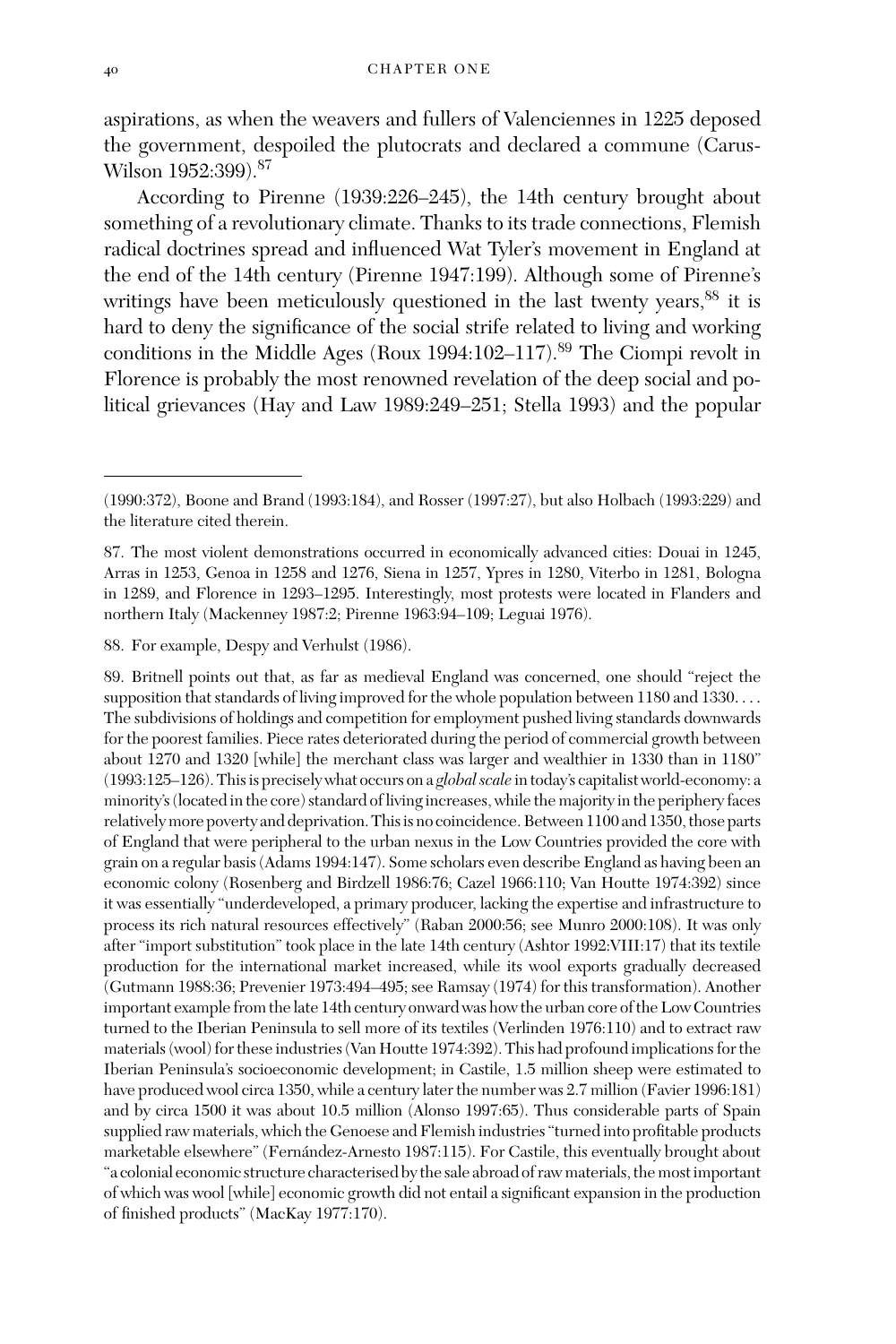aspirations, as when the weavers and fullers of Valenciennes in 1225 deposed the government, despoiled the plutocrats and declared a commune (Carus-Wilson 1952:399).[87]

According to Pirenne (1939:226–245), the 14th century brought about something of a revolutionary climate. Thanks to its trade connections, Flemish radical doctrines spread and influenced Wat Tyler's movement in England at the end of the 14th century (Pirenne 1947:199). Although some of Pirenne's writings have been meticulously questioned in the last twenty years,[88] it is hard to deny the significance of the social strife related to living and working conditions in the Middle Ages (Roux 1994:102–117).[89] The Ciompi revolt in Florence is probably the most renowned revelation of the deep social and political grievances (Hay and Law 1989:249–251; Stella 1993) and the popular

---

(1990:372), Boone and Brand (1993:184), and Rosser (1997:27), but also Holbach (1993:229) and the literature cited therein.

87. The most violent demonstrations occurred in economically advanced cities: Douai in 1245, Arras in 1253, Genoa in 1258 and 1276, Siena in 1257, Ypres in 1280, Viterbo in 1281, Bologna in 1289, and Florence in 1293–1295. Interestingly, most protests were located in Flanders and northern Italy (Mackenney 1987:2; Pirenne 1963:94–109; Leguai 1976).

88. For example, Despy and Verhulst (1986).

89. Britnell points out that, as far as medieval England was concerned, one should "reject the supposition that standards of living improved for the whole population between 1180 and 1330. . . . The subdivisions of holdings and competition for employment pushed living standards downwards for the poorest families. Piece rates deteriorated during the period of commercial growth between about 1270 and 1320 [while] the merchant class was larger and wealthier in 1330 than in 1180" (1993:125–126). This is precisely what occurs on a *global scale* in today's capitalist world-economy: a minority's (located in the core) standard of living increases, while the majority in the periphery faces relatively more poverty and deprivation. This is no coincidence. Between 1100 and 1350, those parts of England that were peripheral to the urban nexus in the Low Countries provided the core with grain on a regular basis (Adams 1994:147). Some scholars even describe England as having been an economic colony (Rosenberg and Birdzell 1986:76; Cazel 1966:110; Van Houtte 1974:392) since it was essentially "underdeveloped, a primary producer, lacking the expertise and infrastructure to process its rich natural resources effectively" (Raban 2000:56; see Munro 2000:108). It was only after "import substitution" took place in the late 14th century (Ashtor 1992:VIII:17) that its textile production for the international market increased, while its wool exports gradually decreased (Gutmann 1988:36; Prevenier 1973:494–495; see Ramsay (1974) for this transformation). Another important example from the late 14th century onward was how the urban core of the Low Countries turned to the Iberian Peninsula to sell more of its textiles (Verlinden 1976:110) and to extract raw materials (wool) for these industries (Van Houtte 1974:392). This had profound implications for the Iberian Peninsula's socioeconomic development; in Castile, 1.5 million sheep were estimated to have produced wool circa 1350, while a century later the number was 2.7 million (Favier 1996:181) and by circa 1500 it was about 10.5 million (Alonso 1997:65). Thus considerable parts of Spain supplied raw materials, which the Genoese and Flemish industries "turned into profitable products marketable elsewhere" (Fernández-Arnesto 1987:115). For Castile, this eventually brought about "a colonial economic structure characterised by the sale abroad of raw materials, the most important of which was wool [while] economic growth did not entail a significant expansion in the production of finished products" (MacKay 1977:170).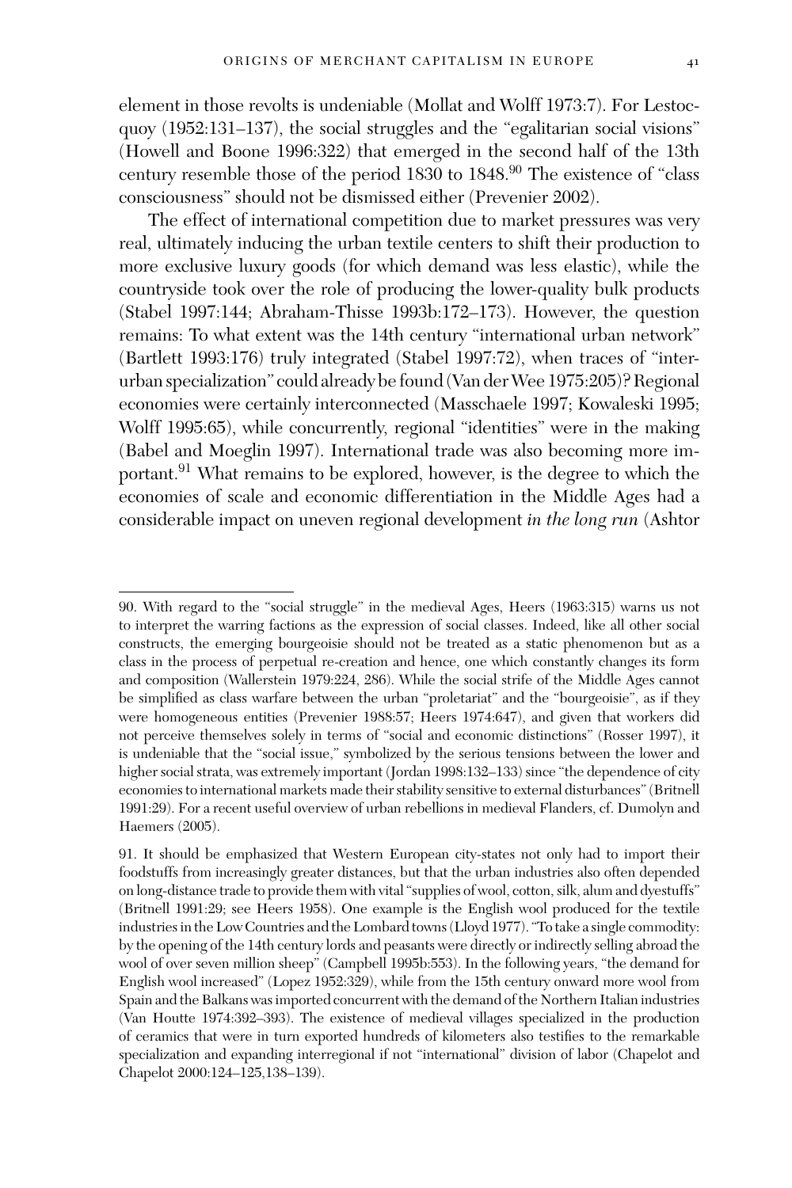element in those revolts is undeniable (Mollat and Wolff 1973:7). For Lestocquoy (1952:131–137), the social struggles and the "egalitarian social visions" (Howell and Boone 1996:322) that emerged in the second half of the 13th century resemble those of the period 1830 to 1848.[90] The existence of "class consciousness" should not be dismissed either (Prevenier 2002).

The effect of international competition due to market pressures was very real, ultimately inducing the urban textile centers to shift their production to more exclusive luxury goods (for which demand was less elastic), while the countryside took over the role of producing the lower-quality bulk products (Stabel 1997:144; Abraham-Thisse 1993b:172–173). However, the question remains: To what extent was the 14th century "international urban network" (Bartlett 1993:176) truly integrated (Stabel 1997:72), when traces of "inter-urban specialization" could already be found (Van der Wee 1975:205)? Regional economies were certainly interconnected (Masschaele 1997; Kowaleski 1995; Wolff 1995:65), while concurrently, regional "identities" were in the making (Babel and Moeglin 1997). International trade was also becoming more important.[91] What remains to be explored, however, is the degree to which the economies of scale and economic differentiation in the Middle Ages had a considerable impact on uneven regional development *in the long run* (Ashtor

---

90. With regard to the "social struggle" in the medieval Ages, Heers (1963:315) warns us not to interpret the warring factions as the expression of social classes. Indeed, like all other social constructs, the emerging bourgeoisie should not be treated as a static phenomenon but as a class in the process of perpetual re-creation and hence, one which constantly changes its form and composition (Wallerstein 1979:224, 286). While the social strife of the Middle Ages cannot be simplified as class warfare between the urban "proletariat" and the "bourgeoisie", as if they were homogeneous entities (Prevenier 1988:57; Heers 1974:647), and given that workers did not perceive themselves solely in terms of "social and economic distinctions" (Rosser 1997), it is undeniable that the "social issue," symbolized by the serious tensions between the lower and higher social strata, was extremely important (Jordan 1998:132–133) since "the dependence of city economies to international markets made their stability sensitive to external disturbances" (Britnell 1991:29). For a recent useful overview of urban rebellions in medieval Flanders, cf. Dumolyn and Haemers (2005).

91. It should be emphasized that Western European city-states not only had to import their foodstuffs from increasingly greater distances, but that the urban industries also often depended on long-distance trade to provide them with vital "supplies of wool, cotton, silk, alum and dyestuffs" (Britnell 1991:29; see Heers 1958). One example is the English wool produced for the textile industries in the Low Countries and the Lombard towns (Lloyd 1977). "To take a single commodity: by the opening of the 14th century lords and peasants were directly or indirectly selling abroad the wool of over seven million sheep" (Campbell 1995b:553). In the following years, "the demand for English wool increased" (Lopez 1952:329), while from the 15th century onward more wool from Spain and the Balkans was imported concurrent with the demand of the Northern Italian industries (Van Houtte 1974:392–393). The existence of medieval villages specialized in the production of ceramics that were in turn exported hundreds of kilometers also testifies to the remarkable specialization and expanding interregional if not "international" division of labor (Chapelot and Chapelot 2000:124–125,138–139).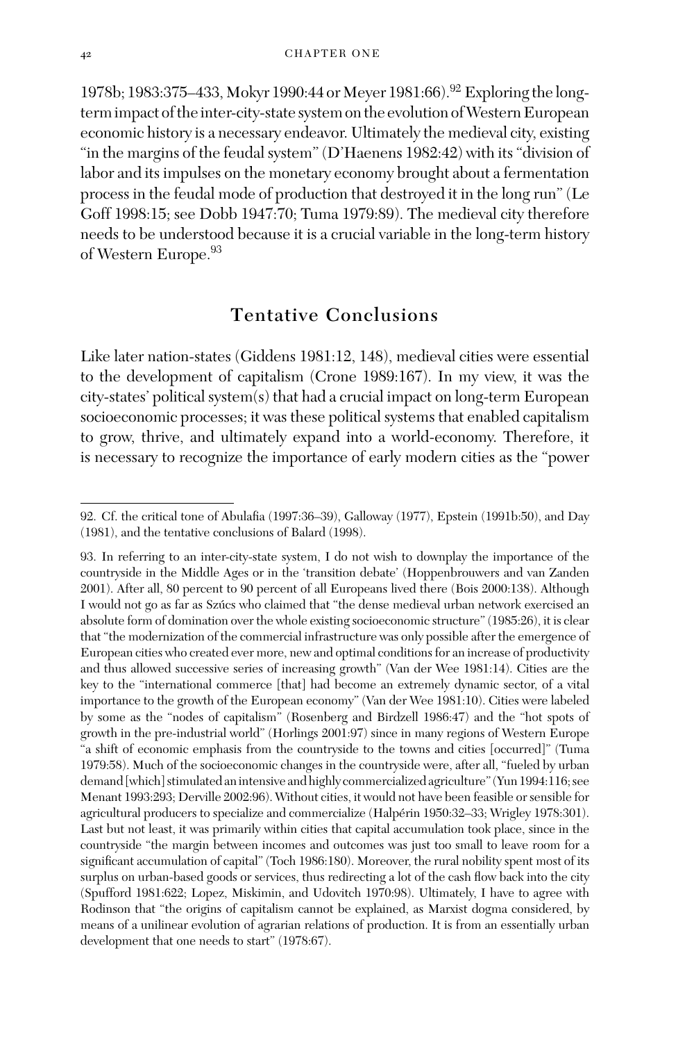1978b; 1983:375–433, Mokyr 1990:44 or Meyer 1981:66).[92] Exploring the long-term impact of the inter-city-state system on the evolution of Western European economic history is a necessary endeavor. Ultimately the medieval city, existing "in the margins of the feudal system" (D'Haenens 1982:42) with its "division of labor and its impulses on the monetary economy brought about a fermentation process in the feudal mode of production that destroyed it in the long run" (Le Goff 1998:15; see Dobb 1947:70; Tuma 1979:89). The medieval city therefore needs to be understood because it is a crucial variable in the long-term history of Western Europe.[93]

## Tentative Conclusions

Like later nation-states (Giddens 1981:12, 148), medieval cities were essential to the development of capitalism (Crone 1989:167). In my view, it was the city-states' political system(s) that had a crucial impact on long-term European socioeconomic processes; it was these political systems that enabled capitalism to grow, thrive, and ultimately expand into a world-economy. Therefore, it is necessary to recognize the importance of early modern cities as the "power

---

92. Cf. the critical tone of Abulafia (1997:36–39), Galloway (1977), Epstein (1991b:50), and Day (1981), and the tentative conclusions of Balard (1998).

93. In referring to an inter-city-state system, I do not wish to downplay the importance of the countryside in the Middle Ages or in the 'transition debate' (Hoppenbrouwers and van Zanden 2001). After all, 80 percent to 90 percent of all Europeans lived there (Bois 2000:138). Although I would not go as far as Szúcs who claimed that "the dense medieval urban network exercised an absolute form of domination over the whole existing socioeconomic structure" (1985:26), it is clear that "the modernization of the commercial infrastructure was only possible after the emergence of European cities who created ever more, new and optimal conditions for an increase of productivity and thus allowed successive series of increasing growth" (Van der Wee 1981:14). Cities are the key to the "international commerce [that] had become an extremely dynamic sector, of a vital importance to the growth of the European economy" (Van der Wee 1981:10). Cities were labeled by some as the "nodes of capitalism" (Rosenberg and Birdzell 1986:47) and the "hot spots of growth in the pre-industrial world" (Horlings 2001:97) since in many regions of Western Europe "a shift of economic emphasis from the countryside to the towns and cities [occurred]" (Tuma 1979:58). Much of the socioeconomic changes in the countryside were, after all, "fueled by urban demand [which] stimulated an intensive and highly commercialized agriculture" (Yun 1994:116; see Menant 1993:293; Derville 2002:96). Without cities, it would not have been feasible or sensible for agricultural producers to specialize and commercialize (Halpérin 1950:32–33; Wrigley 1978:301). Last but not least, it was primarily within cities that capital accumulation took place, since in the countryside "the margin between incomes and outcomes was just too small to leave room for a significant accumulation of capital" (Toch 1986:180). Moreover, the rural nobility spent most of its surplus on urban-based goods or services, thus redirecting a lot of the cash flow back into the city (Spufford 1981:622; Lopez, Miskimin, and Udovitch 1970:98). Ultimately, I have to agree with Rodinson that "the origins of capitalism cannot be explained, as Marxist dogma considered, by means of a unilinear evolution of agrarian relations of production. It is from an essentially urban development that one needs to start" (1978:67).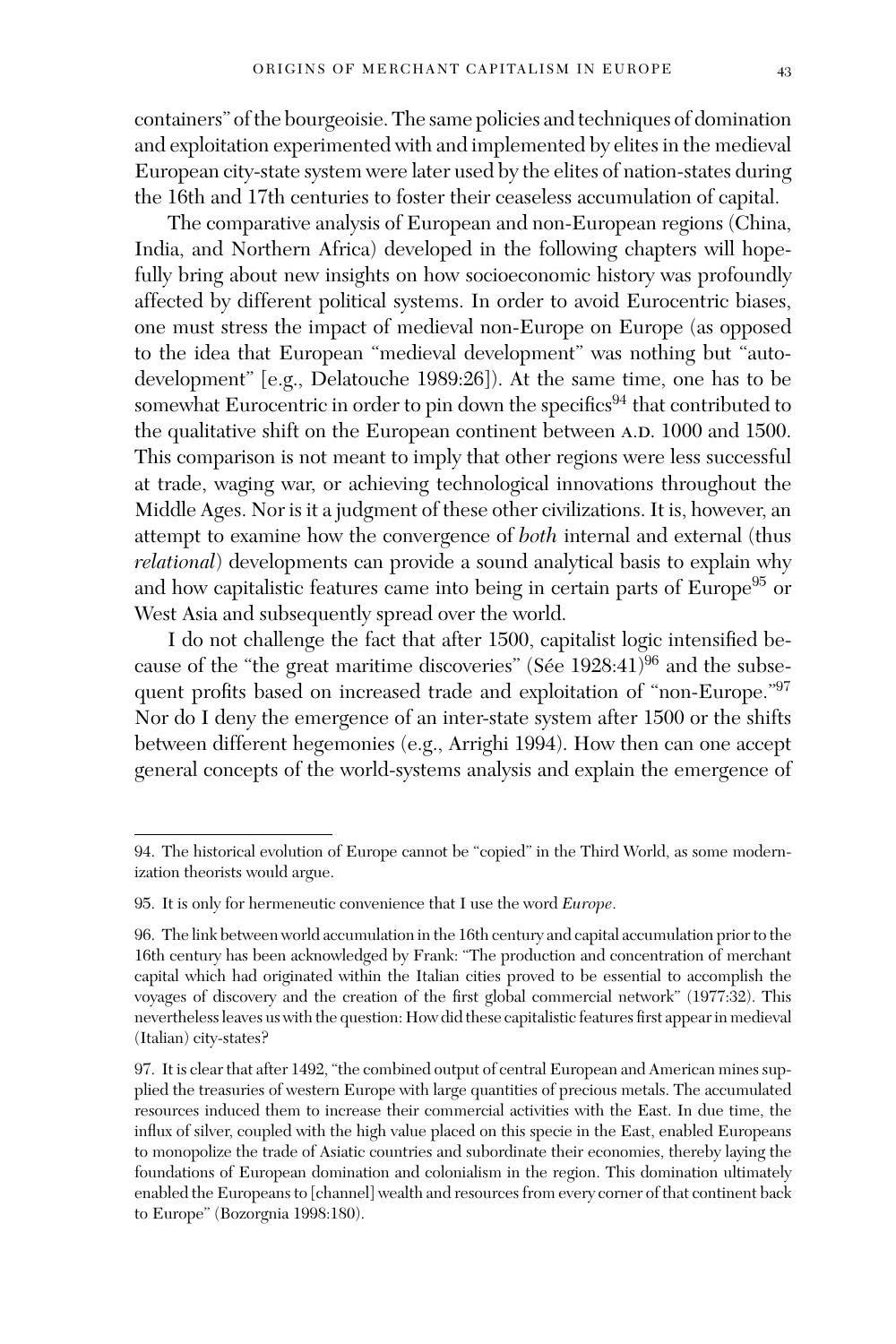containers" of the bourgeoisie. The same policies and techniques of domination and exploitation experimented with and implemented by elites in the medieval European city-state system were later used by the elites of nation-states during the 16th and 17th centuries to foster their ceaseless accumulation of capital.

The comparative analysis of European and non-European regions (China, India, and Northern Africa) developed in the following chapters will hopefully bring about new insights on how socioeconomic history was profoundly affected by different political systems. In order to avoid Eurocentric biases, one must stress the impact of medieval non-Europe on Europe (as opposed to the idea that European "medieval development" was nothing but "autodevelopment" [e.g., Delatouche 1989:26]). At the same time, one has to be somewhat Eurocentric in order to pin down the specifics[94] that contributed to the qualitative shift on the European continent between A.D. 1000 and 1500. This comparison is not meant to imply that other regions were less successful at trade, waging war, or achieving technological innovations throughout the Middle Ages. Nor is it a judgment of these other civilizations. It is, however, an attempt to examine how the convergence of *both* internal and external (thus *relational*) developments can provide a sound analytical basis to explain why and how capitalistic features came into being in certain parts of Europe[95] or West Asia and subsequently spread over the world.

I do not challenge the fact that after 1500, capitalist logic intensified because of the "the great maritime discoveries" (Sée 1928:41)[96] and the subsequent profits based on increased trade and exploitation of "non-Europe."[97] Nor do I deny the emergence of an inter-state system after 1500 or the shifts between different hegemonies (e.g., Arrighi 1994). How then can one accept general concepts of the world-systems analysis and explain the emergence of

---

94. The historical evolution of Europe cannot be "copied" in the Third World, as some modernization theorists would argue.

95. It is only for hermeneutic convenience that I use the word *Europe*.

96. The link between world accumulation in the 16th century and capital accumulation prior to the 16th century has been acknowledged by Frank: "The production and concentration of merchant capital which had originated within the Italian cities proved to be essential to accomplish the voyages of discovery and the creation of the first global commercial network" (1977:32). This nevertheless leaves us with the question: How did these capitalistic features first appear in medieval (Italian) city-states?

97. It is clear that after 1492, "the combined output of central European and American mines supplied the treasuries of western Europe with large quantities of precious metals. The accumulated resources induced them to increase their commercial activities with the East. In due time, the influx of silver, coupled with the high value placed on this specie in the East, enabled Europeans to monopolize the trade of Asiatic countries and subordinate their economies, thereby laying the foundations of European domination and colonialism in the region. This domination ultimately enabled the Europeans to [channel] wealth and resources from every corner of that continent back to Europe" (Bozorgnia 1998:180).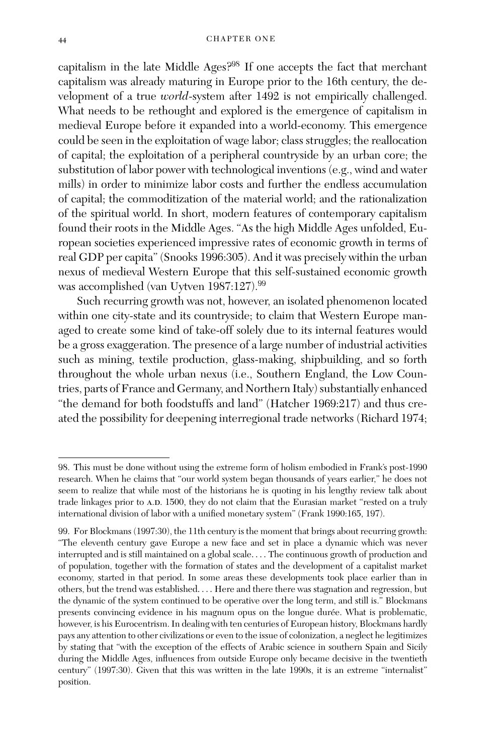capitalism in the late Middle Ages?[98] If one accepts the fact that merchant capitalism was already maturing in Europe prior to the 16th century, the development of a true *world*-system after 1492 is not empirically challenged. What needs to be rethought and explored is the emergence of capitalism in medieval Europe before it expanded into a world-economy. This emergence could be seen in the exploitation of wage labor; class struggles; the reallocation of capital; the exploitation of a peripheral countryside by an urban core; the substitution of labor power with technological inventions (e.g., wind and water mills) in order to minimize labor costs and further the endless accumulation of capital; the commoditization of the material world; and the rationalization of the spiritual world. In short, modern features of contemporary capitalism found their roots in the Middle Ages. "As the high Middle Ages unfolded, European societies experienced impressive rates of economic growth in terms of real GDP per capita" (Snooks 1996:305). And it was precisely within the urban nexus of medieval Western Europe that this self-sustained economic growth was accomplished (van Uytven 1987:127).[99]

Such recurring growth was not, however, an isolated phenomenon located within one city-state and its countryside; to claim that Western Europe managed to create some kind of take-off solely due to its internal features would be a gross exaggeration. The presence of a large number of industrial activities such as mining, textile production, glass-making, shipbuilding, and so forth throughout the whole urban nexus (i.e., Southern England, the Low Countries, parts of France and Germany, and Northern Italy) substantially enhanced "the demand for both foodstuffs and land" (Hatcher 1969:217) and thus created the possibility for deepening interregional trade networks (Richard 1974;

---

98. This must be done without using the extreme form of holism embodied in Frank's post-1990 research. When he claims that "our world system began thousands of years earlier," he does not seem to realize that while most of the historians he is quoting in his lengthy review talk about trade linkages prior to A.D. 1500, they do not claim that the Eurasian market "rested on a truly international division of labor with a unified monetary system" (Frank 1990:165, 197).

99. For Blockmans (1997:30), the 11th century is the moment that brings about recurring growth: "The eleventh century gave Europe a new face and set in place a dynamic which was never interrupted and is still maintained on a global scale. . . . The continuous growth of production and of population, together with the formation of states and the development of a capitalist market economy, started in that period. In some areas these developments took place earlier than in others, but the trend was established. . . . Here and there there was stagnation and regression, but the dynamic of the system continued to be operative over the long term, and still is." Blockmans presents convincing evidence in his magnum opus on the longue durée. What is problematic, however, is his Eurocentrism. In dealing with ten centuries of European history, Blockmans hardly pays any attention to other civilizations or even to the issue of colonization, a neglect he legitimizes by stating that "with the exception of the effects of Arabic science in southern Spain and Sicily during the Middle Ages, influences from outside Europe only became decisive in the twentieth century" (1997:30). Given that this was written in the late 1990s, it is an extreme "internalist" position.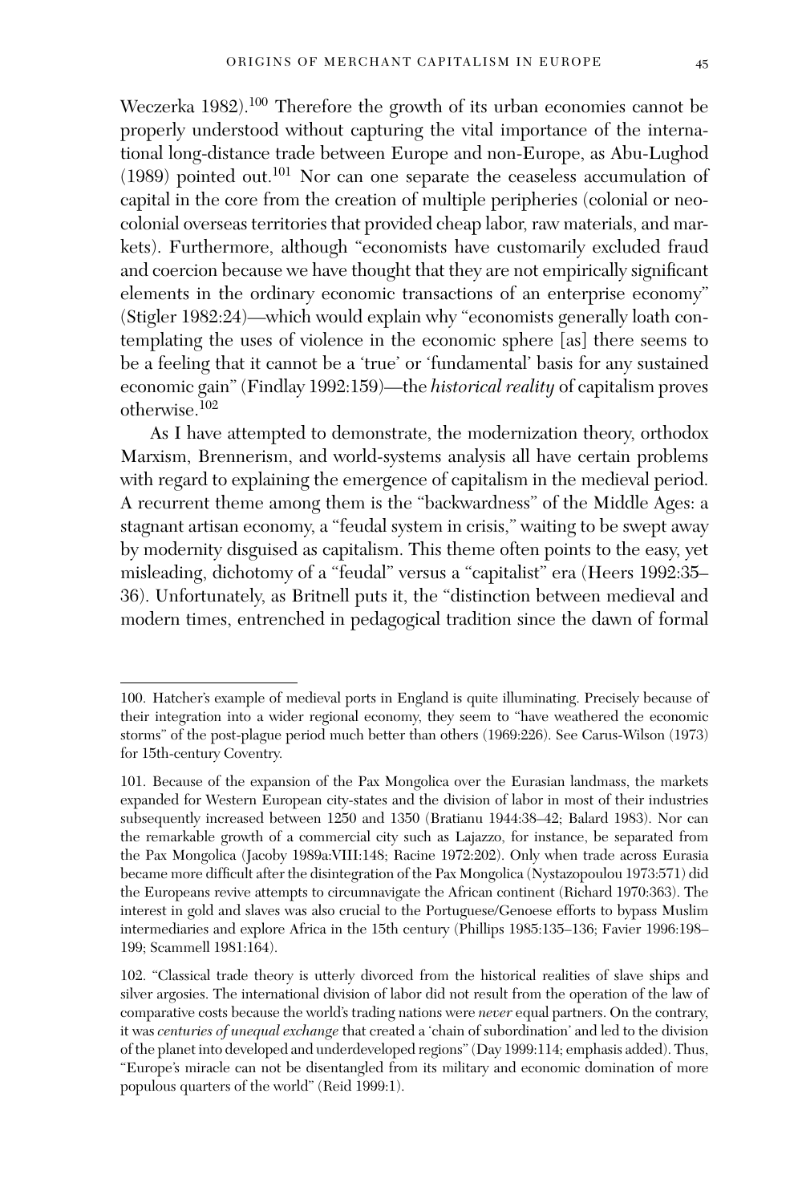Weczerka 1982).[100] Therefore the growth of its urban economies cannot be properly understood without capturing the vital importance of the international long-distance trade between Europe and non-Europe, as Abu-Lughod (1989) pointed out.[101] Nor can one separate the ceaseless accumulation of capital in the core from the creation of multiple peripheries (colonial or neocolonial overseas territories that provided cheap labor, raw materials, and markets). Furthermore, although "economists have customarily excluded fraud and coercion because we have thought that they are not empirically significant elements in the ordinary economic transactions of an enterprise economy" (Stigler 1982:24)—which would explain why "economists generally loath contemplating the uses of violence in the economic sphere [as] there seems to be a feeling that it cannot be a 'true' or 'fundamental' basis for any sustained economic gain" (Findlay 1992:159)—the *historical reality* of capitalism proves otherwise.[102]

As I have attempted to demonstrate, the modernization theory, orthodox Marxism, Brennerism, and world-systems analysis all have certain problems with regard to explaining the emergence of capitalism in the medieval period. A recurrent theme among them is the "backwardness" of the Middle Ages: a stagnant artisan economy, a "feudal system in crisis," waiting to be swept away by modernity disguised as capitalism. This theme often points to the easy, yet misleading, dichotomy of a "feudal" versus a "capitalist" era (Heers 1992:35–36). Unfortunately, as Britnell puts it, the "distinction between medieval and modern times, entrenched in pedagogical tradition since the dawn of formal

---

100. Hatcher's example of medieval ports in England is quite illuminating. Precisely because of their integration into a wider regional economy, they seem to "have weathered the economic storms" of the post-plague period much better than others (1969:226). See Carus-Wilson (1973) for 15th-century Coventry.

101. Because of the expansion of the Pax Mongolica over the Eurasian landmass, the markets expanded for Western European city-states and the division of labor in most of their industries subsequently increased between 1250 and 1350 (Bratianu 1944:38–42; Balard 1983). Nor can the remarkable growth of a commercial city such as Lajazzo, for instance, be separated from the Pax Mongolica (Jacoby 1989a:VIII:148; Racine 1972:202). Only when trade across Eurasia became more difficult after the disintegration of the Pax Mongolica (Nystazopoulou 1973:571) did the Europeans revive attempts to circumnavigate the African continent (Richard 1970:363). The interest in gold and slaves was also crucial to the Portuguese/Genoese efforts to bypass Muslim intermediaries and explore Africa in the 15th century (Phillips 1985:135–136; Favier 1996:198–199; Scammell 1981:164).

102. "Classical trade theory is utterly divorced from the historical realities of slave ships and silver argosies. The international division of labor did not result from the operation of the law of comparative costs because the world's trading nations were *never* equal partners. On the contrary, it was *centuries of unequal exchange* that created a 'chain of subordination' and led to the division of the planet into developed and underdeveloped regions" (Day 1999:114; emphasis added). Thus, "Europe's miracle can not be disentangled from its military and economic domination of more populous quarters of the world" (Reid 1999:1).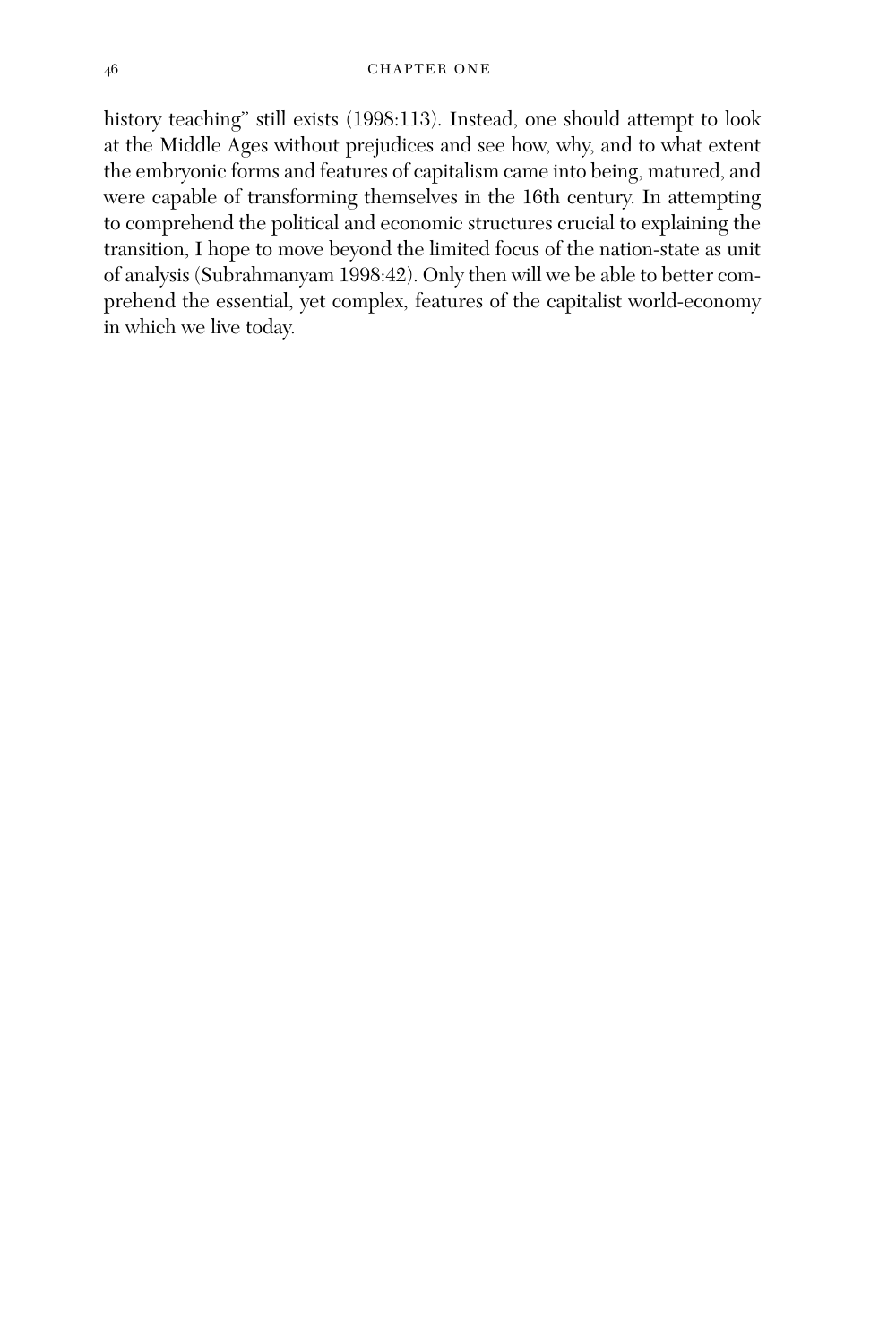history teaching" still exists (1998:113). Instead, one should attempt to look at the Middle Ages without prejudices and see how, why, and to what extent the embryonic forms and features of capitalism came into being, matured, and were capable of transforming themselves in the 16th century. In attempting to comprehend the political and economic structures crucial to explaining the transition, I hope to move beyond the limited focus of the nation-state as unit of analysis (Subrahmanyam 1998:42). Only then will we be able to better comprehend the essential, yet complex, features of the capitalist world-economy in which we live today.